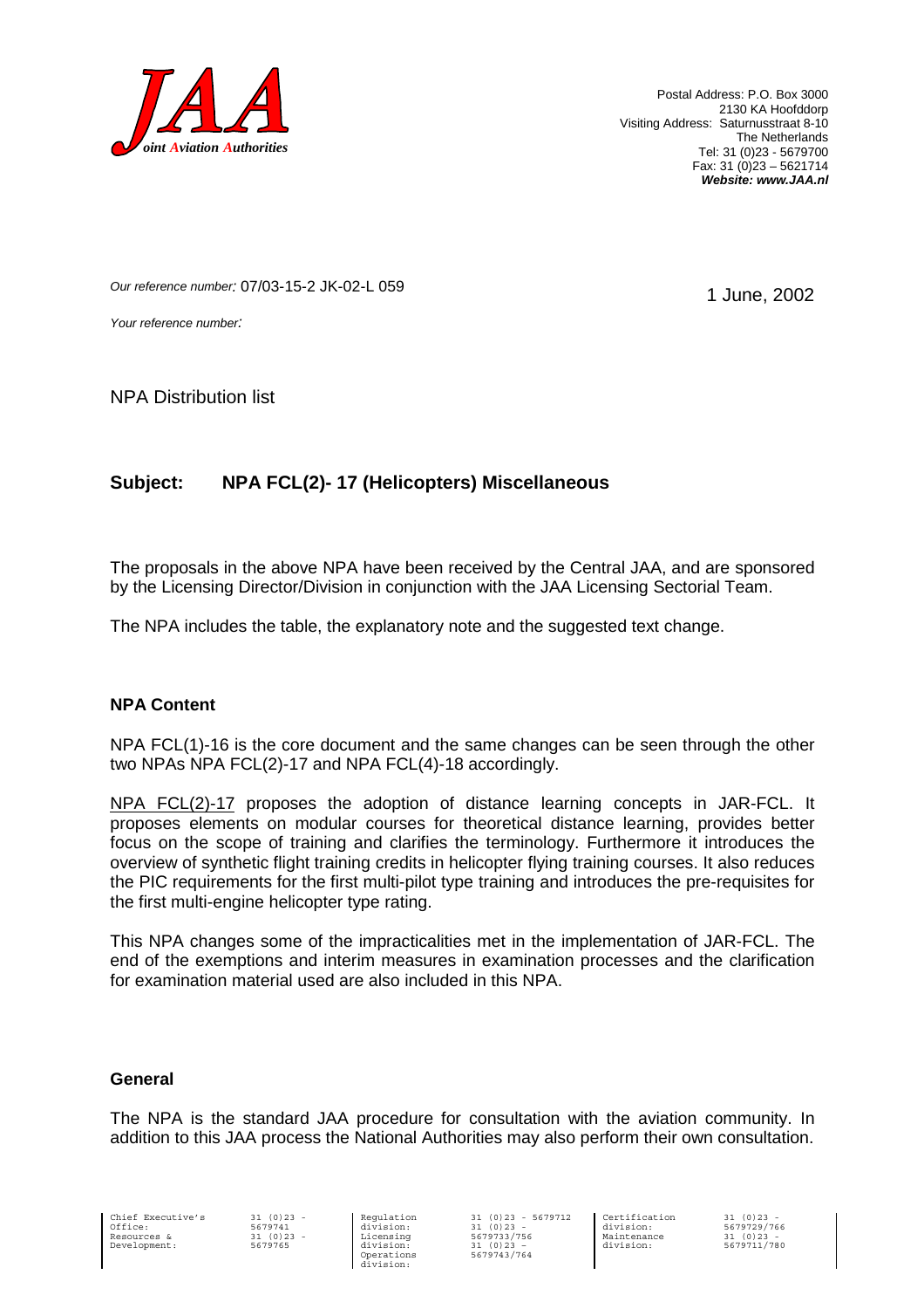**JAA** *Joint Aviation Authorities*

Postal Address: P.O. Box 3000
2130 KA Hoofddorp
Visiting Address: Saturnusstraat 8-10
The Netherlands
Tel: 31 (0)23 - 5679700
Fax: 31 (0)23 – 5621714
***Website: www.JAA.nl***

*Our reference number:* 07/03-15-2 JK-02-L 059

1 June, 2002

*Your reference number:*

NPA Distribution list

## Subject: NPA FCL(2)- 17 (Helicopters) Miscellaneous

The proposals in the above NPA have been received by the Central JAA, and are sponsored by the Licensing Director/Division in conjunction with the JAA Licensing Sectorial Team.

The NPA includes the table, the explanatory note and the suggested text change.

### NPA Content

NPA FCL(1)-16 is the core document and the same changes can be seen through the other two NPAs NPA FCL(2)-17 and NPA FCL(4)-18 accordingly.

NPA FCL(2)-17 proposes the adoption of distance learning concepts in JAR-FCL. It proposes elements on modular courses for theoretical distance learning, provides better focus on the scope of training and clarifies the terminology. Furthermore it introduces the overview of synthetic flight training credits in helicopter flying training courses. It also reduces the PIC requirements for the first multi-pilot type training and introduces the pre-requisites for the first multi-engine helicopter type rating.

This NPA changes some of the impracticalities met in the implementation of JAR-FCL. The end of the exemptions and interim measures in examination processes and the clarification for examination material used are also included in this NPA.

### General

The NPA is the standard JAA procedure for consultation with the aviation community. In addition to this JAA process the National Authorities may also perform their own consultation.

| Chief Executive's Office: | 31 (0)23 - 5679741 | Regulation division: | 31 (0)23 - 5679712 | Certification division: | 31 (0)23 - 5679729/766 |
|---|---|---|---|---|---|
| Resources & Development: | 31 (0)23 - 5679765 | Licensing division: | 31 (0)23 - 5679733/756 | Maintenance division: | 31 (0)23 - 5679711/780 |
| | | Operations division: | 31 (0)23 – 5679743/764 | | |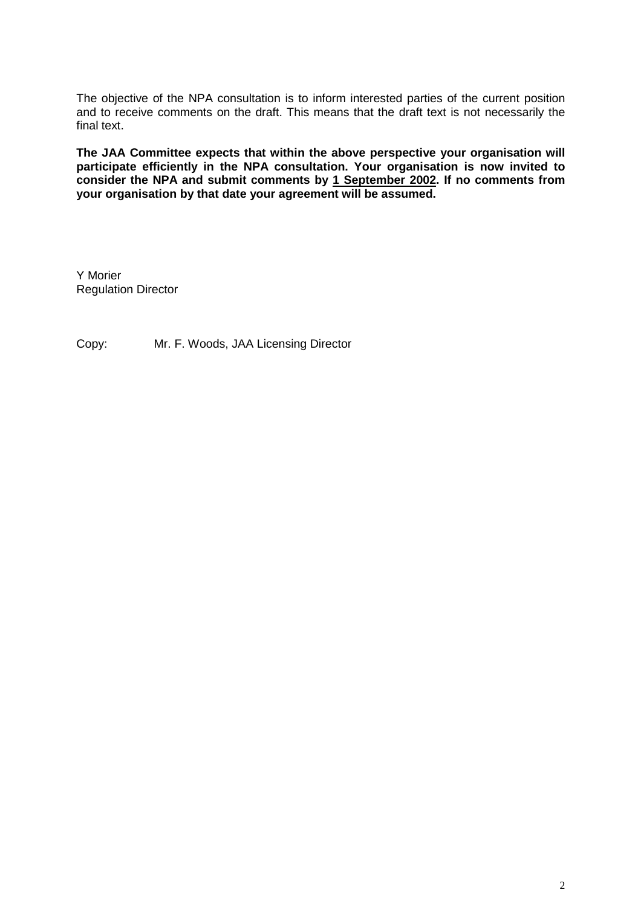The objective of the NPA consultation is to inform interested parties of the current position and to receive comments on the draft. This means that the draft text is not necessarily the final text.

**The JAA Committee expects that within the above perspective your organisation will participate efficiently in the NPA consultation. Your organisation is now invited to consider the NPA and submit comments by <u>1 September 2002</u>. If no comments from your organisation by that date your agreement will be assumed.**

Y Morier
Regulation Director

Copy: Mr. F. Woods, JAA Licensing Director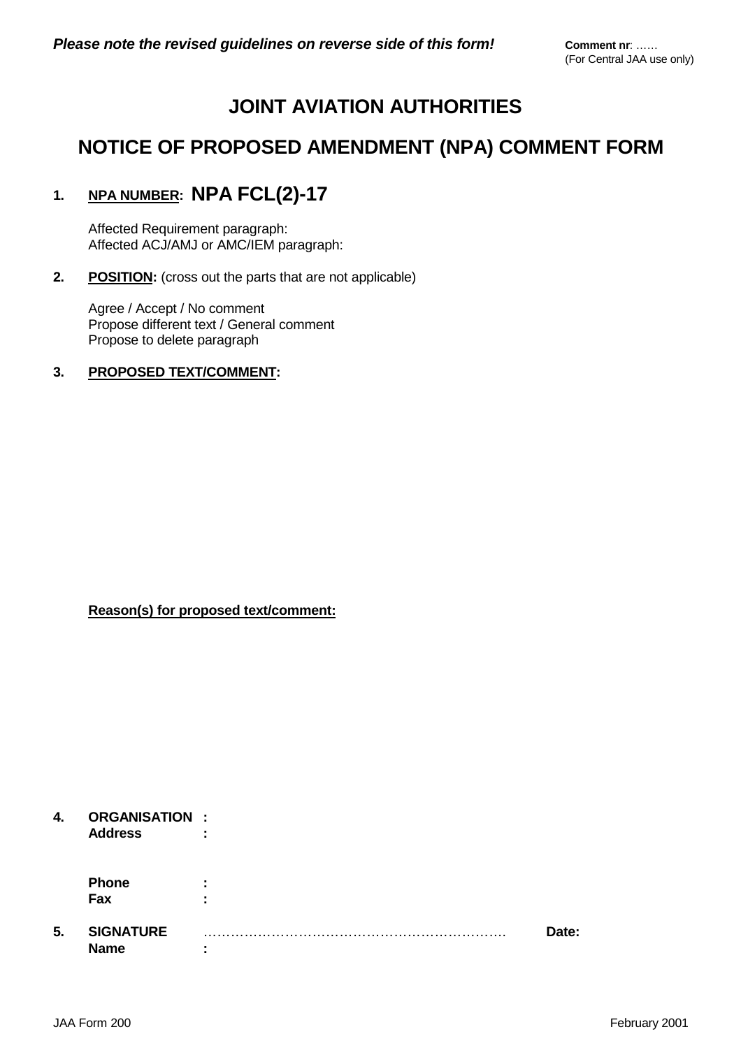***Please note the revised guidelines on reverse side of this form!***

**Comment nr**: ……
(For Central JAA use only)

# JOINT AVIATION AUTHORITIES

# NOTICE OF PROPOSED AMENDMENT (NPA) COMMENT FORM

**1. NPA NUMBER: NPA FCL(2)-17**

Affected Requirement paragraph:
Affected ACJ/AMJ or AMC/IEM paragraph:

**2. POSITION:** (cross out the parts that are not applicable)

Agree / Accept / No comment
Propose different text / General comment
Propose to delete paragraph

**3. PROPOSED TEXT/COMMENT:**

**Reason(s) for proposed text/comment:**

**4. ORGANISATION :**
**Address :**

**Phone :**
**Fax :**

**5. SIGNATURE** ………………………………………………………… **Date:**
**Name :**

JAA Form 200 February 2001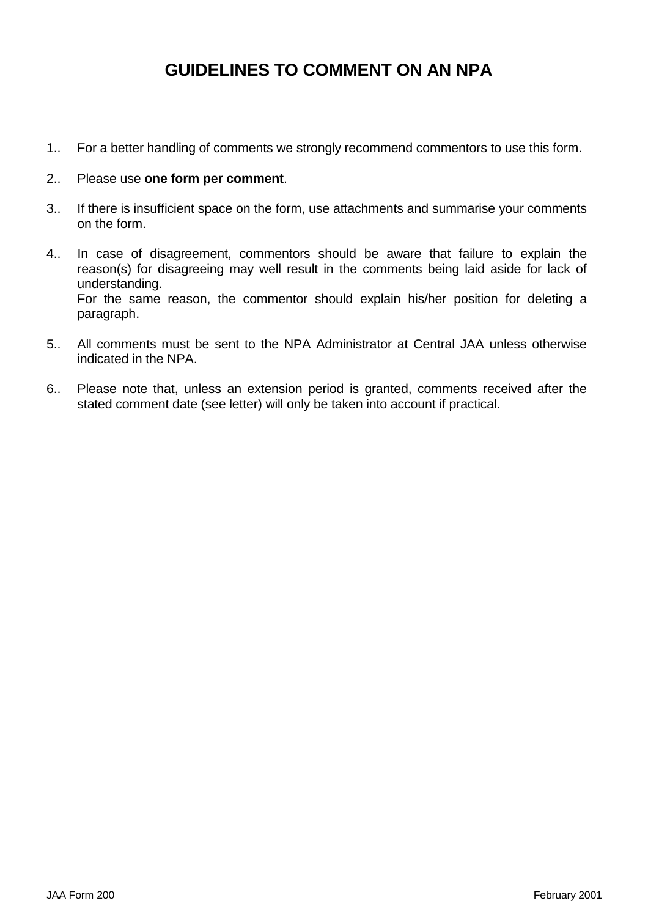# GUIDELINES TO COMMENT ON AN NPA

1.. For a better handling of comments we strongly recommend commentors to use this form.

2.. Please use **one form per comment**.

3.. If there is insufficient space on the form, use attachments and summarise your comments on the form.

4.. In case of disagreement, commentors should be aware that failure to explain the reason(s) for disagreeing may well result in the comments being laid aside for lack of understanding.
For the same reason, the commentor should explain his/her position for deleting a paragraph.

5.. All comments must be sent to the NPA Administrator at Central JAA unless otherwise indicated in the NPA.

6.. Please note that, unless an extension period is granted, comments received after the stated comment date (see letter) will only be taken into account if practical.

JAA Form 200 February 2001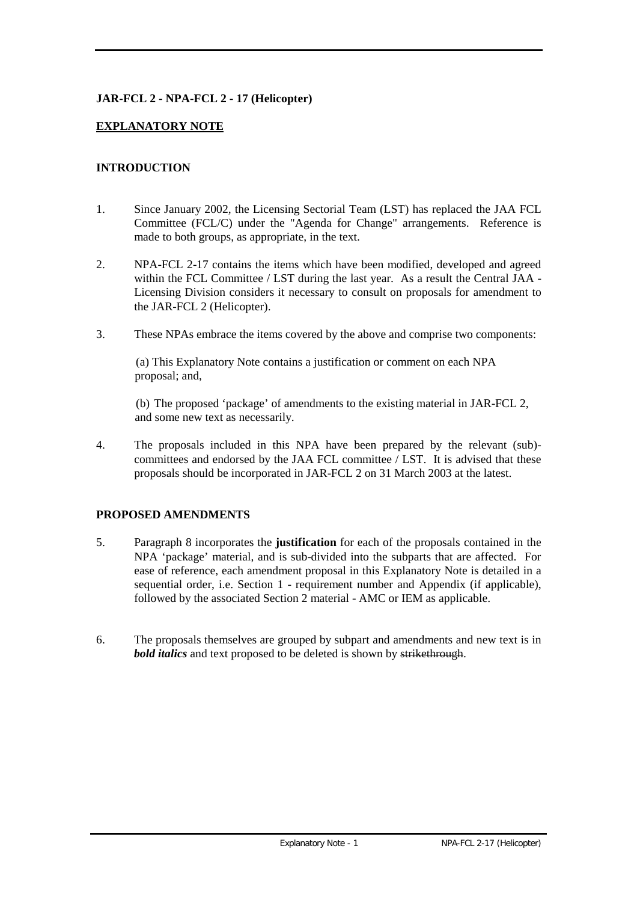**JAR-FCL 2 - NPA-FCL 2 - 17 (Helicopter)**

## EXPLANATORY NOTE

### INTRODUCTION

1. Since January 2002, the Licensing Sectorial Team (LST) has replaced the JAA FCL Committee (FCL/C) under the "Agenda for Change" arrangements. Reference is made to both groups, as appropriate, in the text.

2. NPA-FCL 2-17 contains the items which have been modified, developed and agreed within the FCL Committee / LST during the last year. As a result the Central JAA - Licensing Division considers it necessary to consult on proposals for amendment to the JAR-FCL 2 (Helicopter).

3. These NPAs embrace the items covered by the above and comprise two components:

   (a) This Explanatory Note contains a justification or comment on each NPA proposal; and,

   (b) The proposed 'package' of amendments to the existing material in JAR-FCL 2, and some new text as necessarily.

4. The proposals included in this NPA have been prepared by the relevant (sub)-committees and endorsed by the JAA FCL committee / LST. It is advised that these proposals should be incorporated in JAR-FCL 2 on 31 March 2003 at the latest.

### PROPOSED AMENDMENTS

5. Paragraph 8 incorporates the **justification** for each of the proposals contained in the NPA 'package' material, and is sub-divided into the subparts that are affected. For ease of reference, each amendment proposal in this Explanatory Note is detailed in a sequential order, i.e. Section 1 - requirement number and Appendix (if applicable), followed by the associated Section 2 material - AMC or IEM as applicable.

6. The proposals themselves are grouped by subpart and amendments and new text is in ***bold italics*** and text proposed to be deleted is shown by ~~strikethrough~~.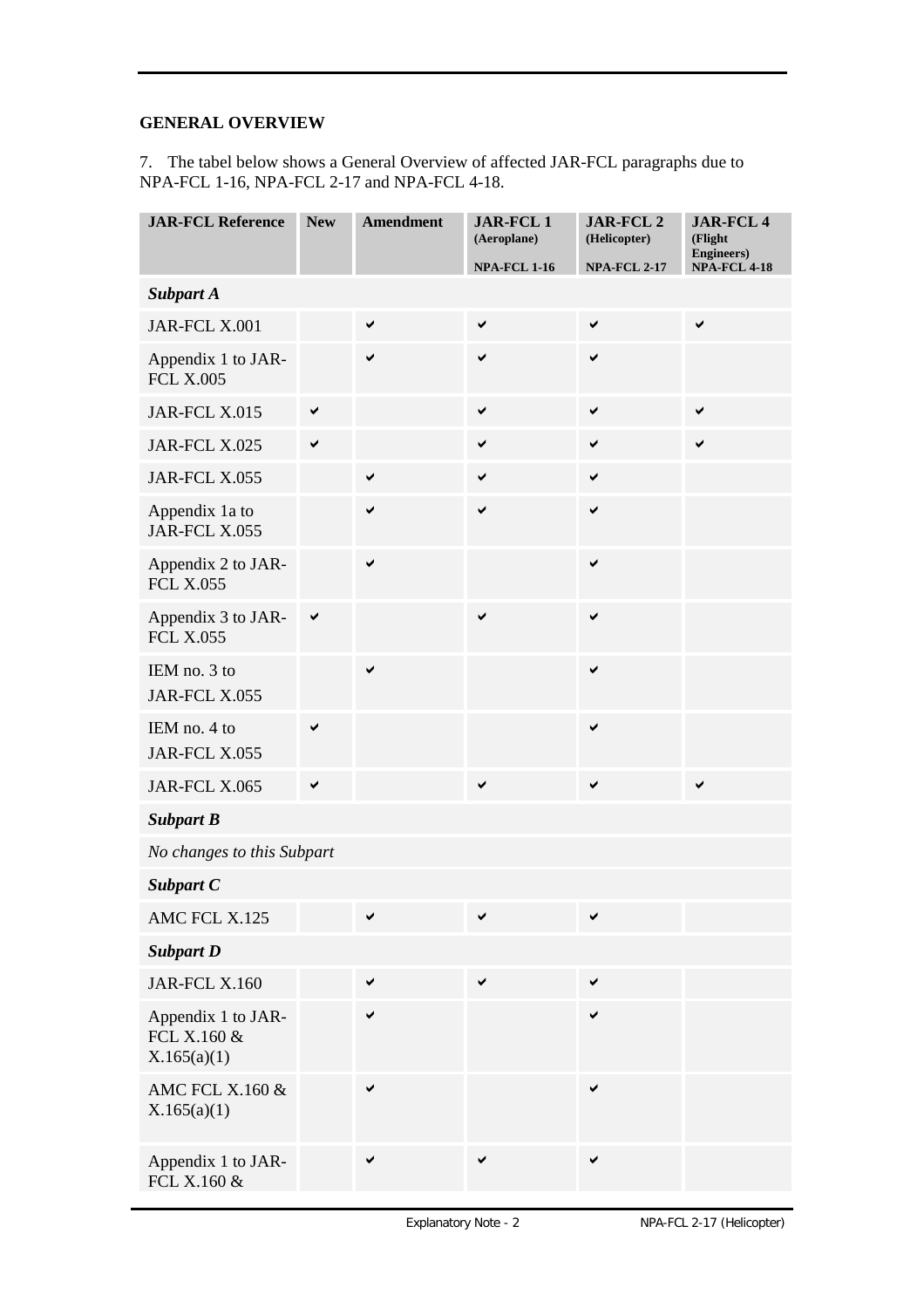## GENERAL OVERVIEW

7. The tabel below shows a General Overview of affected JAR-FCL paragraphs due to NPA-FCL 1-16, NPA-FCL 2-17 and NPA-FCL 4-18.

| JAR-FCL Reference | New | Amendment | JAR-FCL 1 (Aeroplane) NPA-FCL 1-16 | JAR-FCL 2 (Helicopter) NPA-FCL 2-17 | JAR-FCL 4 (Flight Engineers) NPA-FCL 4-18 |
|---|---|---|---|---|---|
| ***Subpart A*** | | | | | |
| JAR-FCL X.001 | | ✔ | ✔ | ✔ | ✔ |
| Appendix 1 to JAR-FCL X.005 | | ✔ | ✔ | ✔ | |
| JAR-FCL X.015 | ✔ | | ✔ | ✔ | ✔ |
| JAR-FCL X.025 | ✔ | | ✔ | ✔ | ✔ |
| JAR-FCL X.055 | | ✔ | ✔ | ✔ | |
| Appendix 1a to JAR-FCL X.055 | | ✔ | ✔ | ✔ | |
| Appendix 2 to JAR-FCL X.055 | | ✔ | | ✔ | |
| Appendix 3 to JAR-FCL X.055 | ✔ | | ✔ | ✔ | |
| IEM no. 3 to JAR-FCL X.055 | | ✔ | | ✔ | |
| IEM no. 4 to JAR-FCL X.055 | ✔ | | | ✔ | |
| JAR-FCL X.065 | ✔ | | ✔ | ✔ | ✔ |
| ***Subpart B*** | | | | | |
| *No changes to this Subpart* | | | | | |
| ***Subpart C*** | | | | | |
| AMC FCL X.125 | | ✔ | ✔ | ✔ | |
| ***Subpart D*** | | | | | |
| JAR-FCL X.160 | | ✔ | ✔ | ✔ | |
| Appendix 1 to JAR-FCL X.160 & X.165(a)(1) | | ✔ | | ✔ | |
| AMC FCL X.160 & X.165(a)(1) | | ✔ | | ✔ | |
| Appendix 1 to JAR-FCL X.160 & | | ✔ | ✔ | ✔ | |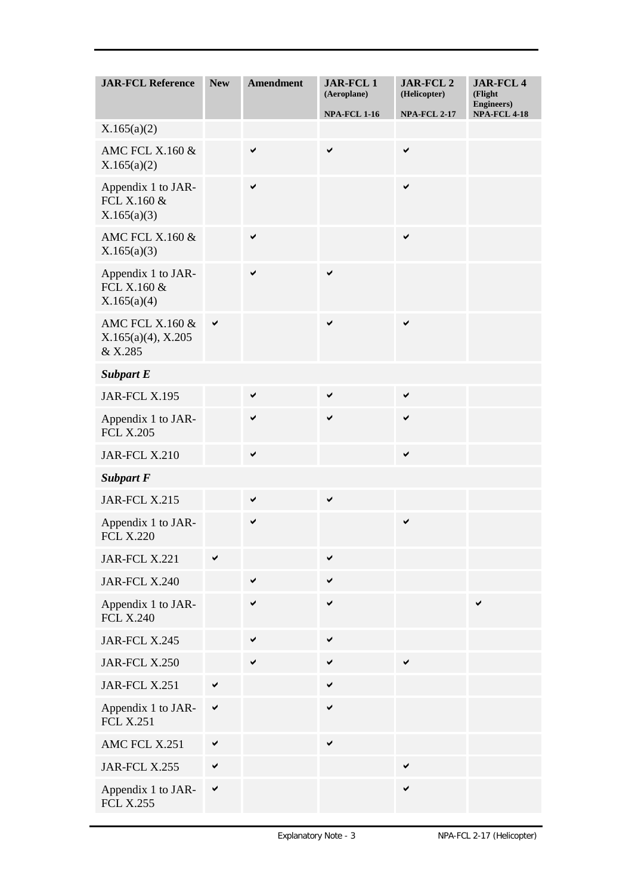| JAR-FCL Reference | New | Amendment | JAR-FCL 1 (Aeroplane) NPA-FCL 1-16 | JAR-FCL 2 (Helicopter) NPA-FCL 2-17 | JAR-FCL 4 (Flight Engineers) NPA-FCL 4-18 |
|---|---|---|---|---|---|
| X.165(a)(2) | | | | | |
| AMC FCL X.160 & X.165(a)(2) | | ✔ | ✔ | ✔ | |
| Appendix 1 to JAR-FCL X.160 & X.165(a)(3) | | ✔ | | ✔ | |
| AMC FCL X.160 & X.165(a)(3) | | ✔ | | ✔ | |
| Appendix 1 to JAR-FCL X.160 & X.165(a)(4) | | ✔ | ✔ | | |
| AMC FCL X.160 & X.165(a)(4), X.205 & X.285 | ✔ | | ✔ | ✔ | |
| ***Subpart E*** | | | | | |
| JAR-FCL X.195 | | ✔ | ✔ | ✔ | |
| Appendix 1 to JAR-FCL X.205 | | ✔ | ✔ | ✔ | |
| JAR-FCL X.210 | | ✔ | | ✔ | |
| ***Subpart F*** | | | | | |
| JAR-FCL X.215 | | ✔ | ✔ | | |
| Appendix 1 to JAR-FCL X.220 | | ✔ | | ✔ | |
| JAR-FCL X.221 | ✔ | | ✔ | | |
| JAR-FCL X.240 | | ✔ | ✔ | | |
| Appendix 1 to JAR-FCL X.240 | | ✔ | ✔ | | ✔ |
| JAR-FCL X.245 | | ✔ | ✔ | | |
| JAR-FCL X.250 | | ✔ | ✔ | ✔ | |
| JAR-FCL X.251 | ✔ | | ✔ | | |
| Appendix 1 to JAR-FCL X.251 | ✔ | | ✔ | | |
| AMC FCL X.251 | ✔ | | ✔ | | |
| JAR-FCL X.255 | ✔ | | | ✔ | |
| Appendix 1 to JAR-FCL X.255 | ✔ | | | ✔ | |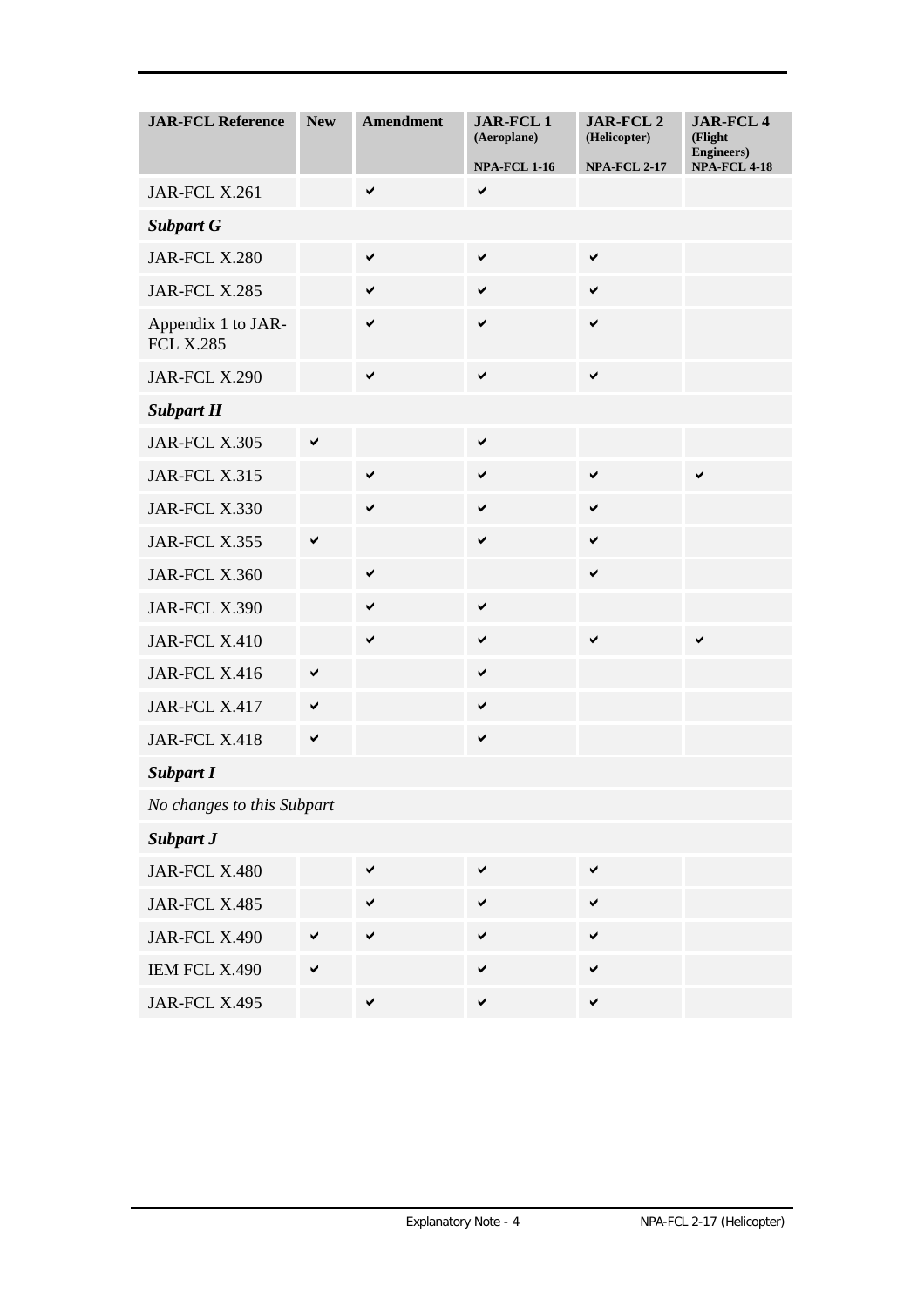| JAR-FCL Reference | New | Amendment | JAR-FCL 1 (Aeroplane) NPA-FCL 1-16 | JAR-FCL 2 (Helicopter) NPA-FCL 2-17 | JAR-FCL 4 (Flight Engineers) NPA-FCL 4-18 |
|---|---|---|---|---|---|
| JAR-FCL X.261 | | ✔ | ✔ | | |
| ***Subpart G*** | | | | | |
| JAR-FCL X.280 | | ✔ | ✔ | ✔ | |
| JAR-FCL X.285 | | ✔ | ✔ | ✔ | |
| Appendix 1 to JAR-FCL X.285 | | ✔ | ✔ | ✔ | |
| JAR-FCL X.290 | | ✔ | ✔ | ✔ | |
| ***Subpart H*** | | | | | |
| JAR-FCL X.305 | ✔ | | ✔ | | |
| JAR-FCL X.315 | | ✔ | ✔ | ✔ | ✔ |
| JAR-FCL X.330 | | ✔ | ✔ | ✔ | |
| JAR-FCL X.355 | ✔ | | ✔ | ✔ | |
| JAR-FCL X.360 | | ✔ | | ✔ | |
| JAR-FCL X.390 | | ✔ | ✔ | | |
| JAR-FCL X.410 | | ✔ | ✔ | ✔ | ✔ |
| JAR-FCL X.416 | ✔ | | ✔ | | |
| JAR-FCL X.417 | ✔ | | ✔ | | |
| JAR-FCL X.418 | ✔ | | ✔ | | |
| ***Subpart I*** | | | | | |
| *No changes to this Subpart* | | | | | |
| ***Subpart J*** | | | | | |
| JAR-FCL X.480 | | ✔ | ✔ | ✔ | |
| JAR-FCL X.485 | | ✔ | ✔ | ✔ | |
| JAR-FCL X.490 | ✔ | ✔ | ✔ | ✔ | |
| IEM FCL X.490 | ✔ | | ✔ | ✔ | |
| JAR-FCL X.495 | | ✔ | ✔ | ✔ | |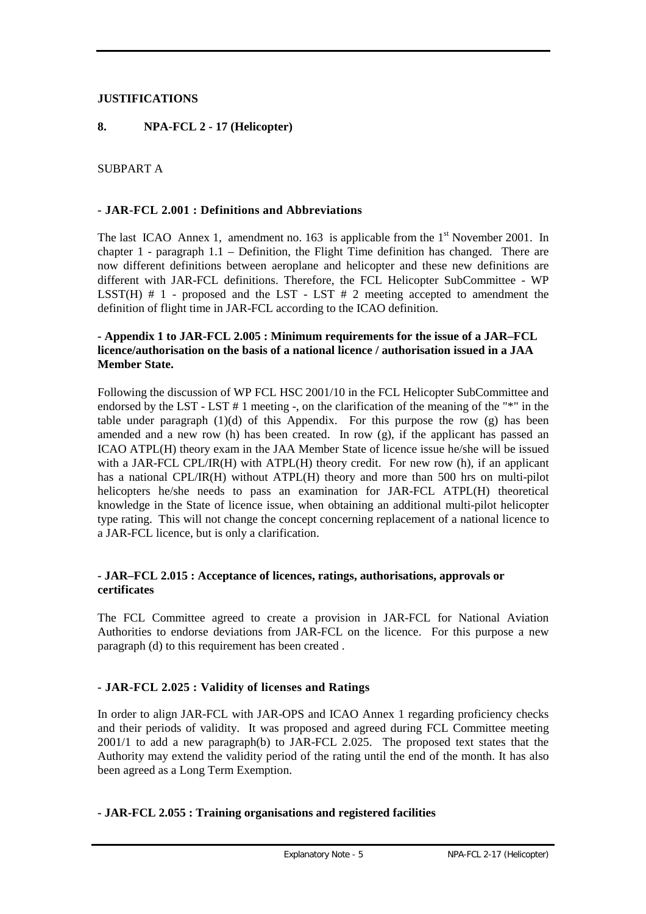**JUSTIFICATIONS**

**8. NPA-FCL 2 - 17 (Helicopter)**

SUBPART A

**- JAR-FCL 2.001 : Definitions and Abbreviations**

The last ICAO Annex 1, amendment no. 163 is applicable from the 1st November 2001. In chapter 1 - paragraph 1.1 – Definition, the Flight Time definition has changed. There are now different definitions between aeroplane and helicopter and these new definitions are different with JAR-FCL definitions. Therefore, the FCL Helicopter SubCommittee - WP LSST(H) # 1 - proposed and the LST - LST # 2 meeting accepted to amendment the definition of flight time in JAR-FCL according to the ICAO definition.

**- Appendix 1 to JAR-FCL 2.005 : Minimum requirements for the issue of a JAR–FCL licence/authorisation on the basis of a national licence / authorisation issued in a JAA Member State.**

Following the discussion of WP FCL HSC 2001/10 in the FCL Helicopter SubCommittee and endorsed by the LST - LST # 1 meeting -, on the clarification of the meaning of the "*" in the table under paragraph (1)(d) of this Appendix. For this purpose the row (g) has been amended and a new row (h) has been created. In row (g), if the applicant has passed an ICAO ATPL(H) theory exam in the JAA Member State of licence issue he/she will be issued with a JAR-FCL CPL/IR(H) with ATPL(H) theory credit. For new row (h), if an applicant has a national CPL/IR(H) without ATPL(H) theory and more than 500 hrs on multi-pilot helicopters he/she needs to pass an examination for JAR-FCL ATPL(H) theoretical knowledge in the State of licence issue, when obtaining an additional multi-pilot helicopter type rating. This will not change the concept concerning replacement of a national licence to a JAR-FCL licence, but is only a clarification.

**- JAR–FCL 2.015 : Acceptance of licences, ratings, authorisations, approvals or certificates**

The FCL Committee agreed to create a provision in JAR-FCL for National Aviation Authorities to endorse deviations from JAR-FCL on the licence. For this purpose a new paragraph (d) to this requirement has been created .

**- JAR-FCL 2.025 : Validity of licenses and Ratings**

In order to align JAR-FCL with JAR-OPS and ICAO Annex 1 regarding proficiency checks and their periods of validity. It was proposed and agreed during FCL Committee meeting 2001/1 to add a new paragraph(b) to JAR-FCL 2.025. The proposed text states that the Authority may extend the validity period of the rating until the end of the month. It has also been agreed as a Long Term Exemption.

**- JAR-FCL 2.055 : Training organisations and registered facilities**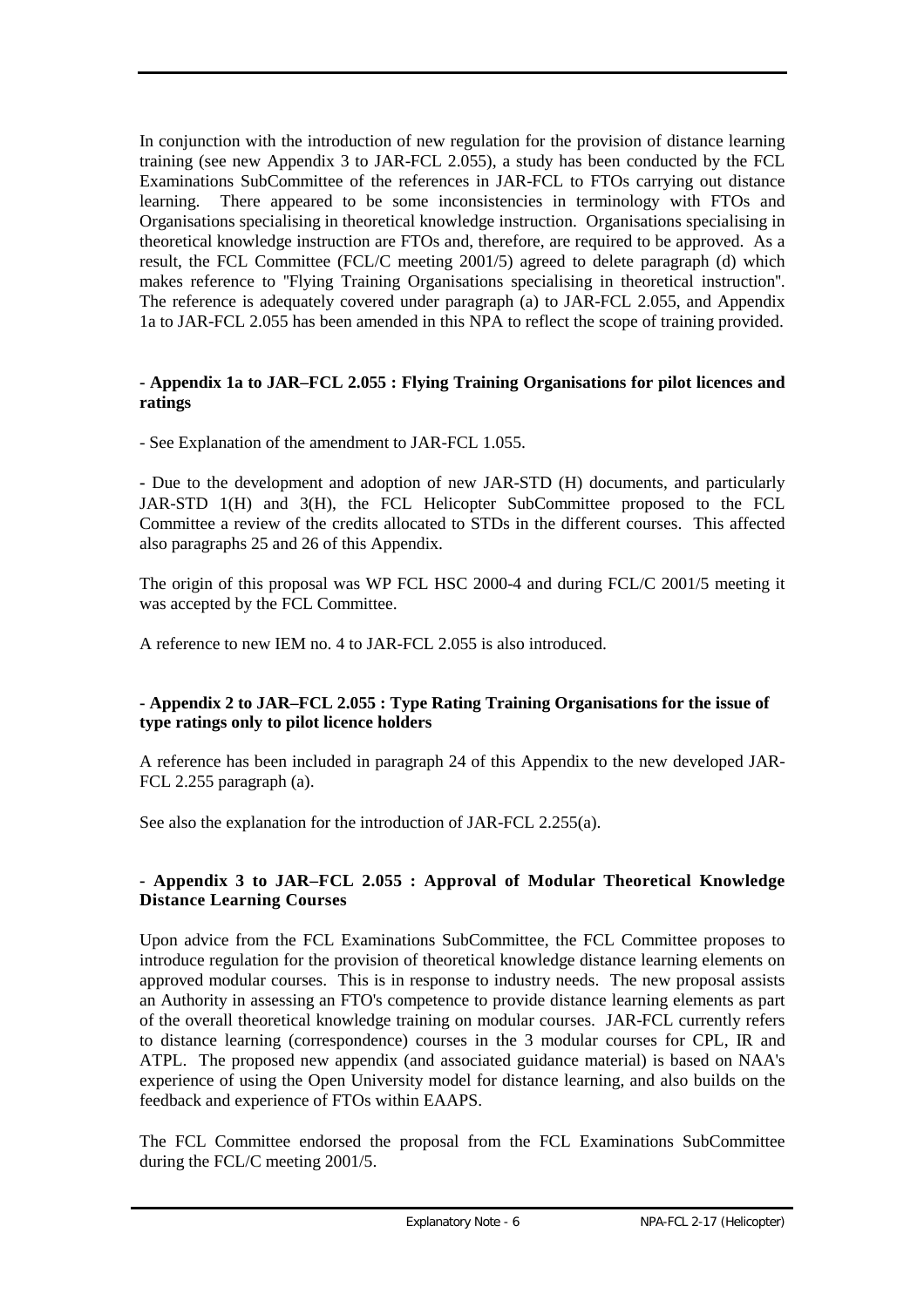In conjunction with the introduction of new regulation for the provision of distance learning training (see new Appendix 3 to JAR-FCL 2.055), a study has been conducted by the FCL Examinations SubCommittee of the references in JAR-FCL to FTOs carrying out distance learning. There appeared to be some inconsistencies in terminology with FTOs and Organisations specialising in theoretical knowledge instruction. Organisations specialising in theoretical knowledge instruction are FTOs and, therefore, are required to be approved. As a result, the FCL Committee (FCL/C meeting 2001/5) agreed to delete paragraph (d) which makes reference to "Flying Training Organisations specialising in theoretical instruction". The reference is adequately covered under paragraph (a) to JAR-FCL 2.055, and Appendix 1a to JAR-FCL 2.055 has been amended in this NPA to reflect the scope of training provided.

**- Appendix 1a to JAR–FCL 2.055 : Flying Training Organisations for pilot licences and ratings**

- See Explanation of the amendment to JAR-FCL 1.055.

- Due to the development and adoption of new JAR-STD (H) documents, and particularly JAR-STD 1(H) and 3(H), the FCL Helicopter SubCommittee proposed to the FCL Committee a review of the credits allocated to STDs in the different courses. This affected also paragraphs 25 and 26 of this Appendix.

The origin of this proposal was WP FCL HSC 2000-4 and during FCL/C 2001/5 meeting it was accepted by the FCL Committee.

A reference to new IEM no. 4 to JAR-FCL 2.055 is also introduced.

**- Appendix 2 to JAR–FCL 2.055 : Type Rating Training Organisations for the issue of type ratings only to pilot licence holders**

A reference has been included in paragraph 24 of this Appendix to the new developed JAR-FCL 2.255 paragraph (a).

See also the explanation for the introduction of JAR-FCL 2.255(a).

**- Appendix 3 to JAR–FCL 2.055 : Approval of Modular Theoretical Knowledge Distance Learning Courses**

Upon advice from the FCL Examinations SubCommittee, the FCL Committee proposes to introduce regulation for the provision of theoretical knowledge distance learning elements on approved modular courses. This is in response to industry needs. The new proposal assists an Authority in assessing an FTO's competence to provide distance learning elements as part of the overall theoretical knowledge training on modular courses. JAR-FCL currently refers to distance learning (correspondence) courses in the 3 modular courses for CPL, IR and ATPL. The proposed new appendix (and associated guidance material) is based on NAA's experience of using the Open University model for distance learning, and also builds on the feedback and experience of FTOs within EAAPS.

The FCL Committee endorsed the proposal from the FCL Examinations SubCommittee during the FCL/C meeting 2001/5.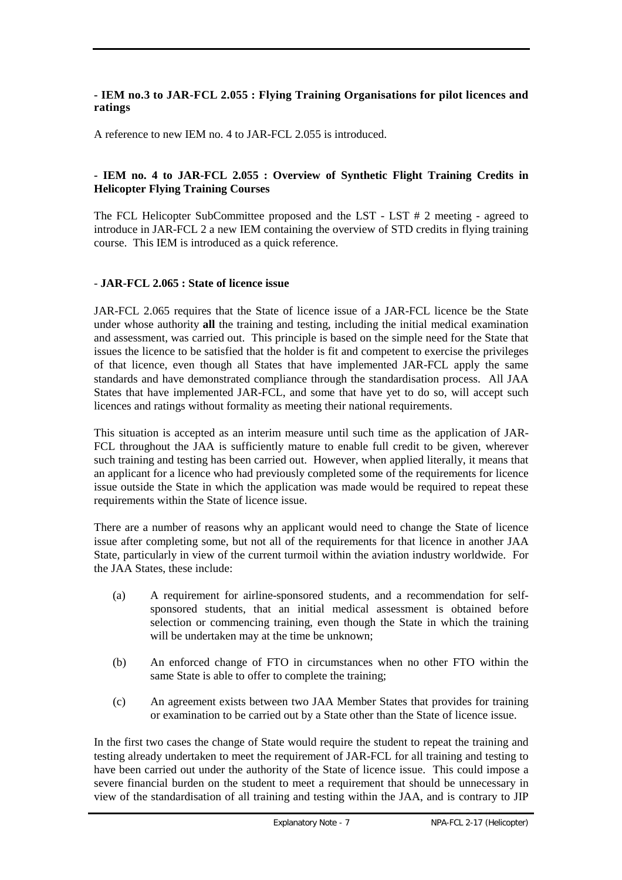**- IEM no.3 to JAR-FCL 2.055 : Flying Training Organisations for pilot licences and ratings**

A reference to new IEM no. 4 to JAR-FCL 2.055 is introduced.

**- IEM no. 4 to JAR-FCL 2.055 : Overview of Synthetic Flight Training Credits in Helicopter Flying Training Courses**

The FCL Helicopter SubCommittee proposed and the LST - LST # 2 meeting - agreed to introduce in JAR-FCL 2 a new IEM containing the overview of STD credits in flying training course. This IEM is introduced as a quick reference.

- **JAR-FCL 2.065 : State of licence issue**

JAR-FCL 2.065 requires that the State of licence issue of a JAR-FCL licence be the State under whose authority **all** the training and testing, including the initial medical examination and assessment, was carried out. This principle is based on the simple need for the State that issues the licence to be satisfied that the holder is fit and competent to exercise the privileges of that licence, even though all States that have implemented JAR-FCL apply the same standards and have demonstrated compliance through the standardisation process. All JAA States that have implemented JAR-FCL, and some that have yet to do so, will accept such licences and ratings without formality as meeting their national requirements.

This situation is accepted as an interim measure until such time as the application of JAR-FCL throughout the JAA is sufficiently mature to enable full credit to be given, wherever such training and testing has been carried out. However, when applied literally, it means that an applicant for a licence who had previously completed some of the requirements for licence issue outside the State in which the application was made would be required to repeat these requirements within the State of licence issue.

There are a number of reasons why an applicant would need to change the State of licence issue after completing some, but not all of the requirements for that licence in another JAA State, particularly in view of the current turmoil within the aviation industry worldwide. For the JAA States, these include:

(a) A requirement for airline-sponsored students, and a recommendation for self-sponsored students, that an initial medical assessment is obtained before selection or commencing training, even though the State in which the training will be undertaken may at the time be unknown;

(b) An enforced change of FTO in circumstances when no other FTO within the same State is able to offer to complete the training;

(c) An agreement exists between two JAA Member States that provides for training or examination to be carried out by a State other than the State of licence issue.

In the first two cases the change of State would require the student to repeat the training and testing already undertaken to meet the requirement of JAR-FCL for all training and testing to have been carried out under the authority of the State of licence issue. This could impose a severe financial burden on the student to meet a requirement that should be unnecessary in view of the standardisation of all training and testing within the JAA, and is contrary to JIP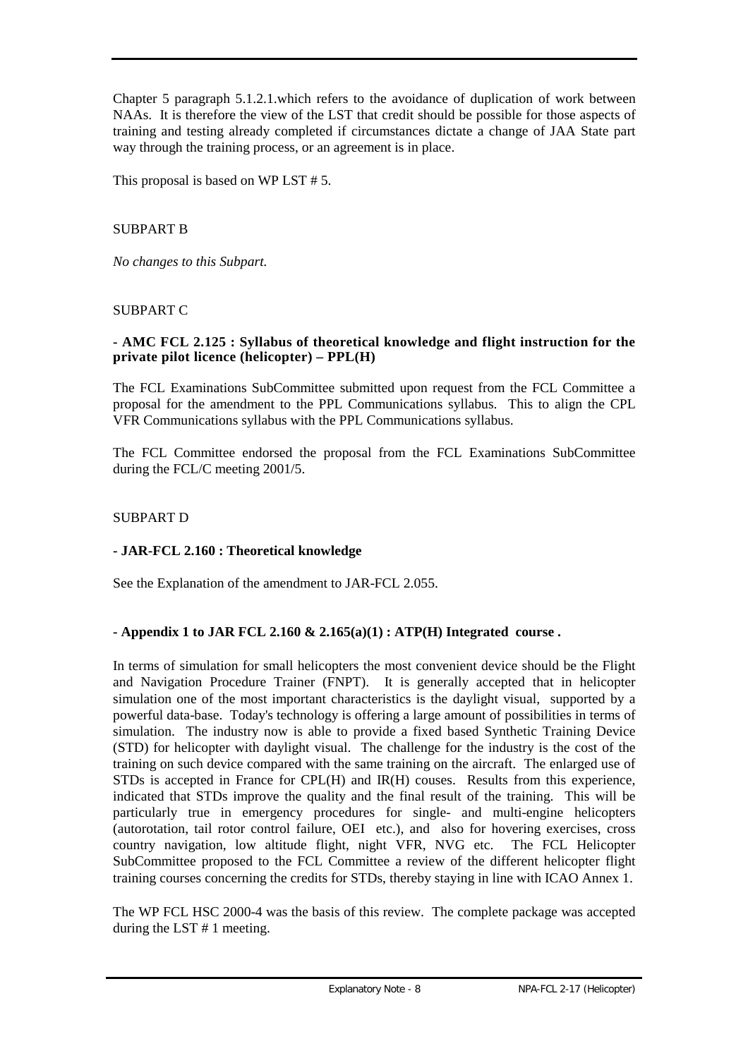Chapter 5 paragraph 5.1.2.1.which refers to the avoidance of duplication of work between NAAs. It is therefore the view of the LST that credit should be possible for those aspects of training and testing already completed if circumstances dictate a change of JAA State part way through the training process, or an agreement is in place.

This proposal is based on WP LST # 5.

SUBPART B

*No changes to this Subpart.*

SUBPART C

**- AMC FCL 2.125 : Syllabus of theoretical knowledge and flight instruction for the private pilot licence (helicopter) – PPL(H)**

The FCL Examinations SubCommittee submitted upon request from the FCL Committee a proposal for the amendment to the PPL Communications syllabus. This to align the CPL VFR Communications syllabus with the PPL Communications syllabus.

The FCL Committee endorsed the proposal from the FCL Examinations SubCommittee during the FCL/C meeting 2001/5.

SUBPART D

**- JAR-FCL 2.160 : Theoretical knowledge**

See the Explanation of the amendment to JAR-FCL 2.055.

**- Appendix 1 to JAR FCL 2.160 & 2.165(a)(1) : ATP(H) Integrated course .**

In terms of simulation for small helicopters the most convenient device should be the Flight and Navigation Procedure Trainer (FNPT). It is generally accepted that in helicopter simulation one of the most important characteristics is the daylight visual, supported by a powerful data-base. Today's technology is offering a large amount of possibilities in terms of simulation. The industry now is able to provide a fixed based Synthetic Training Device (STD) for helicopter with daylight visual. The challenge for the industry is the cost of the training on such device compared with the same training on the aircraft. The enlarged use of STDs is accepted in France for CPL(H) and IR(H) couses. Results from this experience, indicated that STDs improve the quality and the final result of the training. This will be particularly true in emergency procedures for single- and multi-engine helicopters (autorotation, tail rotor control failure, OEI etc.), and also for hovering exercises, cross country navigation, low altitude flight, night VFR, NVG etc. The FCL Helicopter SubCommittee proposed to the FCL Committee a review of the different helicopter flight training courses concerning the credits for STDs, thereby staying in line with ICAO Annex 1.

The WP FCL HSC 2000-4 was the basis of this review. The complete package was accepted during the LST # 1 meeting.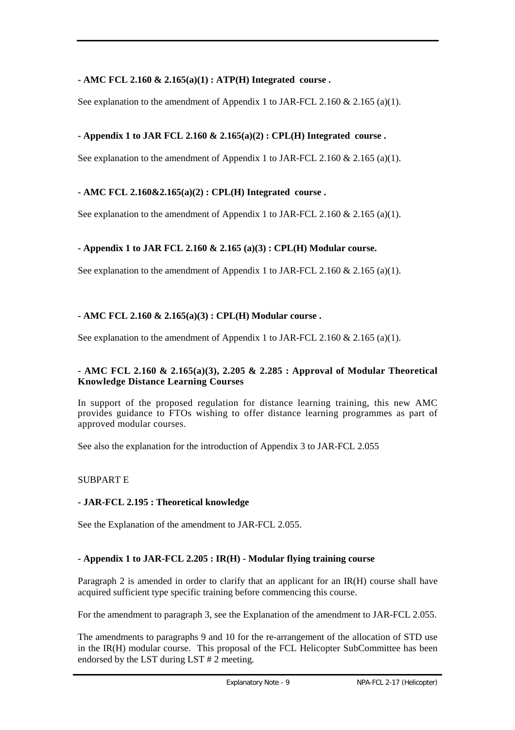**- AMC FCL 2.160 & 2.165(a)(1) : ATP(H) Integrated course .**

See explanation to the amendment of Appendix 1 to JAR-FCL 2.160 & 2.165 (a)(1).

**- Appendix 1 to JAR FCL 2.160 & 2.165(a)(2) : CPL(H) Integrated course .**

See explanation to the amendment of Appendix 1 to JAR-FCL 2.160 & 2.165 (a)(1).

**- AMC FCL 2.160&2.165(a)(2) : CPL(H) Integrated course .**

See explanation to the amendment of Appendix 1 to JAR-FCL 2.160 & 2.165 (a)(1).

**- Appendix 1 to JAR FCL 2.160 & 2.165 (a)(3) : CPL(H) Modular course.**

See explanation to the amendment of Appendix 1 to JAR-FCL 2.160 & 2.165 (a)(1).

**- AMC FCL 2.160 & 2.165(a)(3) : CPL(H) Modular course .**

See explanation to the amendment of Appendix 1 to JAR-FCL 2.160 & 2.165 (a)(1).

**- AMC FCL 2.160 & 2.165(a)(3), 2.205 & 2.285 : Approval of Modular Theoretical Knowledge Distance Learning Courses**

In support of the proposed regulation for distance learning training, this new AMC provides guidance to FTOs wishing to offer distance learning programmes as part of approved modular courses.

See also the explanation for the introduction of Appendix 3 to JAR-FCL 2.055

SUBPART E

**- JAR-FCL 2.195 : Theoretical knowledge**

See the Explanation of the amendment to JAR-FCL 2.055.

**- Appendix 1 to JAR-FCL 2.205 : IR(H) - Modular flying training course**

Paragraph 2 is amended in order to clarify that an applicant for an IR(H) course shall have acquired sufficient type specific training before commencing this course.

For the amendment to paragraph 3, see the Explanation of the amendment to JAR-FCL 2.055.

The amendments to paragraphs 9 and 10 for the re-arrangement of the allocation of STD use in the IR(H) modular course. This proposal of the FCL Helicopter SubCommittee has been endorsed by the LST during LST # 2 meeting.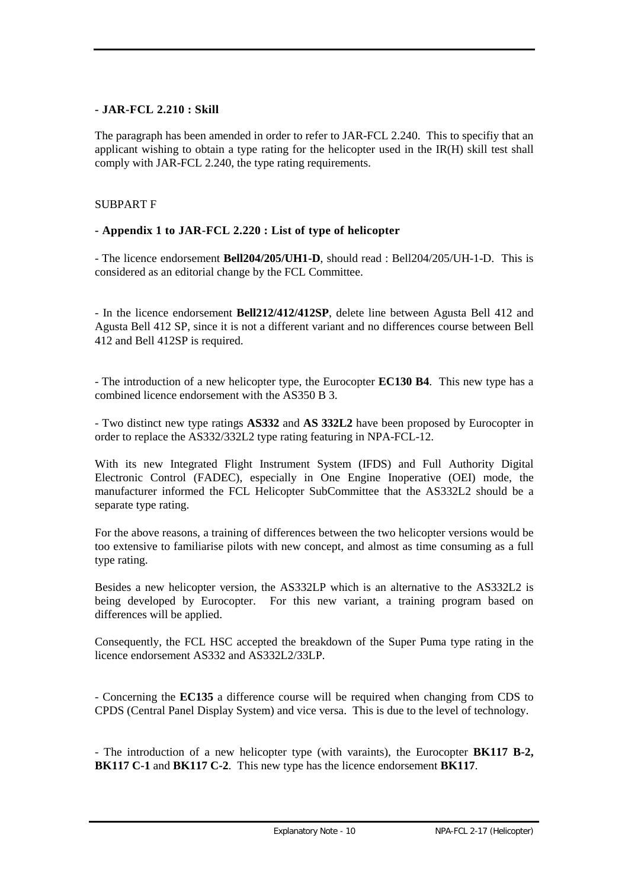**- JAR-FCL 2.210 : Skill**

The paragraph has been amended in order to refer to JAR-FCL 2.240. This to specifiy that an applicant wishing to obtain a type rating for the helicopter used in the IR(H) skill test shall comply with JAR-FCL 2.240, the type rating requirements.

SUBPART F

**- Appendix 1 to JAR-FCL 2.220 : List of type of helicopter**

- The licence endorsement **Bell204/205/UH1-D**, should read : Bell204/205/UH-1-D. This is considered as an editorial change by the FCL Committee.

- In the licence endorsement **Bell212/412/412SP**, delete line between Agusta Bell 412 and Agusta Bell 412 SP, since it is not a different variant and no differences course between Bell 412 and Bell 412SP is required.

- The introduction of a new helicopter type, the Eurocopter **EC130 B4**. This new type has a combined licence endorsement with the AS350 B 3.

- Two distinct new type ratings **AS332** and **AS 332L2** have been proposed by Eurocopter in order to replace the AS332/332L2 type rating featuring in NPA-FCL-12.

With its new Integrated Flight Instrument System (IFDS) and Full Authority Digital Electronic Control (FADEC), especially in One Engine Inoperative (OEI) mode, the manufacturer informed the FCL Helicopter SubCommittee that the AS332L2 should be a separate type rating.

For the above reasons, a training of differences between the two helicopter versions would be too extensive to familiarise pilots with new concept, and almost as time consuming as a full type rating.

Besides a new helicopter version, the AS332LP which is an alternative to the AS332L2 is being developed by Eurocopter. For this new variant, a training program based on differences will be applied.

Consequently, the FCL HSC accepted the breakdown of the Super Puma type rating in the licence endorsement AS332 and AS332L2/33LP.

- Concerning the **EC135** a difference course will be required when changing from CDS to CPDS (Central Panel Display System) and vice versa. This is due to the level of technology.

- The introduction of a new helicopter type (with varaints), the Eurocopter **BK117 B-2, BK117 C-1** and **BK117 C-2**. This new type has the licence endorsement **BK117**.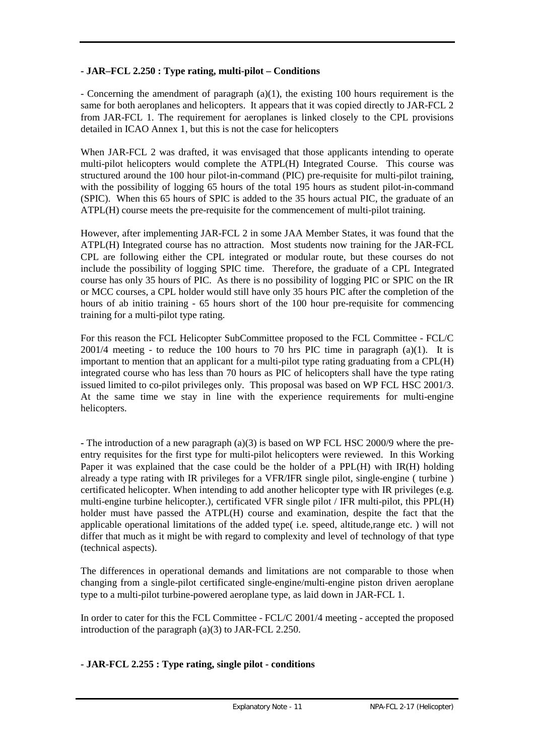**- JAR–FCL 2.250 : Type rating, multi-pilot – Conditions**

- Concerning the amendment of paragraph (a)(1), the existing 100 hours requirement is the same for both aeroplanes and helicopters. It appears that it was copied directly to JAR-FCL 2 from JAR-FCL 1. The requirement for aeroplanes is linked closely to the CPL provisions detailed in ICAO Annex 1, but this is not the case for helicopters

When JAR-FCL 2 was drafted, it was envisaged that those applicants intending to operate multi-pilot helicopters would complete the ATPL(H) Integrated Course. This course was structured around the 100 hour pilot-in-command (PIC) pre-requisite for multi-pilot training, with the possibility of logging 65 hours of the total 195 hours as student pilot-in-command (SPIC). When this 65 hours of SPIC is added to the 35 hours actual PIC, the graduate of an ATPL(H) course meets the pre-requisite for the commencement of multi-pilot training.

However, after implementing JAR-FCL 2 in some JAA Member States, it was found that the ATPL(H) Integrated course has no attraction. Most students now training for the JAR-FCL CPL are following either the CPL integrated or modular route, but these courses do not include the possibility of logging SPIC time. Therefore, the graduate of a CPL Integrated course has only 35 hours of PIC. As there is no possibility of logging PIC or SPIC on the IR or MCC courses, a CPL holder would still have only 35 hours PIC after the completion of the hours of ab initio training - 65 hours short of the 100 hour pre-requisite for commencing training for a multi-pilot type rating.

For this reason the FCL Helicopter SubCommittee proposed to the FCL Committee - FCL/C 2001/4 meeting - to reduce the 100 hours to 70 hrs PIC time in paragraph (a)(1). It is important to mention that an applicant for a multi-pilot type rating graduating from a CPL(H) integrated course who has less than 70 hours as PIC of helicopters shall have the type rating issued limited to co-pilot privileges only. This proposal was based on WP FCL HSC 2001/3. At the same time we stay in line with the experience requirements for multi-engine helicopters.

- The introduction of a new paragraph (a)(3) is based on WP FCL HSC 2000/9 where the pre-entry requisites for the first type for multi-pilot helicopters were reviewed. In this Working Paper it was explained that the case could be the holder of a PPL(H) with IR(H) holding already a type rating with IR privileges for a VFR/IFR single pilot, single-engine ( turbine ) certificated helicopter. When intending to add another helicopter type with IR privileges (e.g. multi-engine turbine helicopter.), certificated VFR single pilot / IFR multi-pilot, this PPL(H) holder must have passed the ATPL(H) course and examination, despite the fact that the applicable operational limitations of the added type( i.e. speed, altitude,range etc. ) will not differ that much as it might be with regard to complexity and level of technology of that type (technical aspects).

The differences in operational demands and limitations are not comparable to those when changing from a single-pilot certificated single-engine/multi-engine piston driven aeroplane type to a multi-pilot turbine-powered aeroplane type, as laid down in JAR-FCL 1.

In order to cater for this the FCL Committee - FCL/C 2001/4 meeting - accepted the proposed introduction of the paragraph (a)(3) to JAR-FCL 2.250.

**- JAR-FCL 2.255 : Type rating, single pilot - conditions**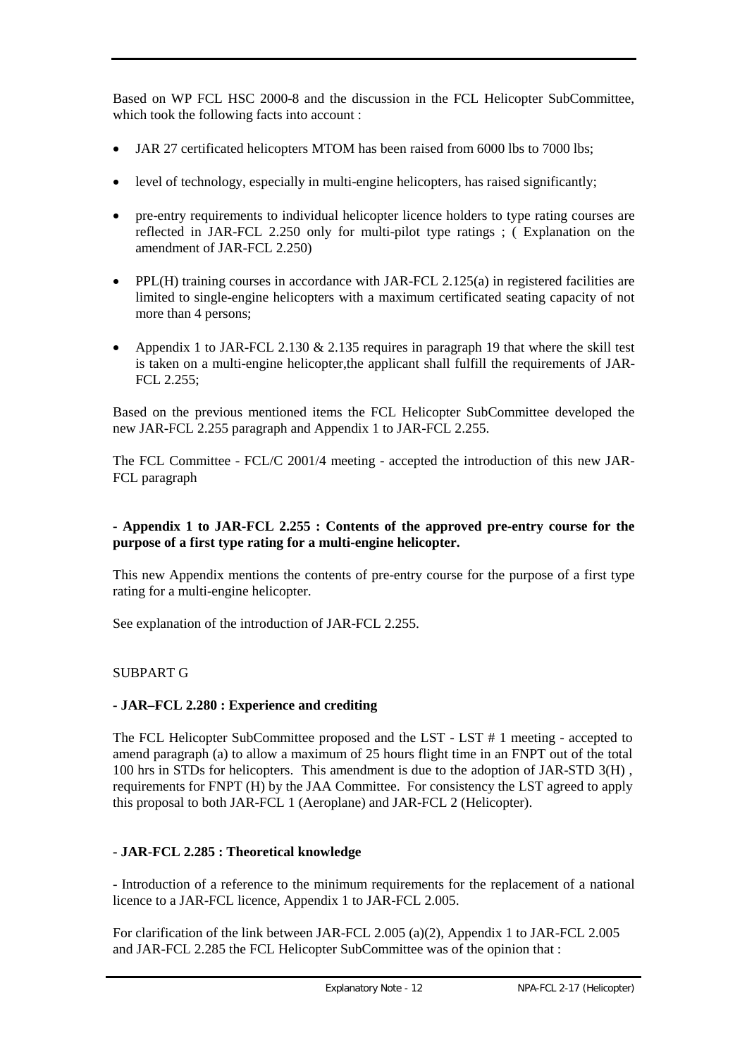Based on WP FCL HSC 2000-8 and the discussion in the FCL Helicopter SubCommittee, which took the following facts into account :

- JAR 27 certificated helicopters MTOM has been raised from 6000 lbs to 7000 lbs;
- level of technology, especially in multi-engine helicopters, has raised significantly;
- pre-entry requirements to individual helicopter licence holders to type rating courses are reflected in JAR-FCL 2.250 only for multi-pilot type ratings ; ( Explanation on the amendment of JAR-FCL 2.250)
- PPL(H) training courses in accordance with JAR-FCL 2.125(a) in registered facilities are limited to single-engine helicopters with a maximum certificated seating capacity of not more than 4 persons;
- Appendix 1 to JAR-FCL 2.130 & 2.135 requires in paragraph 19 that where the skill test is taken on a multi-engine helicopter,the applicant shall fulfill the requirements of JAR-FCL 2.255;

Based on the previous mentioned items the FCL Helicopter SubCommittee developed the new JAR-FCL 2.255 paragraph and Appendix 1 to JAR-FCL 2.255.

The FCL Committee - FCL/C 2001/4 meeting - accepted the introduction of this new JAR-FCL paragraph

**- Appendix 1 to JAR-FCL 2.255 : Contents of the approved pre-entry course for the purpose of a first type rating for a multi-engine helicopter.**

This new Appendix mentions the contents of pre-entry course for the purpose of a first type rating for a multi-engine helicopter.

See explanation of the introduction of JAR-FCL 2.255.

SUBPART G

**- JAR–FCL 2.280 : Experience and crediting**

The FCL Helicopter SubCommittee proposed and the LST - LST # 1 meeting - accepted to amend paragraph (a) to allow a maximum of 25 hours flight time in an FNPT out of the total 100 hrs in STDs for helicopters. This amendment is due to the adoption of JAR-STD 3(H) , requirements for FNPT (H) by the JAA Committee. For consistency the LST agreed to apply this proposal to both JAR-FCL 1 (Aeroplane) and JAR-FCL 2 (Helicopter).

**- JAR-FCL 2.285 : Theoretical knowledge**

- Introduction of a reference to the minimum requirements for the replacement of a national licence to a JAR-FCL licence, Appendix 1 to JAR-FCL 2.005.

For clarification of the link between JAR-FCL 2.005 (a)(2), Appendix 1 to JAR-FCL 2.005 and JAR-FCL 2.285 the FCL Helicopter SubCommittee was of the opinion that :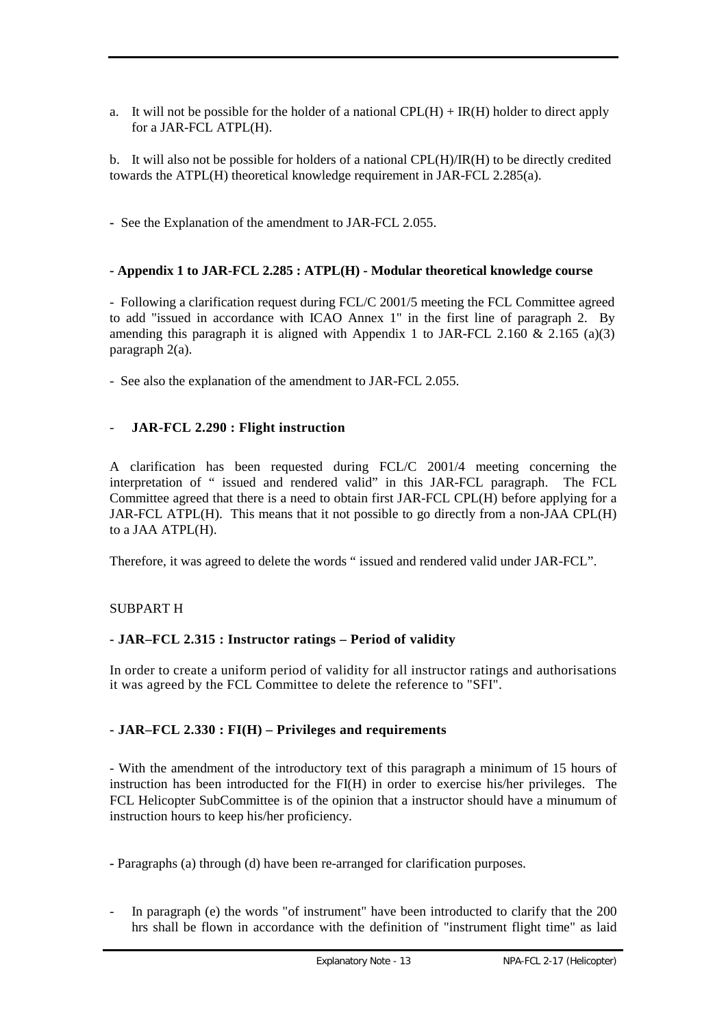a. It will not be possible for the holder of a national CPL(H) + IR(H) holder to direct apply for a JAR-FCL ATPL(H).

b. It will also not be possible for holders of a national CPL(H)/IR(H) to be directly credited towards the ATPL(H) theoretical knowledge requirement in JAR-FCL 2.285(a).

- See the Explanation of the amendment to JAR-FCL 2.055.

**- Appendix 1 to JAR-FCL 2.285 : ATPL(H) - Modular theoretical knowledge course**

- Following a clarification request during FCL/C 2001/5 meeting the FCL Committee agreed to add "issued in accordance with ICAO Annex 1" in the first line of paragraph 2. By amending this paragraph it is aligned with Appendix 1 to JAR-FCL 2.160 & 2.165 (a)(3) paragraph 2(a).

- See also the explanation of the amendment to JAR-FCL 2.055.

- **JAR-FCL 2.290 : Flight instruction**

A clarification has been requested during FCL/C 2001/4 meeting concerning the interpretation of " issued and rendered valid" in this JAR-FCL paragraph. The FCL Committee agreed that there is a need to obtain first JAR-FCL CPL(H) before applying for a JAR-FCL ATPL(H). This means that it not possible to go directly from a non-JAA CPL(H) to a JAA ATPL(H).

Therefore, it was agreed to delete the words " issued and rendered valid under JAR-FCL".

SUBPART H

**- JAR–FCL 2.315 : Instructor ratings – Period of validity**

In order to create a uniform period of validity for all instructor ratings and authorisations it was agreed by the FCL Committee to delete the reference to "SFI".

**- JAR–FCL 2.330 : FI(H) – Privileges and requirements**

- With the amendment of the introductory text of this paragraph a minimum of 15 hours of instruction has been introducted for the FI(H) in order to exercise his/her privileges. The FCL Helicopter SubCommittee is of the opinion that a instructor should have a minumum of instruction hours to keep his/her proficiency.

- Paragraphs (a) through (d) have been re-arranged for clarification purposes.

- In paragraph (e) the words "of instrument" have been introducted to clarify that the 200 hrs shall be flown in accordance with the definition of "instrument flight time" as laid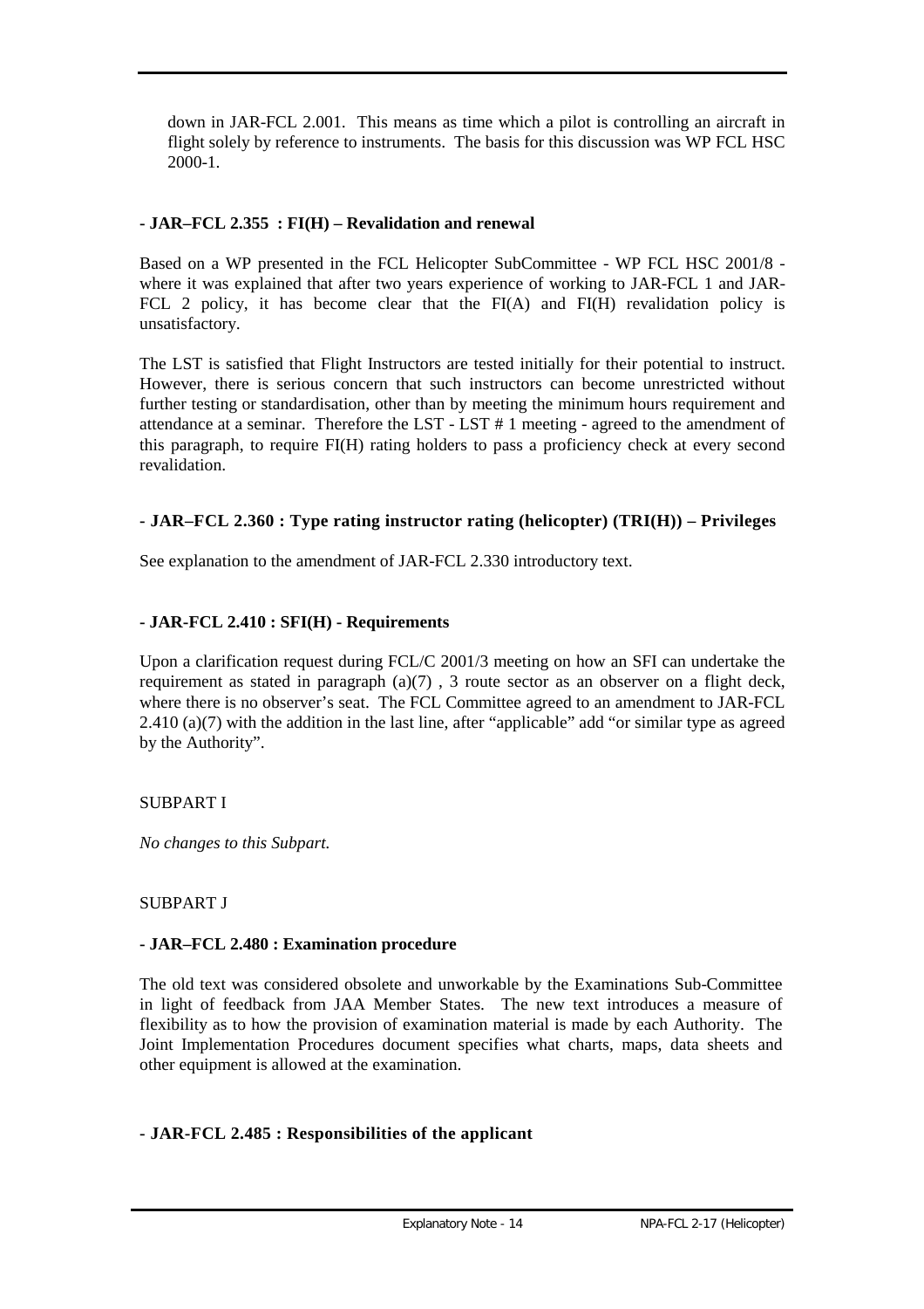down in JAR-FCL 2.001. This means as time which a pilot is controlling an aircraft in flight solely by reference to instruments. The basis for this discussion was WP FCL HSC 2000-1.

**- JAR–FCL 2.355 : FI(H) – Revalidation and renewal**

Based on a WP presented in the FCL Helicopter SubCommittee - WP FCL HSC 2001/8 - where it was explained that after two years experience of working to JAR-FCL 1 and JAR-FCL 2 policy, it has become clear that the FI(A) and FI(H) revalidation policy is unsatisfactory.

The LST is satisfied that Flight Instructors are tested initially for their potential to instruct. However, there is serious concern that such instructors can become unrestricted without further testing or standardisation, other than by meeting the minimum hours requirement and attendance at a seminar. Therefore the LST - LST # 1 meeting - agreed to the amendment of this paragraph, to require FI(H) rating holders to pass a proficiency check at every second revalidation.

**- JAR–FCL 2.360 : Type rating instructor rating (helicopter) (TRI(H)) – Privileges**

See explanation to the amendment of JAR-FCL 2.330 introductory text.

**- JAR-FCL 2.410 : SFI(H) - Requirements**

Upon a clarification request during FCL/C 2001/3 meeting on how an SFI can undertake the requirement as stated in paragraph (a)(7) , 3 route sector as an observer on a flight deck, where there is no observer's seat. The FCL Committee agreed to an amendment to JAR-FCL 2.410 (a)(7) with the addition in the last line, after "applicable" add "or similar type as agreed by the Authority".

SUBPART I

*No changes to this Subpart.*

SUBPART J

**- JAR–FCL 2.480 : Examination procedure**

The old text was considered obsolete and unworkable by the Examinations Sub-Committee in light of feedback from JAA Member States. The new text introduces a measure of flexibility as to how the provision of examination material is made by each Authority. The Joint Implementation Procedures document specifies what charts, maps, data sheets and other equipment is allowed at the examination.

**- JAR-FCL 2.485 : Responsibilities of the applicant**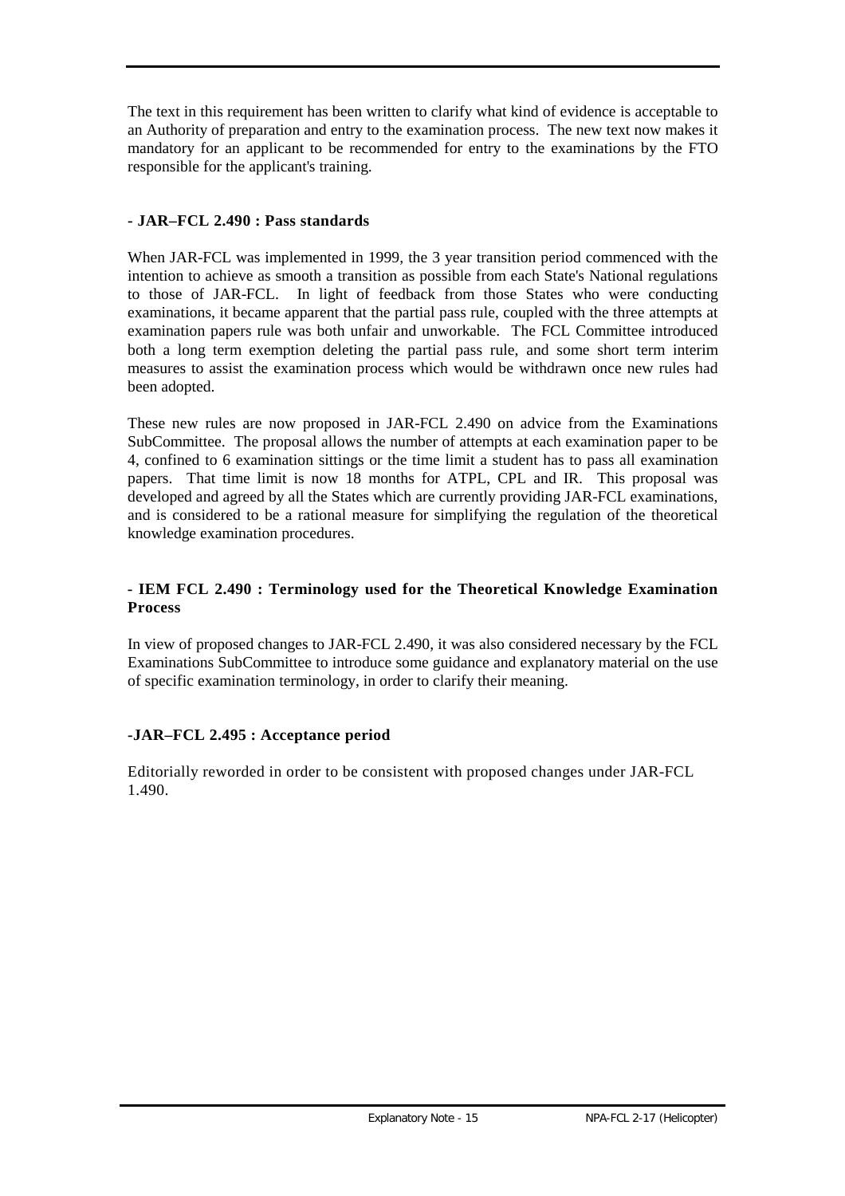The text in this requirement has been written to clarify what kind of evidence is acceptable to an Authority of preparation and entry to the examination process. The new text now makes it mandatory for an applicant to be recommended for entry to the examinations by the FTO responsible for the applicant's training.

**- JAR–FCL 2.490 : Pass standards**

When JAR-FCL was implemented in 1999, the 3 year transition period commenced with the intention to achieve as smooth a transition as possible from each State's National regulations to those of JAR-FCL. In light of feedback from those States who were conducting examinations, it became apparent that the partial pass rule, coupled with the three attempts at examination papers rule was both unfair and unworkable. The FCL Committee introduced both a long term exemption deleting the partial pass rule, and some short term interim measures to assist the examination process which would be withdrawn once new rules had been adopted.

These new rules are now proposed in JAR-FCL 2.490 on advice from the Examinations SubCommittee. The proposal allows the number of attempts at each examination paper to be 4, confined to 6 examination sittings or the time limit a student has to pass all examination papers. That time limit is now 18 months for ATPL, CPL and IR. This proposal was developed and agreed by all the States which are currently providing JAR-FCL examinations, and is considered to be a rational measure for simplifying the regulation of the theoretical knowledge examination procedures.

**- IEM FCL 2.490 : Terminology used for the Theoretical Knowledge Examination Process**

In view of proposed changes to JAR-FCL 2.490, it was also considered necessary by the FCL Examinations SubCommittee to introduce some guidance and explanatory material on the use of specific examination terminology, in order to clarify their meaning.

**-JAR–FCL 2.495 : Acceptance period**

Editorially reworded in order to be consistent with proposed changes under JAR-FCL 1.490.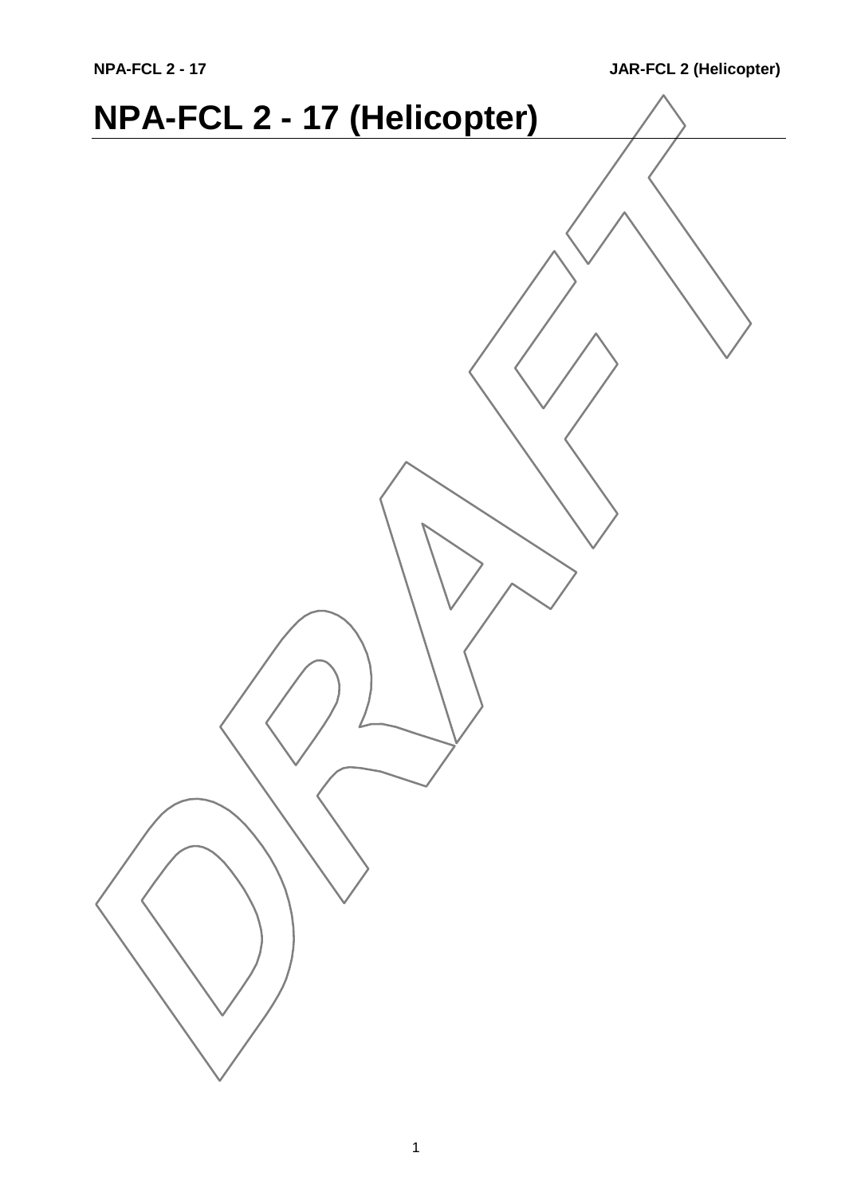# NPA-FCL 2 - 17 (Helicopter)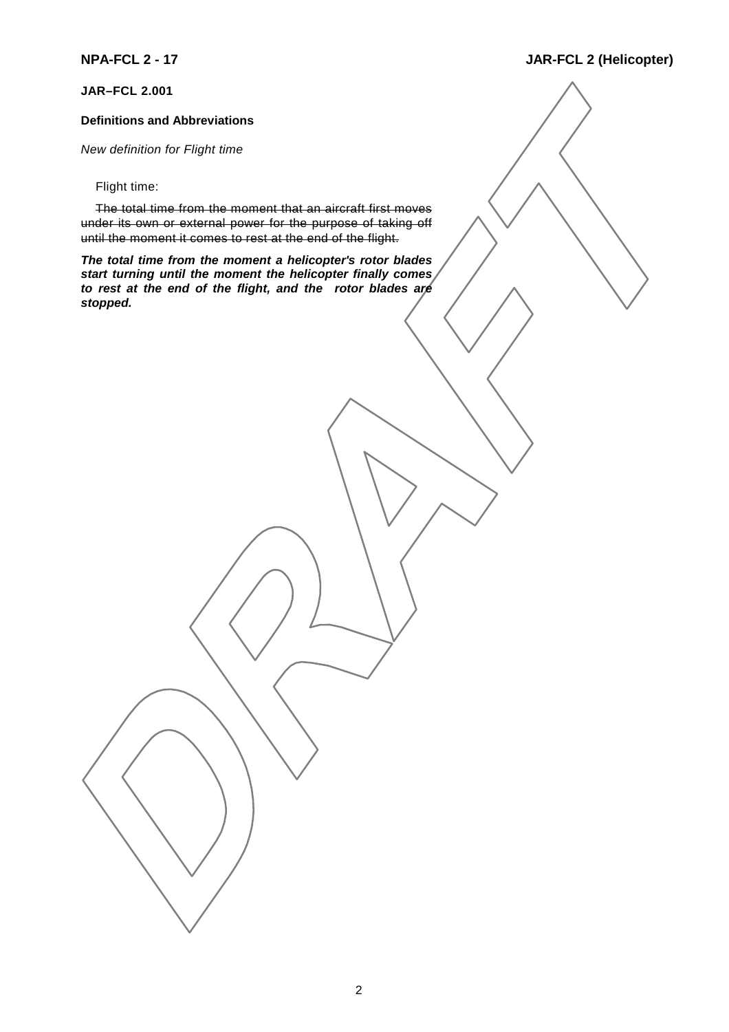**JAR–FCL 2.001**

**Definitions and Abbreviations**

*New definition for Flight time*

Flight time:

~~The total time from the moment that an aircraft first moves under its own or external power for the purpose of taking off until the moment it comes to rest at the end of the flight.~~

***The total time from the moment a helicopter's rotor blades start turning until the moment the helicopter finally comes to rest at the end of the flight, and the rotor blades are stopped.***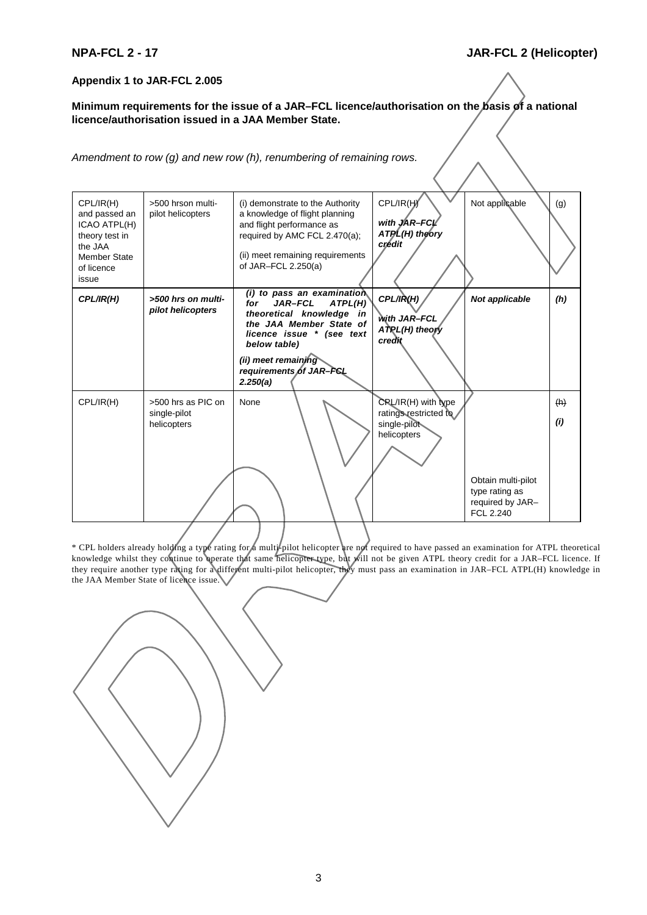**Appendix 1 to JAR-FCL 2.005**

**Minimum requirements for the issue of a JAR–FCL licence/authorisation on the basis of a national licence/authorisation issued in a JAA Member State.**

*Amendment to row (g) and new row (h), renumbering of remaining rows.*

| | | | | | |
|---|---|---|---|---|---|
| CPL/IR(H) and passed an ICAO ATPL(H) theory test in the JAA Member State of licence issue | >500 hrson multi-pilot helicopters | (i) demonstrate to the Authority a knowledge of flight planning and flight performance as required by AMC FCL 2.470(a); (ii) meet remaining requirements of JAR–FCL 2.250(a) | CPL/IR(H) ***with JAR–FCL ATPL(H) theory credit*** | Not applicable | (g) |
| ***CPL/IR(H)*** | ***>500 hrs on multi-pilot helicopters*** | ***(i) to pass an examination for JAR–FCL ATPL(H) theoretical knowledge in the JAA Member State of licence issue \* (see text below table)*** ***(ii) meet remaining requirements of JAR–FCL 2.250(a)*** | ***CPL/IR(H)*** ***with JAR–FCL ATPL(H) theory credit*** | ***Not applicable*** | ***(h)*** |
| CPL/IR(H) | >500 hrs as PIC on single-pilot helicopters | None | CPL/IR(H) with type ratings restricted to single-pilot helicopters | Obtain multi-pilot type rating as required by JAR–FCL 2.240 | ~~(h)~~ ***(i)*** |

\* CPL holders already holding a type rating for a multi-pilot helicopter are not required to have passed an examination for ATPL theoretical knowledge whilst they continue to operate that same helicopter type, but will not be given ATPL theory credit for a JAR–FCL licence. If they require another type rating for a different multi-pilot helicopter, they must pass an examination in JAR–FCL ATPL(H) knowledge in the JAA Member State of licence issue.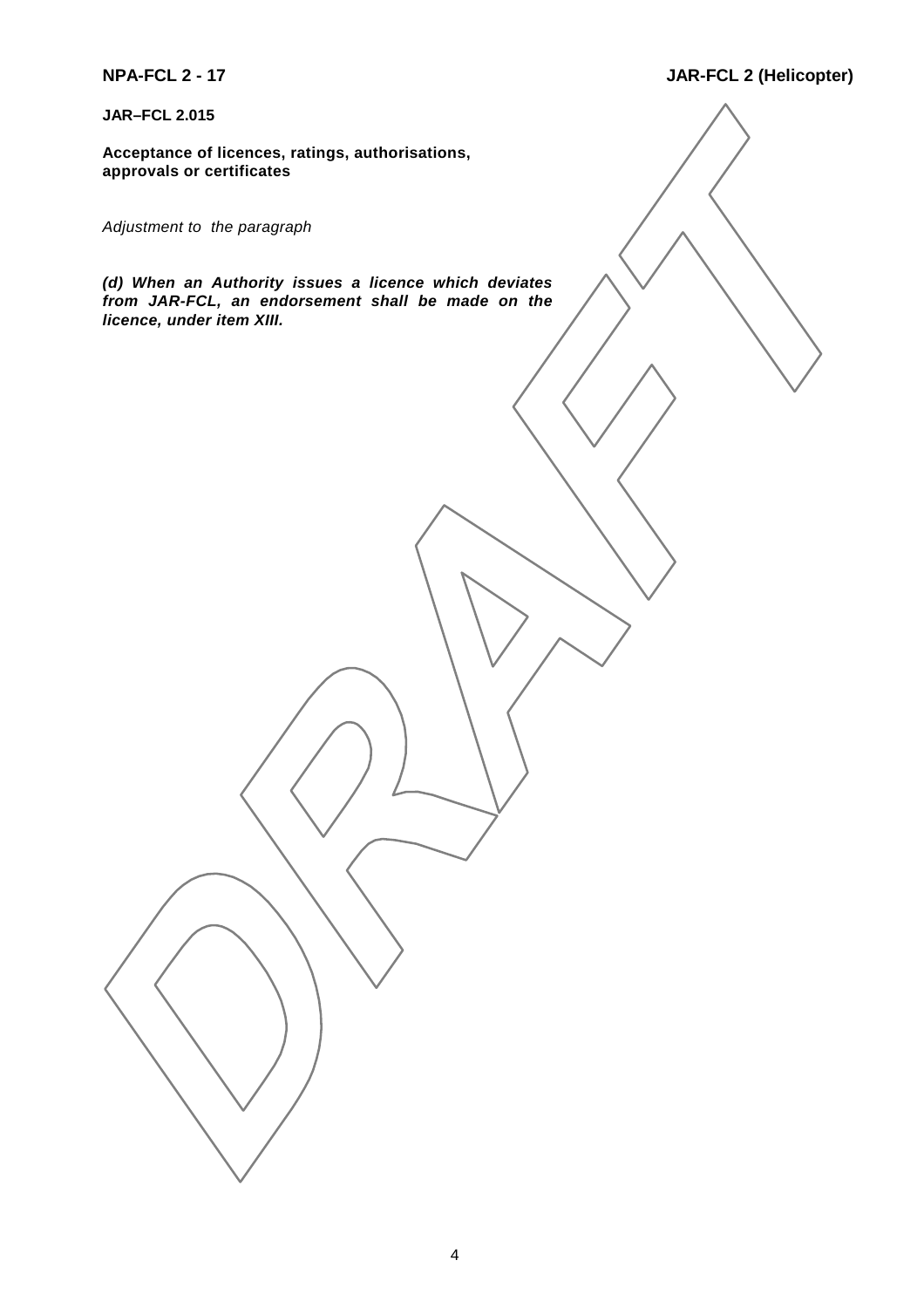**JAR–FCL 2.015**

**Acceptance of licences, ratings, authorisations, approvals or certificates**

*Adjustment to the paragraph*

***(d) When an Authority issues a licence which deviates from JAR-FCL, an endorsement shall be made on the licence, under item XIII.***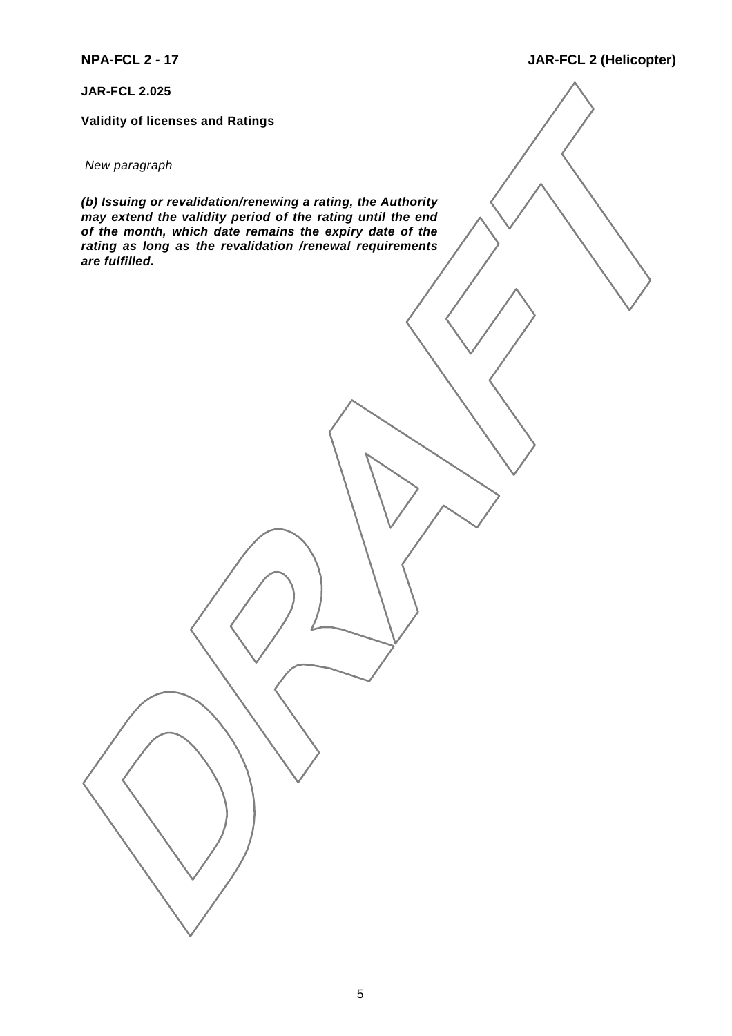**JAR-FCL 2.025**

**Validity of licenses and Ratings**

*New paragraph*

***(b) Issuing or revalidation/renewing a rating, the Authority may extend the validity period of the rating until the end of the month, which date remains the expiry date of the rating as long as the revalidation /renewal requirements are fulfilled.***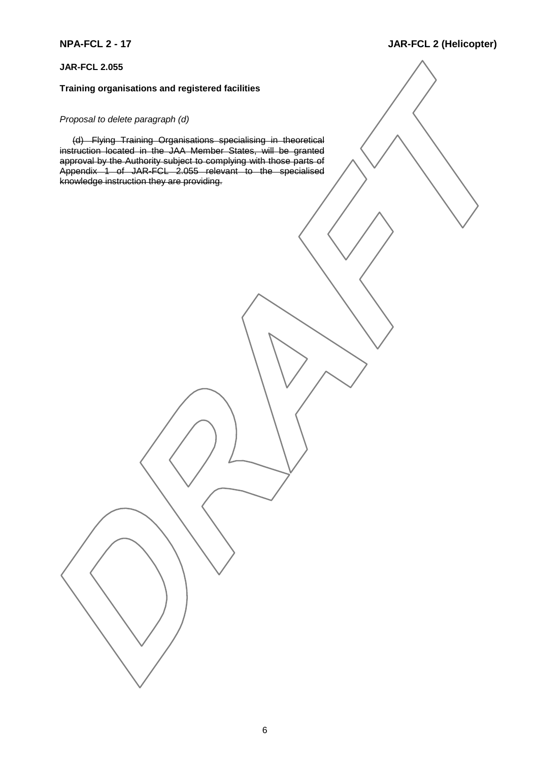**JAR-FCL 2.055**

**Training organisations and registered facilities**

*Proposal to delete paragraph (d)*

~~(d) Flying Training Organisations specialising in theoretical instruction located in the JAA Member States, will be granted approval by the Authority subject to complying with those parts of Appendix 1 of JAR-FCL 2.055 relevant to the specialised knowledge instruction they are providing.~~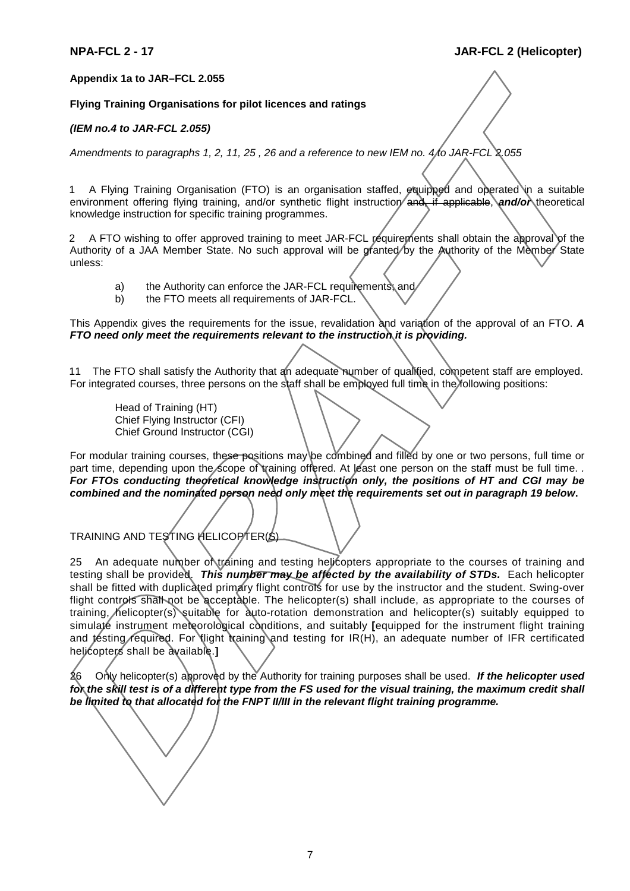**Appendix 1a to JAR–FCL 2.055**

**Flying Training Organisations for pilot licences and ratings**

***(IEM no.4 to JAR-FCL 2.055)***

*Amendments to paragraphs 1, 2, 11, 25 , 26 and a reference to new IEM no. 4 to JAR-FCL 2.055*

1 A Flying Training Organisation (FTO) is an organisation staffed, equipped and operated in a suitable environment offering flying training, and/or synthetic flight instruction ~~and, if applicable,~~ ***and/or*** theoretical knowledge instruction for specific training programmes.

2 A FTO wishing to offer approved training to meet JAR-FCL requirements shall obtain the approval of the Authority of a JAA Member State. No such approval will be granted by the Authority of the Member State unless:

a) the Authority can enforce the JAR-FCL requirements; and
b) the FTO meets all requirements of JAR-FCL.

This Appendix gives the requirements for the issue, revalidation and variation of the approval of an FTO. ***A FTO need only meet the requirements relevant to the instruction it is providing.***

11 The FTO shall satisfy the Authority that an adequate number of qualified, competent staff are employed. For integrated courses, three persons on the staff shall be employed full time in the following positions:

Head of Training (HT)
Chief Flying Instructor (CFI)
Chief Ground Instructor (CGI)

For modular training courses, ~~these~~ positions may be combined and filled by one or two persons, full time or part time, depending upon the scope of training offered. At least one person on the staff must be full time. . ***For FTOs conducting theoretical knowledge instruction only, the positions of HT and CGI may be combined and the nominated person need only meet the requirements set out in paragraph 19 below.***

TRAINING AND TESTING HELICOPTER(S)

25 An adequate number of training and testing helicopters appropriate to the courses of training and testing shall be provided. ***This number may be affected by the availability of STDs.*** Each helicopter shall be fitted with duplicated primary flight controls for use by the instructor and the student. Swing-over flight controls shall not be acceptable. The helicopter(s) shall include, as appropriate to the courses of training, helicopter(s) suitable for auto-rotation demonstration and helicopter(s) suitably equipped to simulate instrument meteorological conditions, and suitably **[**equipped for the instrument flight training and testing required. For flight training and testing for IR(H), an adequate number of IFR certificated helicopters shall be available.**]**

26 Only helicopter(s) approved by the Authority for training purposes shall be used. ***If the helicopter used for the skill test is of a different type from the FS used for the visual training, the maximum credit shall be limited to that allocated for the FNPT II/III in the relevant flight training programme.***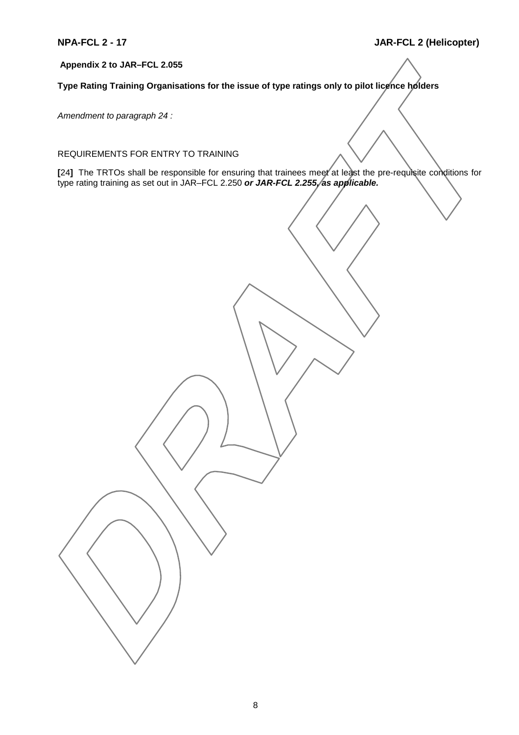**Appendix 2 to JAR–FCL 2.055**

**Type Rating Training Organisations for the issue of type ratings only to pilot licence holders**

*Amendment to paragraph 24 :*

REQUIREMENTS FOR ENTRY TO TRAINING

**[**24**]** The TRTOs shall be responsible for ensuring that trainees meet at least the pre-requisite conditions for type rating training as set out in JAR–FCL 2.250 ***or JAR-FCL 2.255, as applicable.***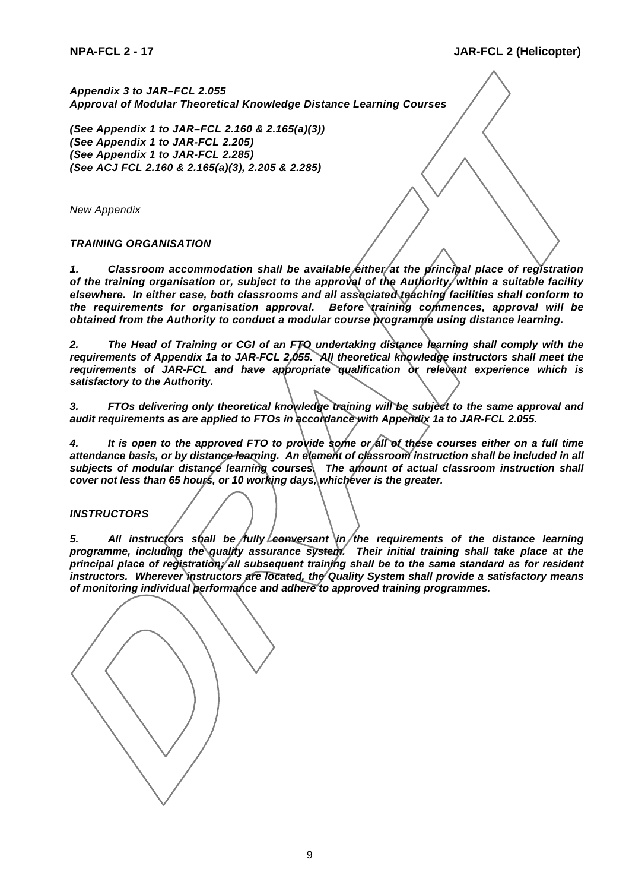***Appendix 3 to JAR–FCL 2.055***
***Approval of Modular Theoretical Knowledge Distance Learning Courses***

***(See Appendix 1 to JAR–FCL 2.160 & 2.165(a)(3))***
***(See Appendix 1 to JAR-FCL 2.205)***
***(See Appendix 1 to JAR-FCL 2.285)***
***(See ACJ FCL 2.160 & 2.165(a)(3), 2.205 & 2.285)***

*New Appendix*

***TRAINING ORGANISATION***

***1. Classroom accommodation shall be available either at the principal place of registration of the training organisation or, subject to the approval of the Authority, within a suitable facility elsewhere. In either case, both classrooms and all associated teaching facilities shall conform to the requirements for organisation approval. Before training commences, approval will be obtained from the Authority to conduct a modular course programme using distance learning.***

***2. The Head of Training or CGI of an FTO undertaking distance learning shall comply with the requirements of Appendix 1a to JAR-FCL 2.055. All theoretical knowledge instructors shall meet the requirements of JAR-FCL and have appropriate qualification or relevant experience which is satisfactory to the Authority.***

***3. FTOs delivering only theoretical knowledge training will be subject to the same approval and audit requirements as are applied to FTOs in accordance with Appendix 1a to JAR-FCL 2.055.***

***4. It is open to the approved FTO to provide some or all of these courses either on a full time attendance basis, or by distance learning. An element of classroom instruction shall be included in all subjects of modular distance learning courses. The amount of actual classroom instruction shall cover not less than 65 hours, or 10 working days, whichever is the greater.***

***INSTRUCTORS***

***5. All instructors shall be fully conversant in the requirements of the distance learning programme, including the quality assurance system. Their initial training shall take place at the principal place of registration; all subsequent training shall be to the same standard as for resident instructors. Wherever instructors are located, the Quality System shall provide a satisfactory means of monitoring individual performance and adhere to approved training programmes.***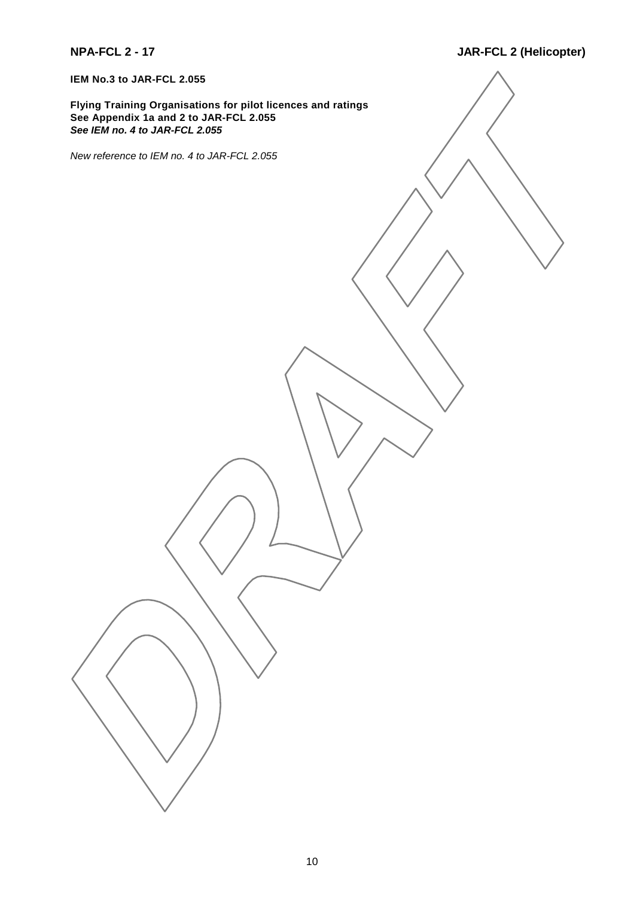**IEM No.3 to JAR-FCL 2.055**

**Flying Training Organisations for pilot licences and ratings**
**See Appendix 1a and 2 to JAR-FCL 2.055**
***See IEM no. 4 to JAR-FCL 2.055***

*New reference to IEM no. 4 to JAR-FCL 2.055*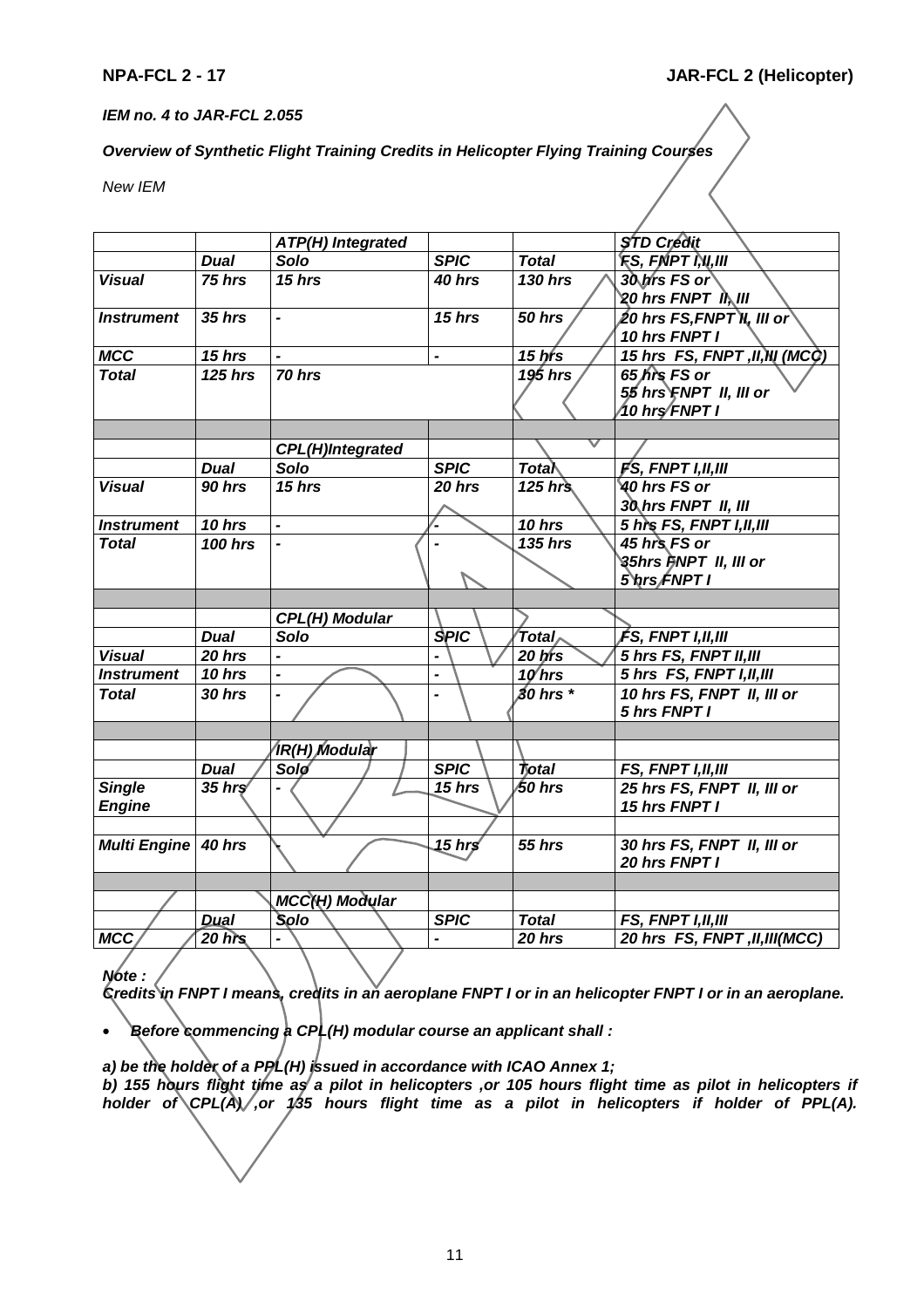*IEM no. 4 to JAR-FCL 2.055*

***Overview of Synthetic Flight Training Credits in Helicopter Flying Training Courses***

*New IEM*

| | | ***ATP(H) Integrated*** | | | ***STD Credit*** |
|---|---|---|---|---|---|
| | ***Dual*** | ***Solo*** | ***SPIC*** | ***Total*** | ***FS, FNPT I,II,III*** |
| ***Visual*** | ***75 hrs*** | ***15 hrs*** | ***40 hrs*** | ***130 hrs*** | ***30 hrs FS or 20 hrs FNPT II, III*** |
| ***Instrument*** | ***35 hrs*** | ***-*** | ***15 hrs*** | ***50 hrs*** | ***20 hrs FS,FNPT II, III or 10 hrs FNPT I*** |
| ***MCC*** | ***15 hrs*** | ***-*** | ***-*** | ***15 hrs*** | ***15 hrs FS, FNPT ,II,III (MCC)*** |
| ***Total*** | ***125 hrs*** | ***70 hrs*** | | ***195 hrs*** | ***65 hrs FS or 55 hrs FNPT II, III or 10 hrs FNPT I*** |
| | | | | | |
| | | ***CPL(H)Integrated*** | | | |
| | ***Dual*** | ***Solo*** | ***SPIC*** | ***Total*** | ***FS, FNPT I,II,III*** |
| ***Visual*** | ***90 hrs*** | ***15 hrs*** | ***20 hrs*** | ***125 hrs*** | ***40 hrs FS or 30 hrs FNPT II, III*** |
| ***Instrument*** | ***10 hrs*** | ***-*** | ***-*** | ***10 hrs*** | ***5 hrs FS, FNPT I,II,III*** |
| ***Total*** | ***100 hrs*** | ***-*** | ***-*** | ***135 hrs*** | ***45 hrs FS or 35hrs FNPT II, III or 5 hrs FNPT I*** |
| | | | | | |
| | | ***CPL(H) Modular*** | | | |
| | ***Dual*** | ***Solo*** | ***SPIC*** | ***Total*** | ***FS, FNPT I,II,III*** |
| ***Visual*** | ***20 hrs*** | ***-*** | ***-*** | ***20 hrs*** | ***5 hrs FS, FNPT II,III*** |
| ***Instrument*** | ***10 hrs*** | ***-*** | ***-*** | ***10 hrs*** | ***5 hrs FS, FNPT I,II,III*** |
| ***Total*** | ***30 hrs*** | ***-*** | ***-*** | ***30 hrs **** | ***10 hrs FS, FNPT II, III or 5 hrs FNPT I*** |
| | | | | | |
| | | ***IR(H) Modular*** | | | |
| | ***Dual*** | ***Solo*** | ***SPIC*** | ***Total*** | ***FS, FNPT I,II,III*** |
| ***Single Engine*** | ***35 hrs*** | ***-*** | ***15 hrs*** | ***50 hrs*** | ***25 hrs FS, FNPT II, III or 15 hrs FNPT I*** |
| | | | | | |
| ***Multi Engine*** | ***40 hrs*** | ***-*** | ***15 hrs*** | ***55 hrs*** | ***30 hrs FS, FNPT II, III or 20 hrs FNPT I*** |
| | | | | | |
| | | ***MCC(H) Modular*** | | | |
| | ***Dual*** | ***Solo*** | ***SPIC*** | ***Total*** | ***FS, FNPT I,II,III*** |
| ***MCC*** | ***20 hrs*** | ***-*** | ***-*** | ***20 hrs*** | ***20 hrs FS, FNPT ,II,III(MCC)*** |

***Note :***
***Credits in FNPT I means, credits in an aeroplane FNPT I or in an helicopter FNPT I or in an aeroplane.***

- ***Before commencing a CPL(H) modular course an applicant shall :***

***a) be the holder of a PPL(H) issued in accordance with ICAO Annex 1;***
***b) 155 hours flight time as a pilot in helicopters ,or 105 hours flight time as pilot in helicopters if holder of CPL(A) ,or 135 hours flight time as a pilot in helicopters if holder of PPL(A).***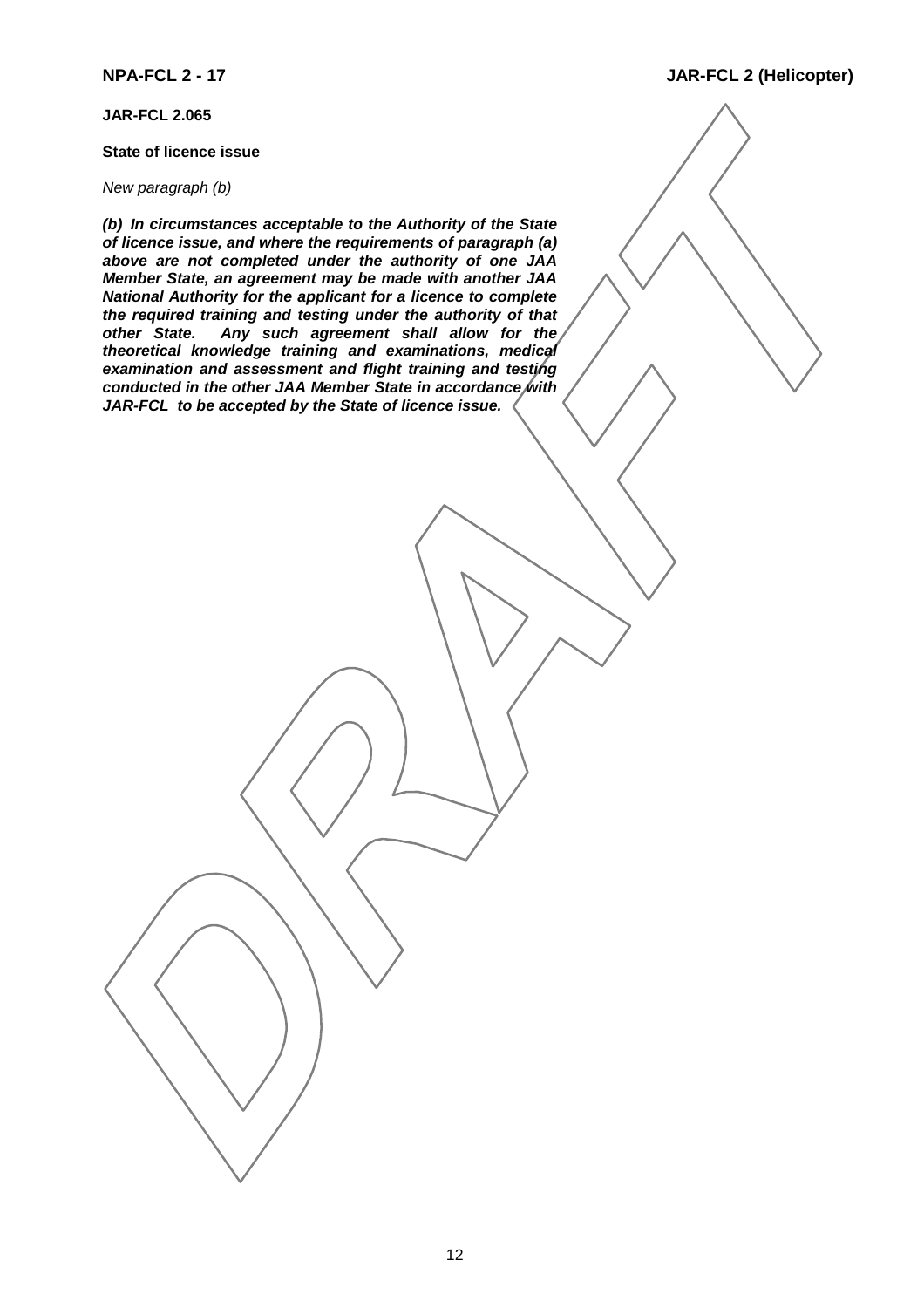**JAR-FCL 2.065**

**State of licence issue**

*New paragraph (b)*

***(b) In circumstances acceptable to the Authority of the State of licence issue, and where the requirements of paragraph (a) above are not completed under the authority of one JAA Member State, an agreement may be made with another JAA National Authority for the applicant for a licence to complete the required training and testing under the authority of that other State. Any such agreement shall allow for the theoretical knowledge training and examinations, medical examination and assessment and flight training and testing conducted in the other JAA Member State in accordance with JAR-FCL to be accepted by the State of licence issue.***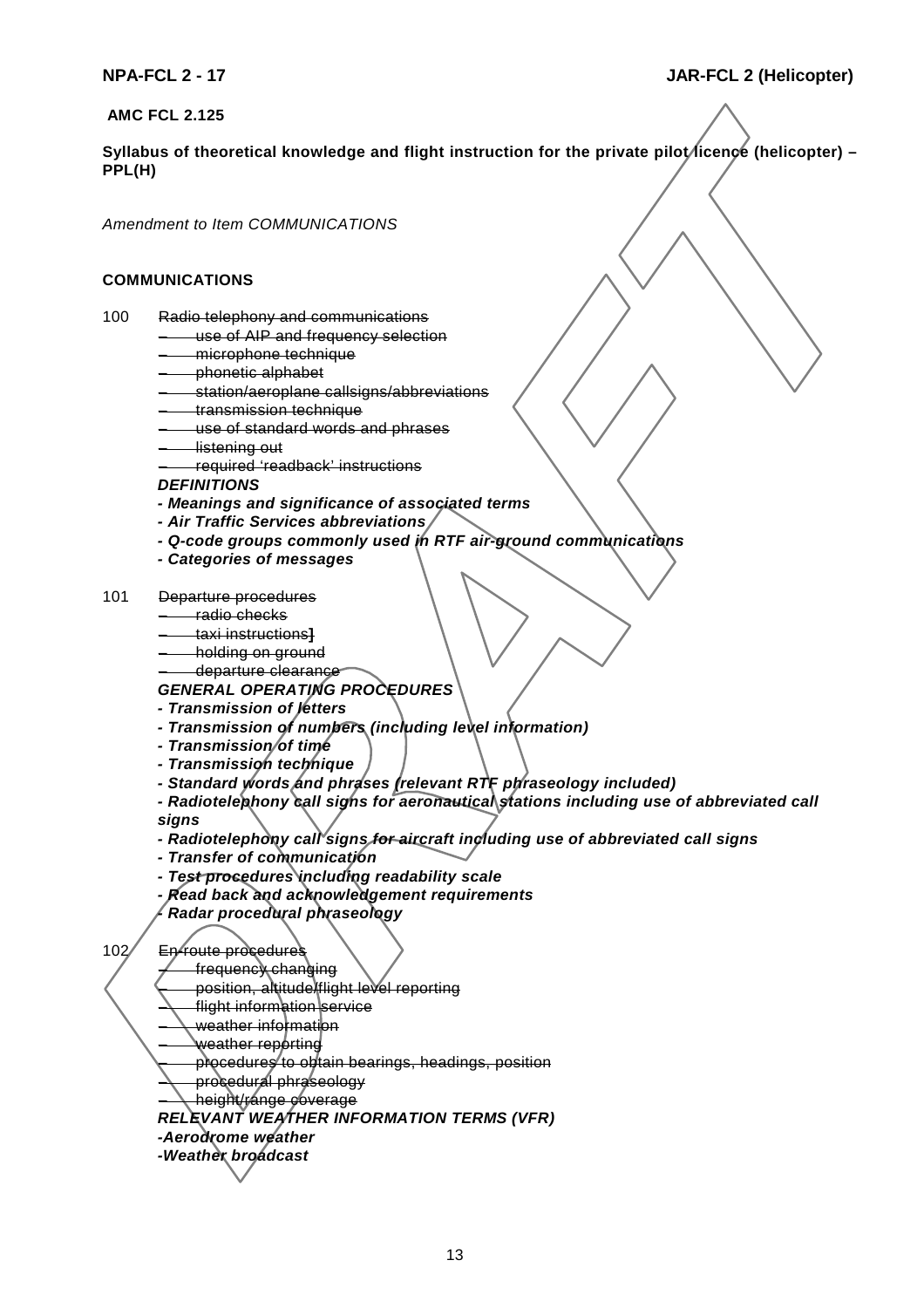**AMC FCL 2.125**

**Syllabus of theoretical knowledge and flight instruction for the private pilot licence (helicopter) – PPL(H)**

*Amendment to Item COMMUNICATIONS*

**COMMUNICATIONS**

100 ~~Radio telephony and communications~~
- ~~use of AIP and frequency selection~~
- ~~microphone technique~~
- ~~phonetic alphabet~~
- ~~station/aeroplane callsigns/abbreviations~~
- ~~transmission technique~~
- ~~use of standard words and phrases~~
- ~~listening out~~
- ~~required 'readback' instructions~~

***DEFINITIONS***
- ***Meanings and significance of associated terms***
- ***Air Traffic Services abbreviations***
- ***Q-code groups commonly used in RTF air-ground communications***
- ***Categories of messages***

101 ~~Departure procedures~~
- ~~radio checks~~
- ~~taxi instructions]~~
- ~~holding on ground~~
- ~~departure clearance~~

***GENERAL OPERATING PROCEDURES***
- ***Transmission of letters***
- ***Transmission of numbers (including level information)***
- ***Transmission of time***
- ***Transmission technique***
- ***Standard words and phrases (relevant RTF phraseology included)***
- ***Radiotelephony call signs for aeronautical stations including use of abbreviated call signs***
- ***Radiotelephony call signs ~~for~~ aircraft including use of abbreviated call signs***
- ***Transfer of communication***
- ***Test procedures including readability scale***
- ***Read back and acknowledgement requirements***
- ***Radar procedural phraseology***

102 ~~En-route procedures~~
- ~~frequency changing~~
- ~~position, altitude/flight level reporting~~
- ~~flight information service~~
- ~~weather information~~
- ~~weather reporting~~
- ~~procedures to obtain bearings, headings, position~~
- ~~procedural phraseology~~
- ~~height/range coverage~~

***RELEVANT WEATHER INFORMATION TERMS (VFR)***
- ***Aerodrome weather***
- ***Weather broadcast***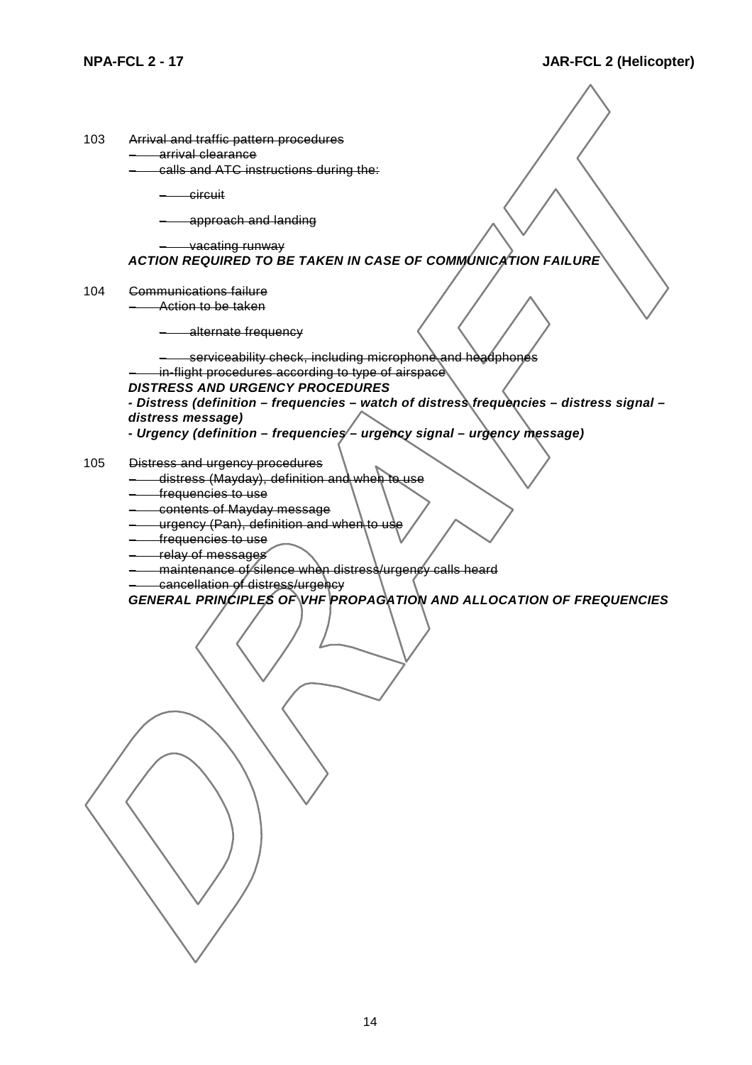103 ~~Arrival and traffic pattern procedures~~
- ~~arrival clearance~~
- ~~calls and ATC instructions during the:~~
  - ~~circuit~~
  - ~~approach and landing~~
  - ~~vacating runway~~

***ACTION REQUIRED TO BE TAKEN IN CASE OF COMMUNICATION FAILURE***

104 ~~Communications failure~~
- ~~Action to be taken~~
  - ~~alternate frequency~~
  - ~~serviceability check, including microphone and headphones~~
- ~~in-flight procedures according to type of airspace~~

***DISTRESS AND URGENCY PROCEDURES***

***- Distress (definition – frequencies – watch of distress frequencies – distress signal – distress message)***

***- Urgency (definition – frequencies – urgency signal – urgency message)***

105 ~~Distress and urgency procedures~~
- ~~distress (Mayday), definition and when to use~~
- ~~frequencies to use~~
- ~~contents of Mayday message~~
- ~~urgency (Pan), definition and when to use~~
- ~~frequencies to use~~
- ~~relay of messages~~
- ~~maintenance of silence when distress/urgency calls heard~~
- ~~cancellation of distress/urgency~~

***GENERAL PRINCIPLES OF VHF PROPAGATION AND ALLOCATION OF FREQUENCIES***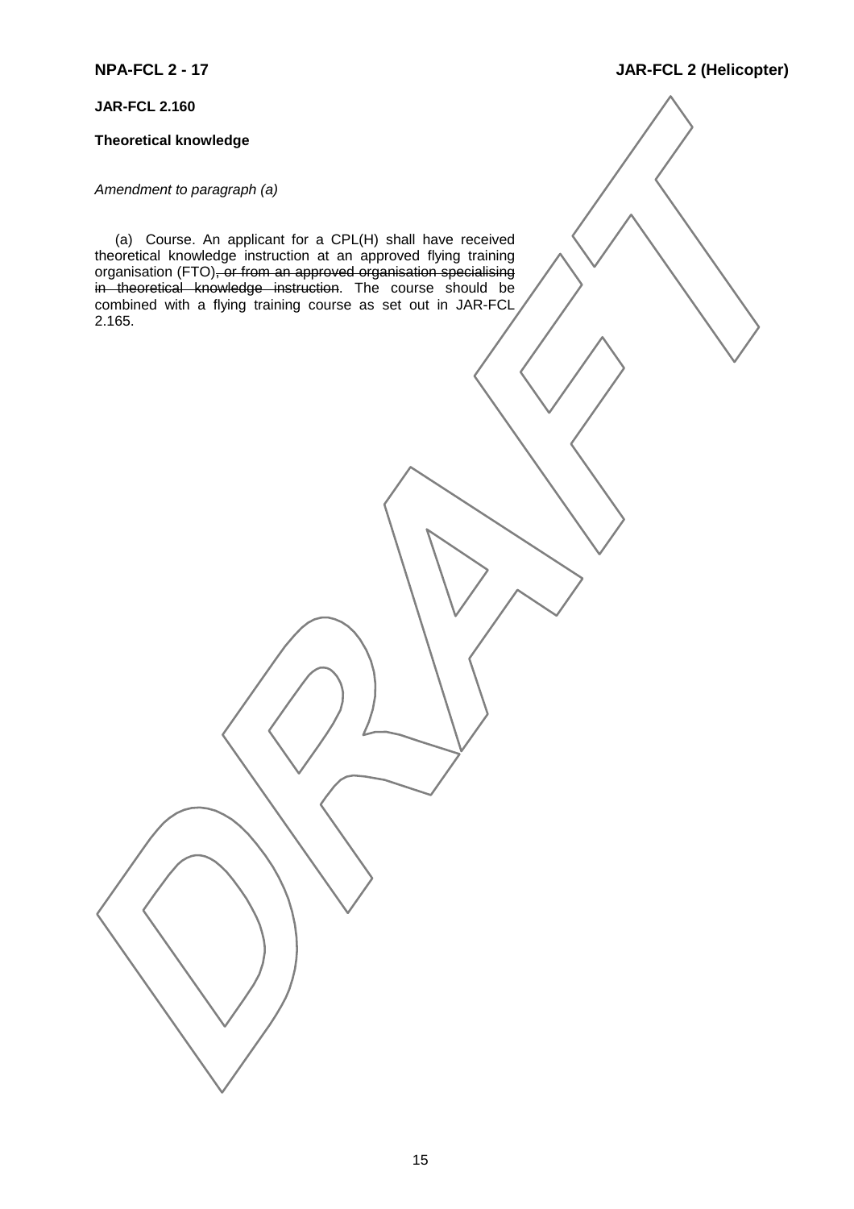**JAR-FCL 2.160**

**Theoretical knowledge**

*Amendment to paragraph (a)*

(a) Course. An applicant for a CPL(H) shall have received theoretical knowledge instruction at an approved flying training organisation (FTO)~~, or from an approved organisation specialising in theoretical knowledge instruction~~. The course should be combined with a flying training course as set out in JAR-FCL 2.165.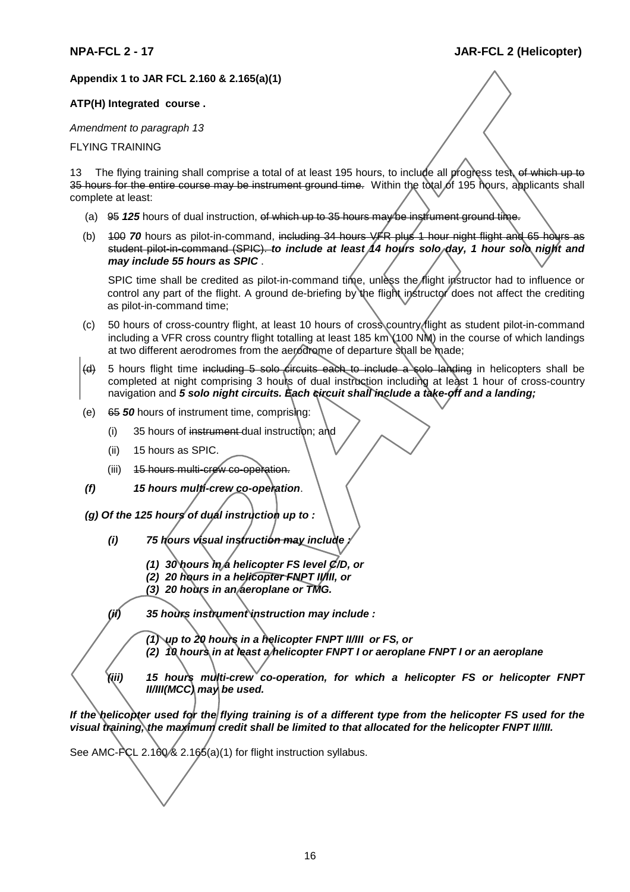**Appendix 1 to JAR FCL 2.160 & 2.165(a)(1)**

**ATP(H) Integrated course .**

*Amendment to paragraph 13*

FLYING TRAINING

13 The flying training shall comprise a total of at least 195 hours, to include all progress test, ~~of which up to 35 hours for the entire course may be instrument ground time.~~ Within the total of 195 hours, applicants shall complete at least:

(a) ~~95~~ ***125*** hours of dual instruction, ~~of which up to 35 hours may be instrument ground time.~~

(b) ~~100~~ ***70*** hours as pilot-in-command, ~~including 34 hours VFR plus 1 hour night flight and 65 hours as student pilot-in-command (SPIC).~~ ***to include at least 14 hours solo day, 1 hour solo night and may include 55 hours as SPIC*** .

SPIC time shall be credited as pilot-in-command time, unless the flight instructor had to influence or control any part of the flight. A ground de-briefing by the flight instructor does not affect the crediting as pilot-in-command time;

(c) 50 hours of cross-country flight, at least 10 hours of cross country flight as student pilot-in-command including a VFR cross country flight totalling at least 185 km (100 NM) in the course of which landings at two different aerodromes from the aerodrome of departure shall be made;

(d) 5 hours flight time ~~including 5 solo circuits each to include a solo landing~~ in helicopters shall be completed at night comprising 3 hours of dual instruction including at least 1 hour of cross-country navigation and ***5 solo night circuits. Each circuit shall include a take-off and a landing;***

(e) ~~65~~ ***50*** hours of instrument time, comprising:

(i) 35 hours of ~~instrument~~ dual instruction; and

(ii) 15 hours as SPIC.

(iii) ~~15 hours multi-crew co-operation.~~

***(f) 15 hours multi-crew co-operation***.

***(g) Of the 125 hours of dual instruction up to :***

***(i) 75 hours visual instruction may include :***

***(1) 30 hours in a helicopter FS level C/D, or***
***(2) 20 hours in a helicopter FNPT II/III, or***
***(3) 20 hours in an aeroplane or TMG.***

***(ii) 35 hours instrument instruction may include :***

***(1) up to 20 hours in a helicopter FNPT II/III or FS, or***
***(2) 10 hours in at least a helicopter FNPT I or aeroplane FNPT I or an aeroplane***

***(iii) 15 hours multi-crew co-operation, for which a helicopter FS or helicopter FNPT II/III(MCC) may be used.***

***If the helicopter used for the flying training is of a different type from the helicopter FS used for the visual training, the maximum credit shall be limited to that allocated for the helicopter FNPT II/III.***

See AMC-FCL 2.160 & 2.165(a)(1) for flight instruction syllabus.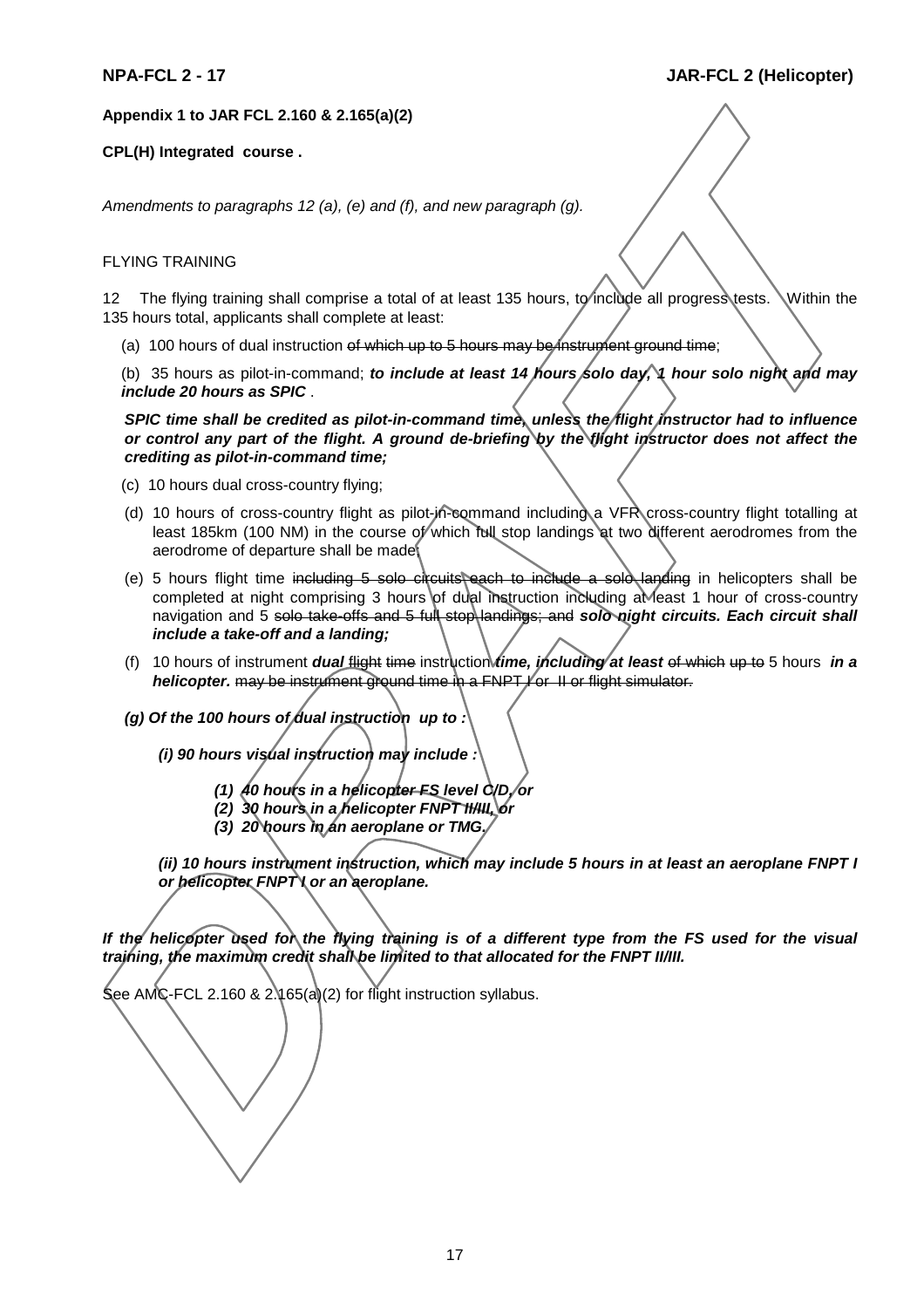**Appendix 1 to JAR FCL 2.160 & 2.165(a)(2)**

**CPL(H) Integrated course .**

*Amendments to paragraphs 12 (a), (e) and (f), and new paragraph (g).*

FLYING TRAINING

12 The flying training shall comprise a total of at least 135 hours, to include all progress tests. Within the 135 hours total, applicants shall complete at least:

(a) 100 hours of dual instruction ~~of which up to 5 hours may be instrument ground time~~;

(b) 35 hours as pilot-in-command; ***to include at least 14 hours solo day, 1 hour solo night and may include 20 hours as SPIC*** .

***SPIC time shall be credited as pilot-in-command time, unless the flight instructor had to influence or control any part of the flight. A ground de-briefing by the flight instructor does not affect the crediting as pilot-in-command time;***

(c) 10 hours dual cross-country flying;

(d) 10 hours of cross-country flight as pilot-in-command including a VFR cross-country flight totalling at least 185km (100 NM) in the course of which full stop landings at two different aerodromes from the aerodrome of departure shall be made;

(e) 5 hours flight time ~~including 5 solo circuits each to include a solo landing~~ in helicopters shall be completed at night comprising 3 hours of dual instruction including at least 1 hour of cross-country navigation and 5 ~~solo take-offs and 5 full stop landings; and~~ ***solo night circuits. Each circuit shall include a take-off and a landing;***

(f) 10 hours of instrument ***dual*** ~~flight~~ ~~time~~ instruction ***time, including at least*** ~~of which~~ ~~up to~~ 5 hours ***in a helicopter.*** ~~may be instrument ground time in a FNPT I or II or flight simulator.~~

***(g) Of the 100 hours of dual instruction up to :***

***(i) 90 hours visual instruction may include :***

***(1) 40 hours in a helicopter FS level C/D, or***
***(2) 30 hours in a helicopter FNPT II/III, or***
***(3) 20 hours in an aeroplane or TMG.***

***(ii) 10 hours instrument instruction, which may include 5 hours in at least an aeroplane FNPT I or helicopter FNPT I or an aeroplane.***

***If the helicopter used for the flying training is of a different type from the FS used for the visual training, the maximum credit shall be limited to that allocated for the FNPT II/III.***

See AMC-FCL 2.160 & 2.165(a)(2) for flight instruction syllabus.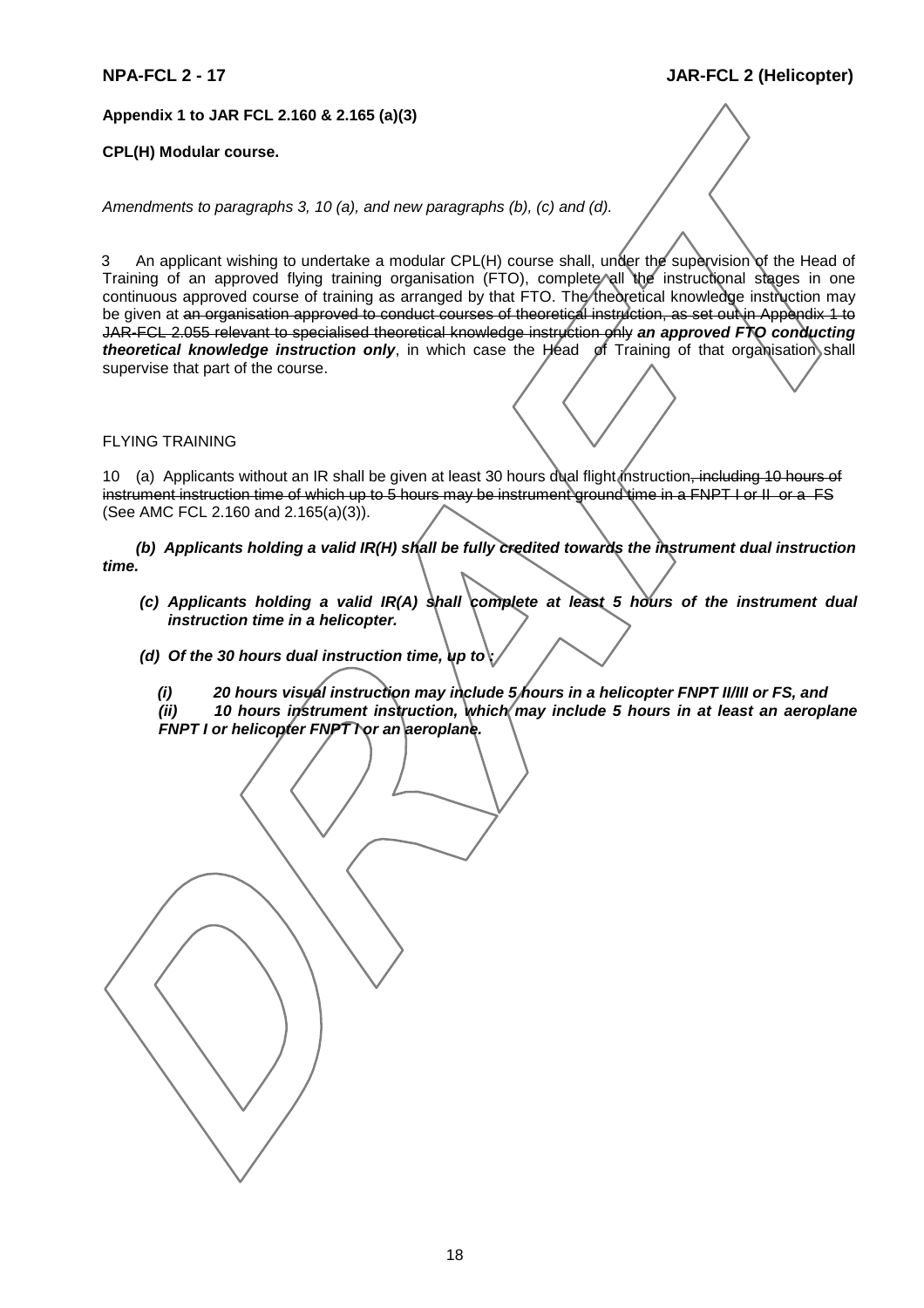**Appendix 1 to JAR FCL 2.160 & 2.165 (a)(3)**

**CPL(H) Modular course.**

*Amendments to paragraphs 3, 10 (a), and new paragraphs (b), (c) and (d).*

3 An applicant wishing to undertake a modular CPL(H) course shall, under the supervision of the Head of Training of an approved flying training organisation (FTO), complete all the instructional stages in one continuous approved course of training as arranged by that FTO. The theoretical knowledge instruction may be given at ~~an organisation approved to conduct courses of theoretical instruction, as set out in Appendix 1 to JAR-FCL 2.055 relevant to specialised theoretical knowledge instruction only~~ ***an approved FTO conducting theoretical knowledge instruction only***, in which case the Head of Training of that organisation shall supervise that part of the course.

FLYING TRAINING

10 (a) Applicants without an IR shall be given at least 30 hours dual flight instruction~~, including 10 hours of instrument instruction time of which up to 5 hours may be instrument ground time in a FNPT I or II or a FS~~ (See AMC FCL 2.160 and 2.165(a)(3)).

***(b) Applicants holding a valid IR(H) shall be fully credited towards the instrument dual instruction time.***

***(c) Applicants holding a valid IR(A) shall complete at least 5 hours of the instrument dual instruction time in a helicopter.***

***(d) Of the 30 hours dual instruction time, up to :***

***(i) 20 hours visual instruction may include 5 hours in a helicopter FNPT II/III or FS, and***

***(ii) 10 hours instrument instruction, which may include 5 hours in at least an aeroplane FNPT I or helicopter FNPT I or an aeroplane.***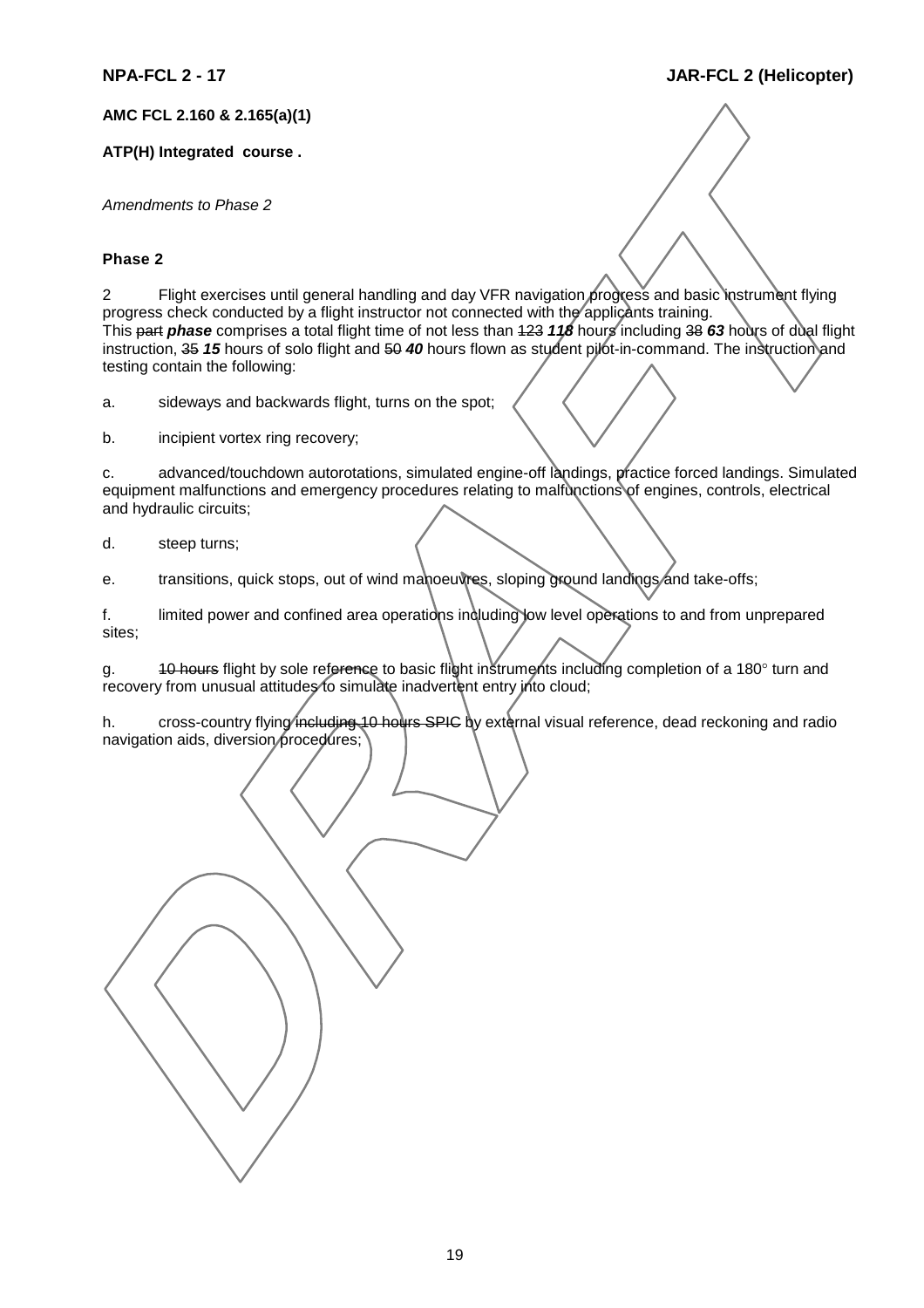**AMC FCL 2.160 & 2.165(a)(1)**

**ATP(H) Integrated course .**

*Amendments to Phase 2*

**Phase 2**

2 Flight exercises until general handling and day VFR navigation progress and basic instrument flying progress check conducted by a flight instructor not connected with the applicants training.
This ~~part~~ ***phase*** comprises a total flight time of not less than ~~123~~ ***118*** hours including ~~38~~ ***63*** hours of dual flight instruction, ~~35~~ ***15*** hours of solo flight and ~~50~~ ***40*** hours flown as student pilot-in-command. The instruction and testing contain the following:

a. sideways and backwards flight, turns on the spot;

b. incipient vortex ring recovery;

c. advanced/touchdown autorotations, simulated engine-off landings, practice forced landings. Simulated equipment malfunctions and emergency procedures relating to malfunctions of engines, controls, electrical and hydraulic circuits;

d. steep turns;

e. transitions, quick stops, out of wind manoeuvres, sloping ground landings and take-offs;

f. limited power and confined area operations including low level operations to and from unprepared sites;

g. ~~10 hours~~ flight by sole reference to basic flight instruments including completion of a 180° turn and recovery from unusual attitudes to simulate inadvertent entry into cloud;

h. cross-country flying ~~including 10 hours SPIC~~ by external visual reference, dead reckoning and radio navigation aids, diversion procedures;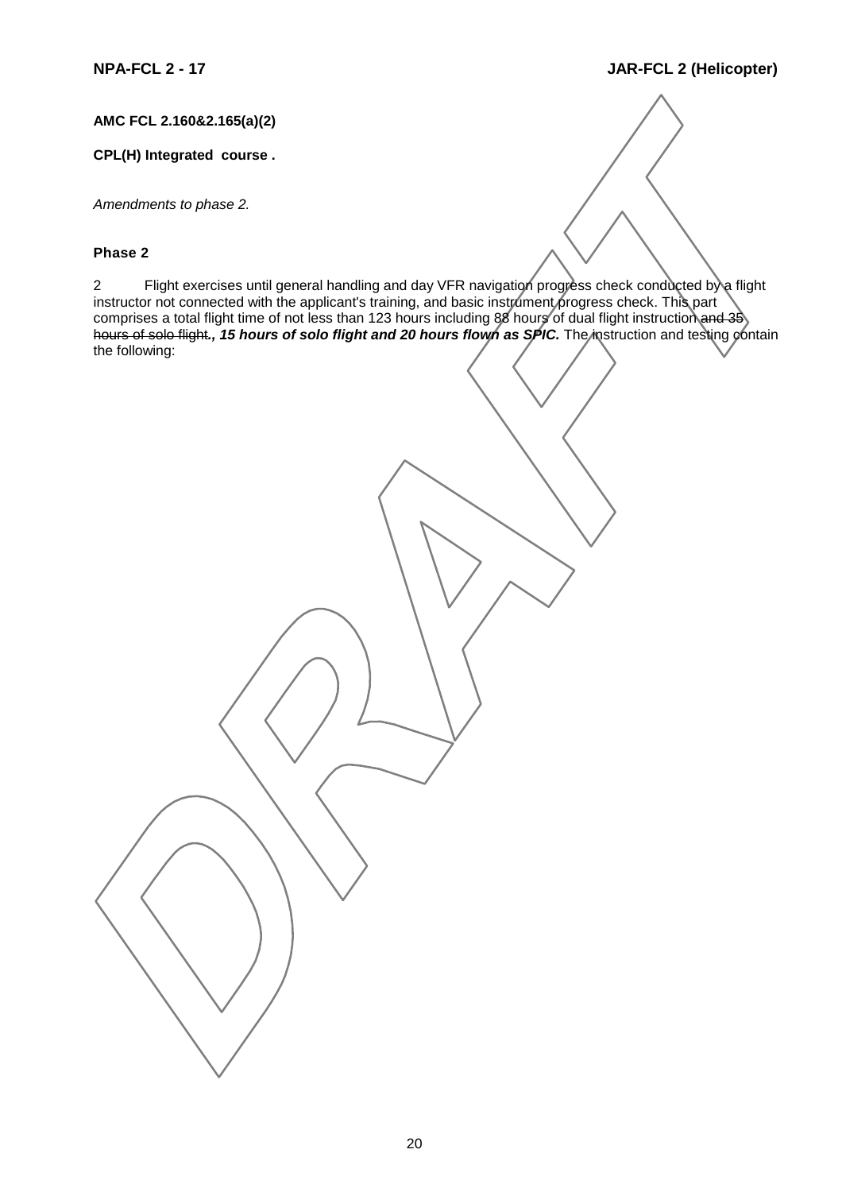**AMC FCL 2.160&2.165(a)(2)**

**CPL(H) Integrated course .**

*Amendments to phase 2.*

**Phase 2**

2 Flight exercises until general handling and day VFR navigation progress check conducted by a flight instructor not connected with the applicant's training, and basic instrument progress check. This part comprises a total flight time of not less than 123 hours including 88 hours of dual flight instruction ~~and 35 hours of solo flight.~~ ***, 15 hours of solo flight and 20 hours flown as SPIC.*** The instruction and testing contain the following: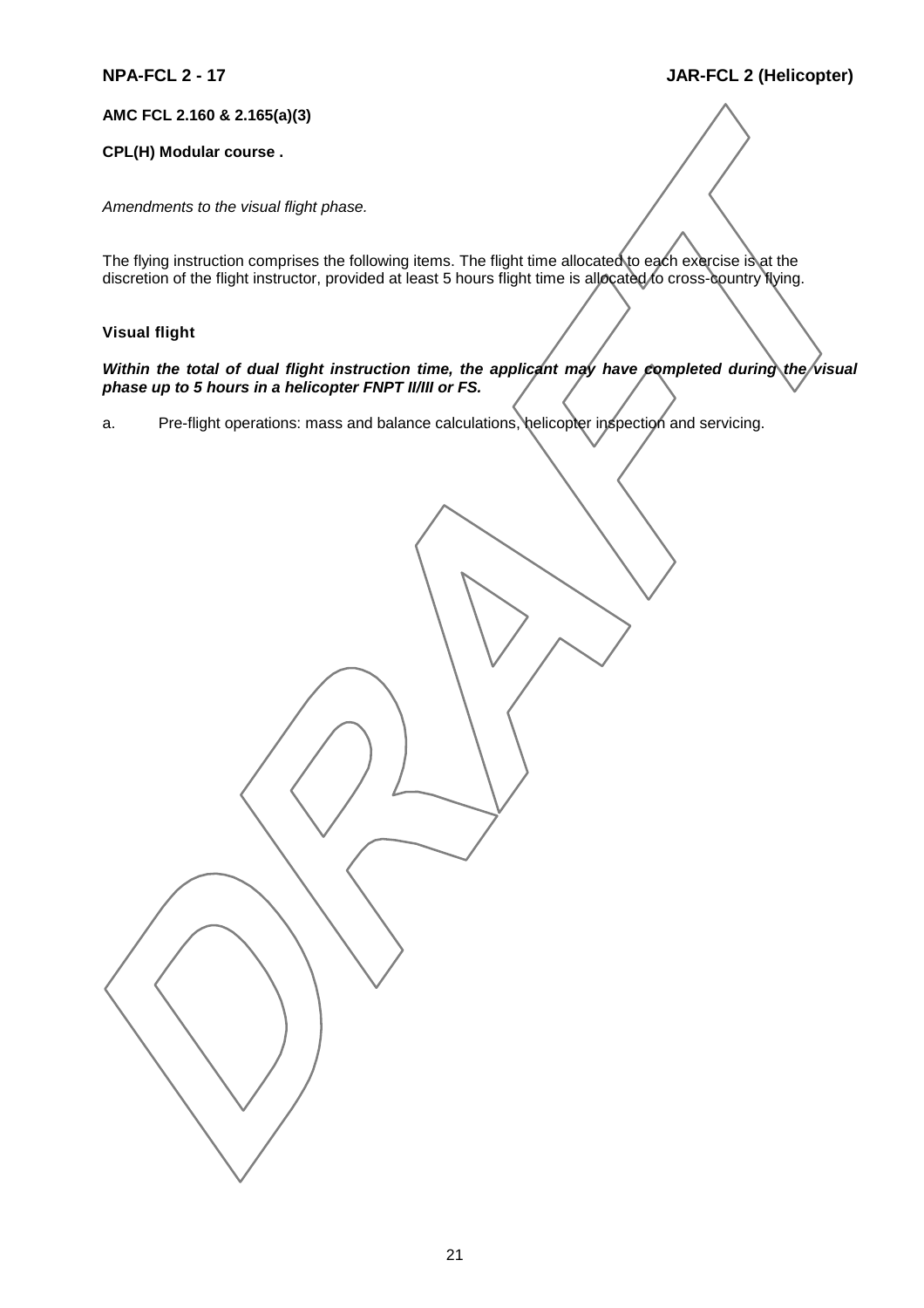**AMC FCL 2.160 & 2.165(a)(3)**

**CPL(H) Modular course .**

*Amendments to the visual flight phase.*

The flying instruction comprises the following items. The flight time allocated to each exercise is at the discretion of the flight instructor, provided at least 5 hours flight time is allocated to cross-country flying.

**Visual flight**

***Within the total of dual flight instruction time, the applicant may have completed during the visual phase up to 5 hours in a helicopter FNPT II/III or FS.***

a. Pre-flight operations: mass and balance calculations, helicopter inspection and servicing.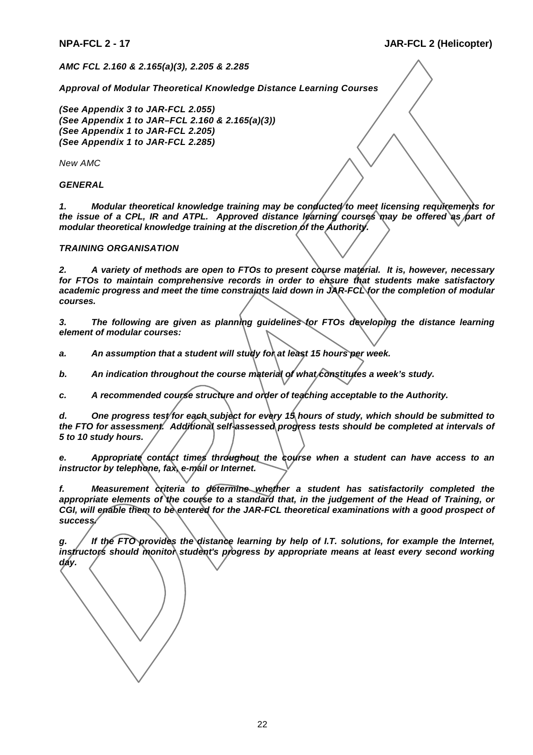***AMC FCL 2.160 & 2.165(a)(3), 2.205 & 2.285***

***Approval of Modular Theoretical Knowledge Distance Learning Courses***

***(See Appendix 3 to JAR-FCL 2.055)***
***(See Appendix 1 to JAR–FCL 2.160 & 2.165(a)(3))***
***(See Appendix 1 to JAR-FCL 2.205)***
***(See Appendix 1 to JAR-FCL 2.285)***

*New AMC*

***GENERAL***

***1. Modular theoretical knowledge training may be conducted to meet licensing requirements for the issue of a CPL, IR and ATPL. Approved distance learning courses may be offered as part of modular theoretical knowledge training at the discretion of the Authority.***

***TRAINING ORGANISATION***

***2. A variety of methods are open to FTOs to present course material. It is, however, necessary for FTOs to maintain comprehensive records in order to ensure that students make satisfactory academic progress and meet the time constraints laid down in JAR-FCL for the completion of modular courses.***

***3. The following are given as planning guidelines for FTOs developing the distance learning element of modular courses:***

***a. An assumption that a student will study for at least 15 hours per week.***

***b. An indication throughout the course material of what constitutes a week's study.***

***c. A recommended course structure and order of teaching acceptable to the Authority.***

***d. One progress test for each subject for every 15 hours of study, which should be submitted to the FTO for assessment. Additional self-assessed progress tests should be completed at intervals of 5 to 10 study hours.***

***e. Appropriate contact times throughout the course when a student can have access to an instructor by telephone, fax, e-mail or Internet.***

***f. Measurement criteria to determine whether a student has satisfactorily completed the appropriate elements of the course to a standard that, in the judgement of the Head of Training, or CGI, will enable them to be entered for the JAR-FCL theoretical examinations with a good prospect of success.***

***g. If the FTO provides the distance learning by help of I.T. solutions, for example the Internet, instructors should monitor student's progress by appropriate means at least every second working day.***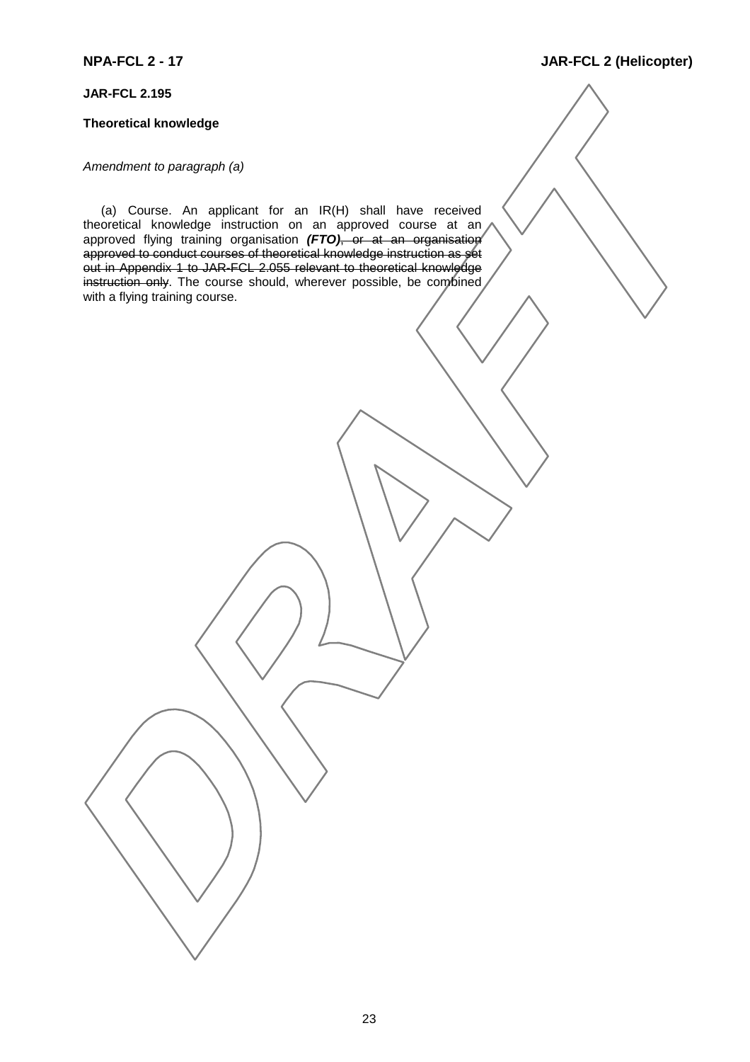**JAR-FCL 2.195**

**Theoretical knowledge**

*Amendment to paragraph (a)*

(a) Course. An applicant for an IR(H) shall have received theoretical knowledge instruction on an approved course at an approved flying training organisation ***(FTO)***~~, or at an organisation approved to conduct courses of theoretical knowledge instruction as set out in Appendix 1 to JAR-FCL 2.055 relevant to theoretical knowledge instruction only~~. The course should, wherever possible, be combined with a flying training course.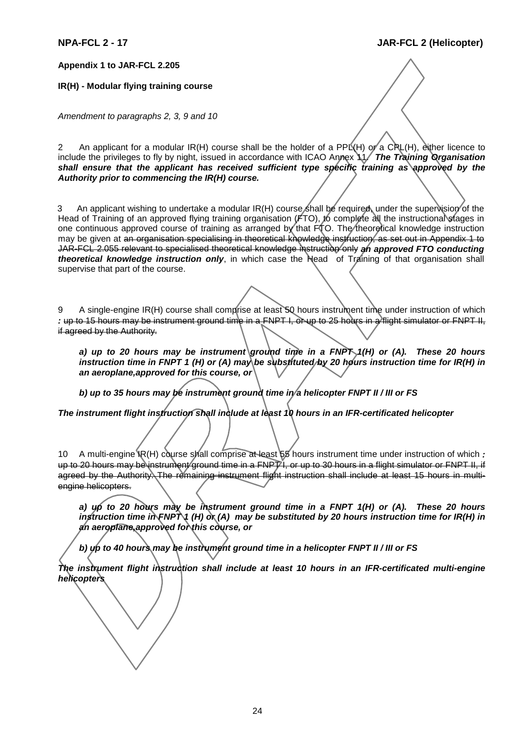**Appendix 1 to JAR-FCL 2.205**

**IR(H) - Modular flying training course**

*Amendment to paragraphs 2, 3, 9 and 10*

2 An applicant for a modular IR(H) course shall be the holder of a PPL(H) or a CPL(H), either licence to include the privileges to fly by night, issued in accordance with ICAO Annex 11. ***The Training Organisation shall ensure that the applicant has received sufficient type specific training as approved by the Authority prior to commencing the IR(H) course.***

3 An applicant wishing to undertake a modular IR(H) course shall be required, under the supervision of the Head of Training of an approved flying training organisation (FTO), to complete all the instructional stages in one continuous approved course of training as arranged by that FTO. The theoretical knowledge instruction may be given at ~~an organisation specialising in theoretical knowledge instruction, as set out in Appendix 1 to JAR-FCL 2.055 relevant to specialised theoretical knowledge instruction only~~ ***an approved FTO conducting theoretical knowledge instruction only***, in which case the Head of Training of that organisation shall supervise that part of the course.

9 A single-engine IR(H) course shall comprise at least 50 hours instrument time under instruction of which ***:*** ~~up to 15 hours may be instrument ground time in a FNPT I, or up to 25 hours in a flight simulator or FNPT II, if agreed by the Authority.~~

***a) up to 20 hours may be instrument ground time in a FNPT 1(H) or (A). These 20 hours instruction time in FNPT 1 (H) or (A) may be substituted by 20 hours instruction time for IR(H) in an aeroplane,approved for this course, or***

***b) up to 35 hours may be instrument ground time in a helicopter FNPT II / III or FS***

***The instrument flight instruction shall include at least 10 hours in an IFR-certificated helicopter***

10 A multi-engine IR(H) course shall comprise at least 55 hours instrument time under instruction of which ***:*** ~~up to 20 hours may be instrument ground time in a FNPT I, or up to 30 hours in a flight simulator or FNPT II, if agreed by the Authority. The remaining instrument flight instruction shall include at least 15 hours in multi-engine helicopters.~~

***a) up to 20 hours may be instrument ground time in a FNPT 1(H) or (A). These 20 hours instruction time in FNPT 1 (H) or (A) may be substituted by 20 hours instruction time for IR(H) in an aeroplane,approved for this course, or***

***b) up to 40 hours may be instrument ground time in a helicopter FNPT II / III or FS***

***The instrument flight instruction shall include at least 10 hours in an IFR-certificated multi-engine helicopters***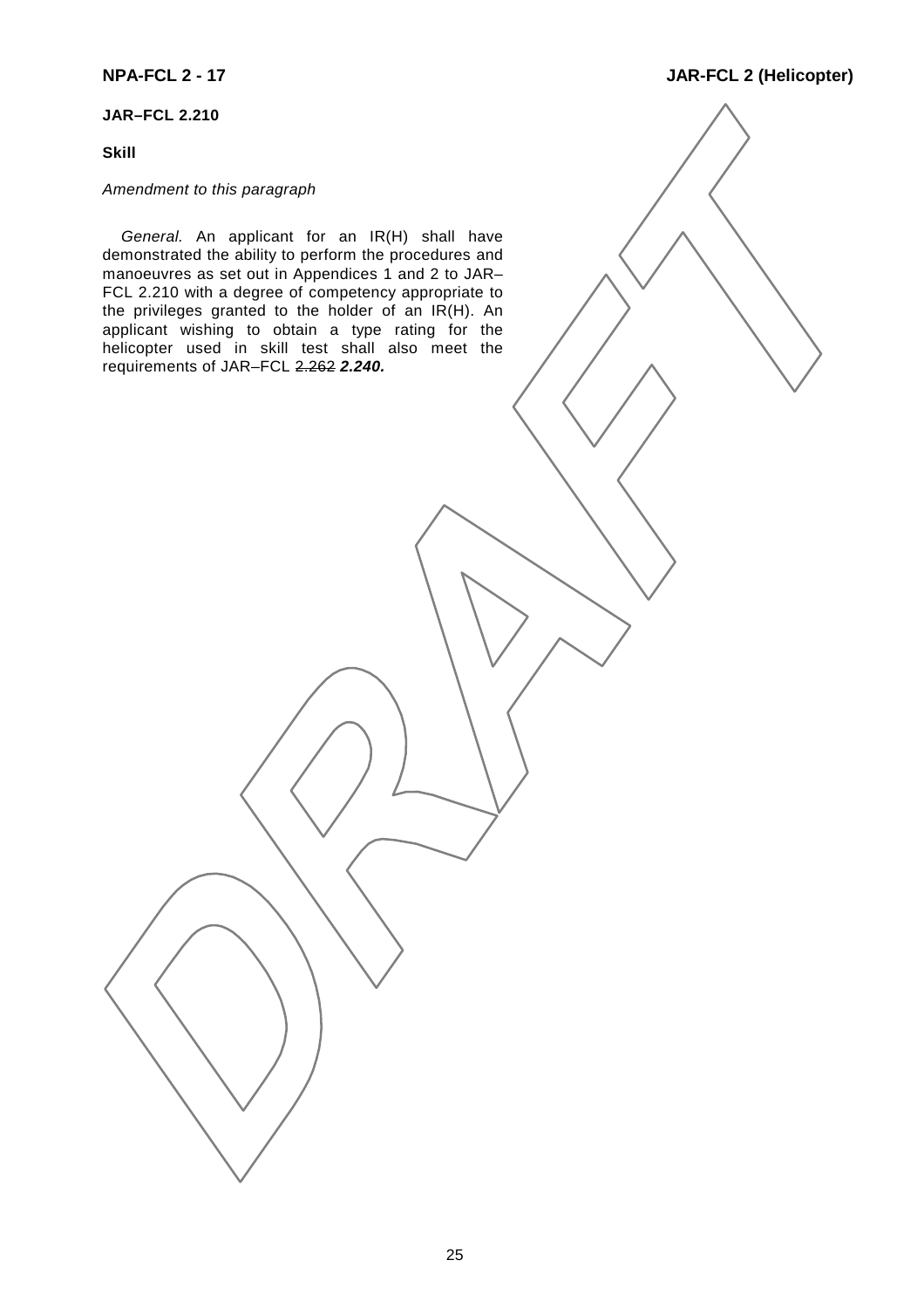**JAR–FCL 2.210**

**Skill**

*Amendment to this paragraph*

*General.* An applicant for an IR(H) shall have demonstrated the ability to perform the procedures and manoeuvres as set out in Appendices 1 and 2 to JAR–FCL 2.210 with a degree of competency appropriate to the privileges granted to the holder of an IR(H). An applicant wishing to obtain a type rating for the helicopter used in skill test shall also meet the requirements of JAR–FCL ~~2.262~~ ***2.240.***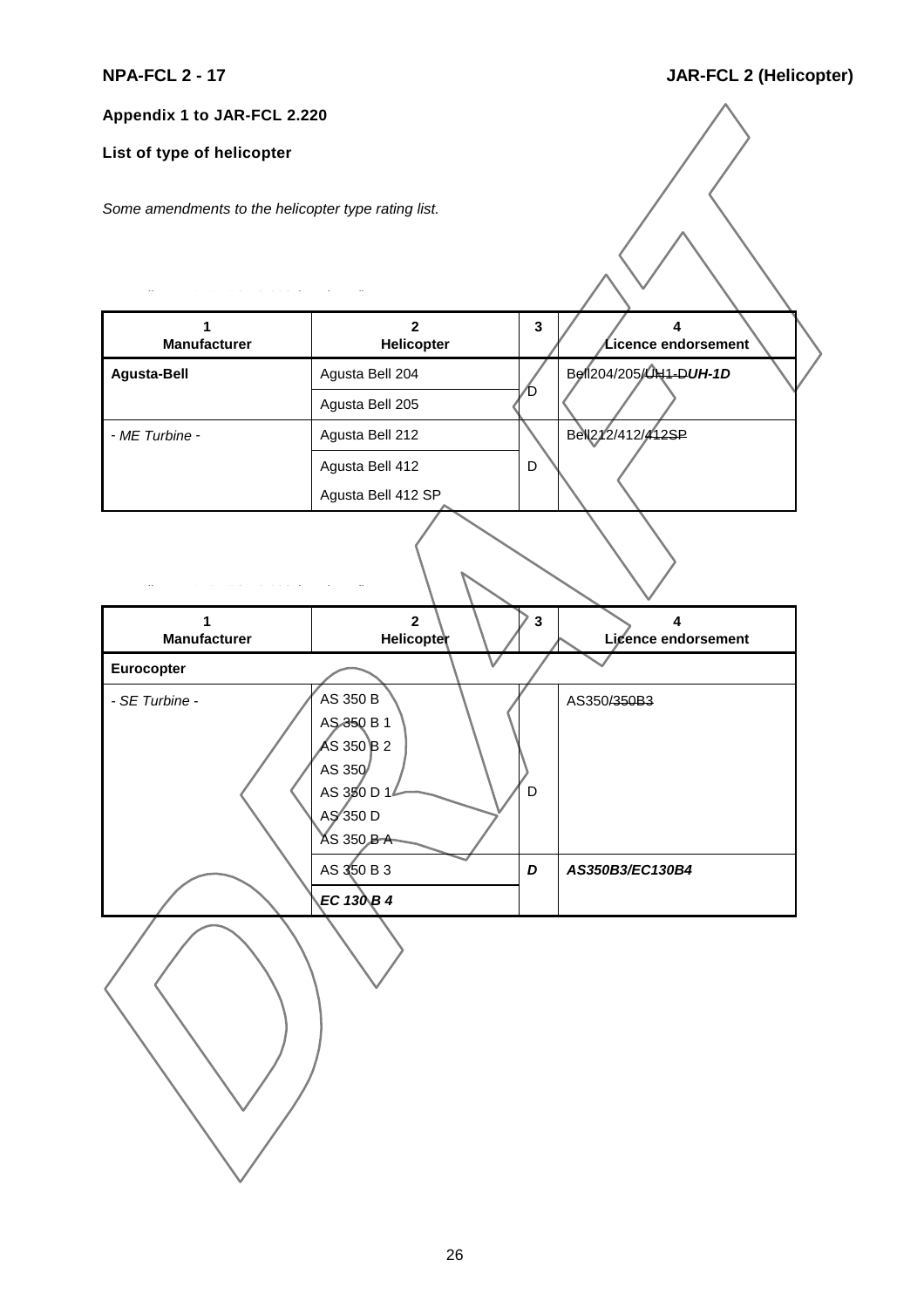## Appendix 1 to JAR-FCL 2.220

### List of type of helicopter

*Some amendments to the helicopter type rating list.*

| 1<br>Manufacturer | 2<br>Helicopter | 3 | 4<br>Licence endorsement |
|---|---|---|---|
| **Agusta-Bell** | Agusta Bell 204<br>Agusta Bell 205 | D | Bell204/205/~~UH1-D~~***UH-1D*** |
| *- ME Turbine -* | Agusta Bell 212<br>Agusta Bell 412<br>Agusta Bell 412 SP | D | Bell212/412/~~412SP~~ |

| 1<br>Manufacturer | 2<br>Helicopter | 3 | 4<br>Licence endorsement |
|---|---|---|---|
| **Eurocopter** | | | |
| *- SE Turbine -* | AS 350 B<br>AS 350 B 1<br>AS 350 B 2<br>AS 350<br>AS 350 D 1<br>AS 350 D<br>~~AS 350 B-A~~ | D | AS350/~~350B3~~ |
| | AS 350 B 3<br>***EC 130 B 4*** | ***D*** | ***AS350B3/EC130B4*** |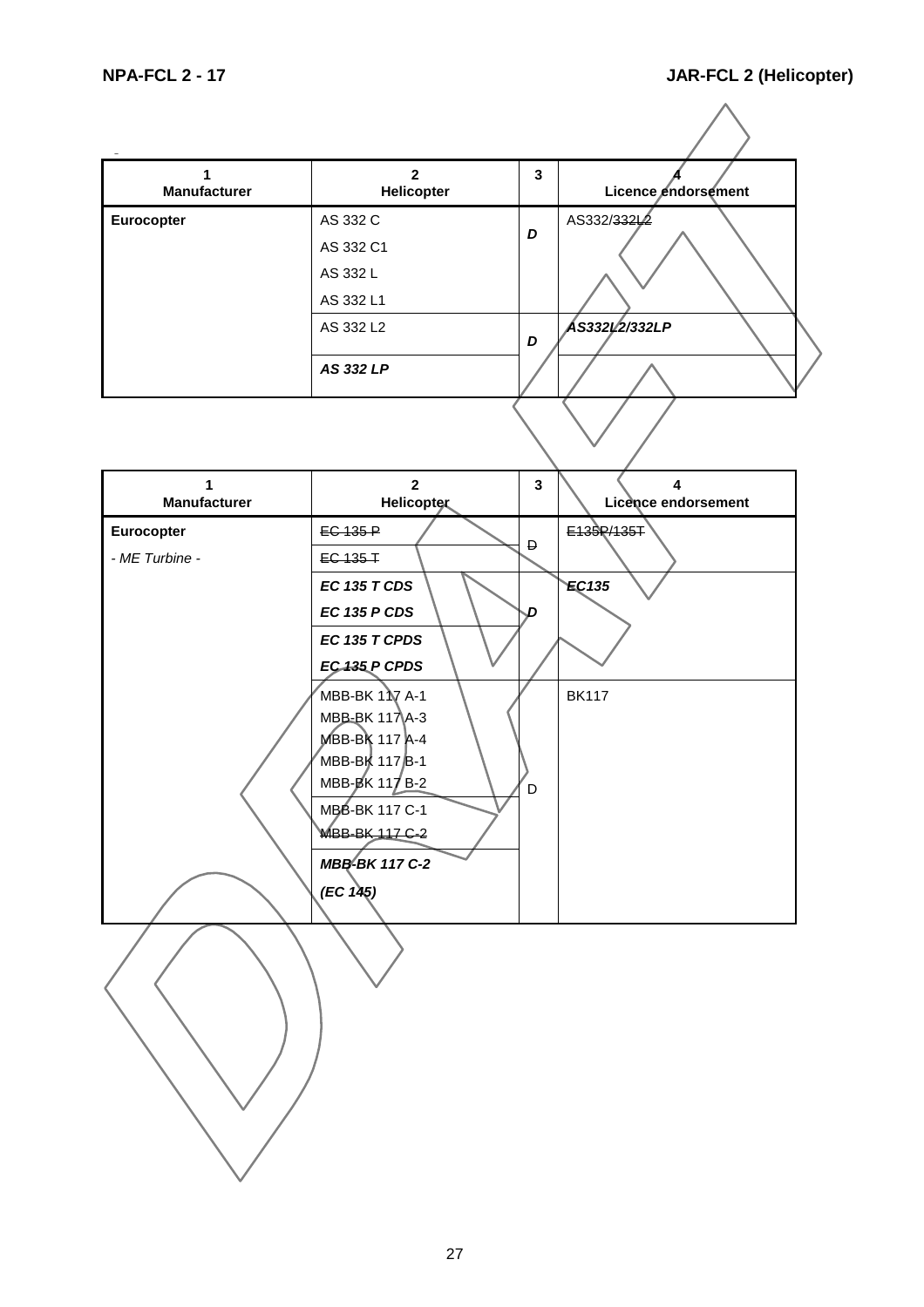| 1<br>Manufacturer | 2<br>Helicopter | 3 | 4<br>Licence endorsement |
|---|---|---|---|
| **Eurocopter** | AS 332 C<br>AS 332 C1<br>AS 332 L<br>AS 332 L1 | ***D*** | AS332/~~332L2~~ |
| | AS 332 L2 | ***D*** | ***AS332L2/332LP*** |
| | ***AS 332 LP*** | | |

| 1<br>Manufacturer | 2<br>Helicopter | 3 | 4<br>Licence endorsement |
|---|---|---|---|
| **Eurocopter**<br>*- ME Turbine -* | ~~EC 135 P~~<br>~~EC 135 T~~ | ~~D~~ | ~~E135P/135T~~ |
| | ***EC 135 T CDS***<br>***EC 135 P CDS*** | ***D*** | ***EC135*** |
| | ***EC 135 T CPDS***<br>***EC 135 P CPDS*** | | |
| | MBB-BK 117 A-1<br>MBB-BK 117 A-3<br>MBB-BK 117 A-4<br>MBB-BK 117 B-1<br>MBB-BK 117 B-2 | D | BK117 |
| | MBB-BK 117 C-1<br>~~MBB-BK 117 C-2~~ | | |
| | ***MBB-BK 117 C-2***<br>***(EC 145)*** | | |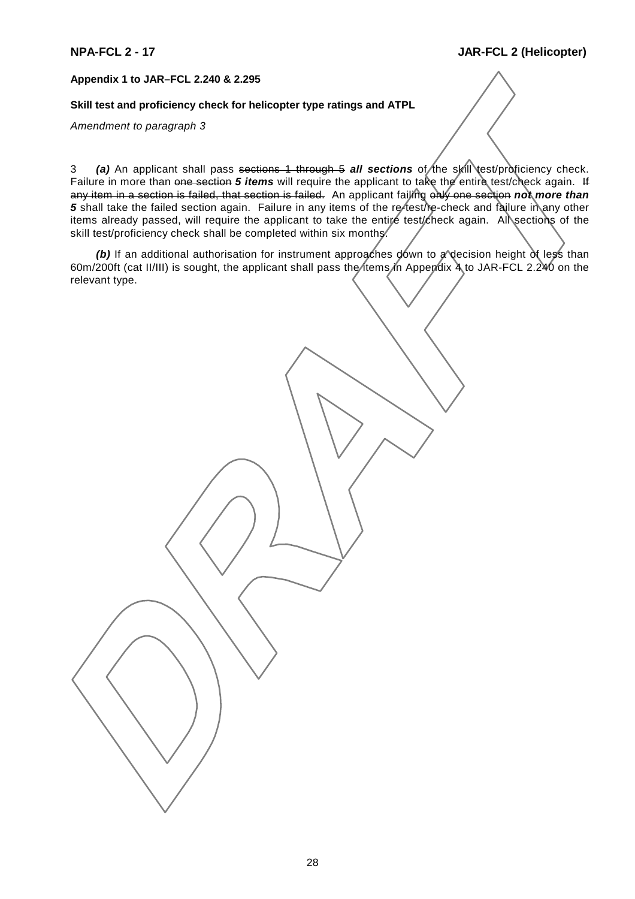**Appendix 1 to JAR–FCL 2.240 & 2.295**

**Skill test and proficiency check for helicopter type ratings and ATPL**

*Amendment to paragraph 3*

3 ***(a)*** An applicant shall pass ~~sections 1 through 5~~ ***all sections*** of the skill test/proficiency check. Failure in more than ~~one section~~ ***5 items*** will require the applicant to take the entire test/check again. ~~If any item in a section is failed, that section is failed.~~ An applicant failing ~~only one section~~ ***not more than 5*** shall take the failed section again. Failure in any items of the re-test/re-check and failure in any other items already passed, will require the applicant to take the entire test/check again. All sections of the skill test/proficiency check shall be completed within six months.

***(b)*** If an additional authorisation for instrument approaches down to a decision height of less than 60m/200ft (cat II/III) is sought, the applicant shall pass the items in Appendix 4 to JAR-FCL 2.240 on the relevant type.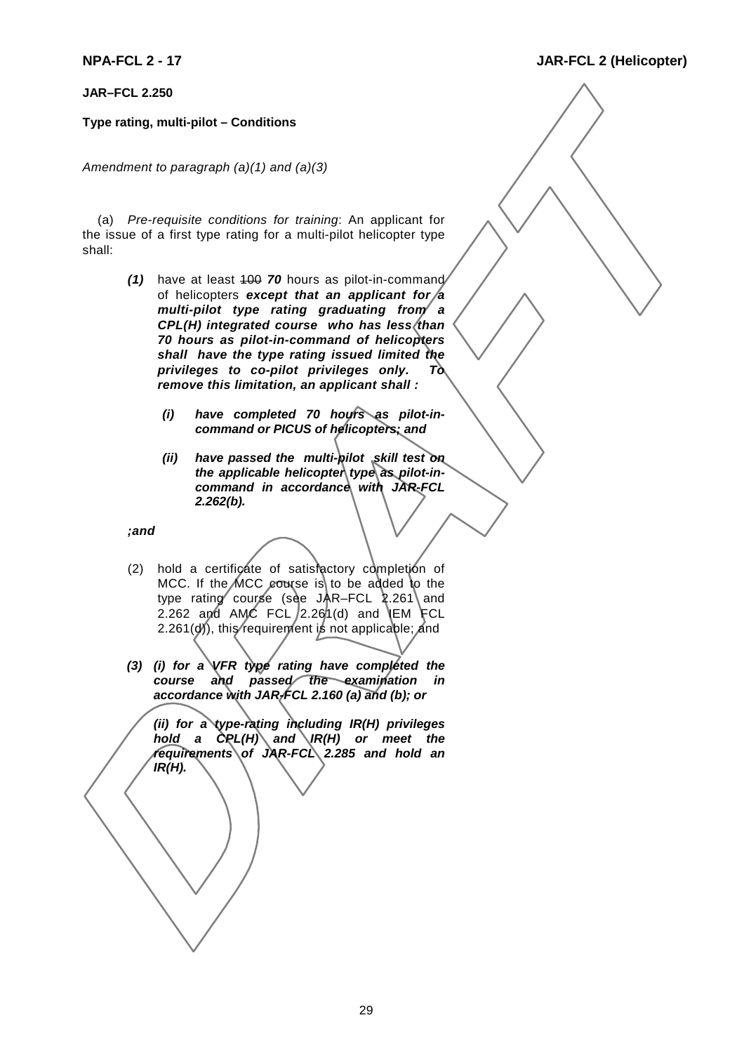**JAR–FCL 2.250**

**Type rating, multi-pilot – Conditions**

*Amendment to paragraph (a)(1) and (a)(3)*

(a) *Pre-requisite conditions for training*: An applicant for the issue of a first type rating for a multi-pilot helicopter type shall:

***(1)*** have at least ~~100~~ ***70*** hours as pilot-in-command of helicopters ***except that an applicant for a multi-pilot type rating graduating from a CPL(H) integrated course who has less than 70 hours as pilot-in-command of helicopters shall have the type rating issued limited the privileges to co-pilot privileges only. To remove this limitation, an applicant shall :***

***(i) have completed 70 hours as pilot-in-command or PICUS of helicopters; and***

***(ii) have passed the multi-pilot skill test on the applicable helicopter type as pilot-in-command in accordance with JAR-FCL 2.262(b).***

***;and***

(2) hold a certificate of satisfactory completion of MCC. If the MCC course is to be added to the type rating course (see JAR–FCL 2.261 and 2.262 and AMC FCL 2.261(d) and IEM FCL 2.261(d)), this requirement is not applicable; and

***(3) (i) for a VFR type rating have completed the course and passed the examination in accordance with JAR-FCL 2.160 (a) and (b); or***

***(ii) for a type-rating including IR(H) privileges hold a CPL(H) and IR(H) or meet the requirements of JAR-FCL 2.285 and hold an IR(H).***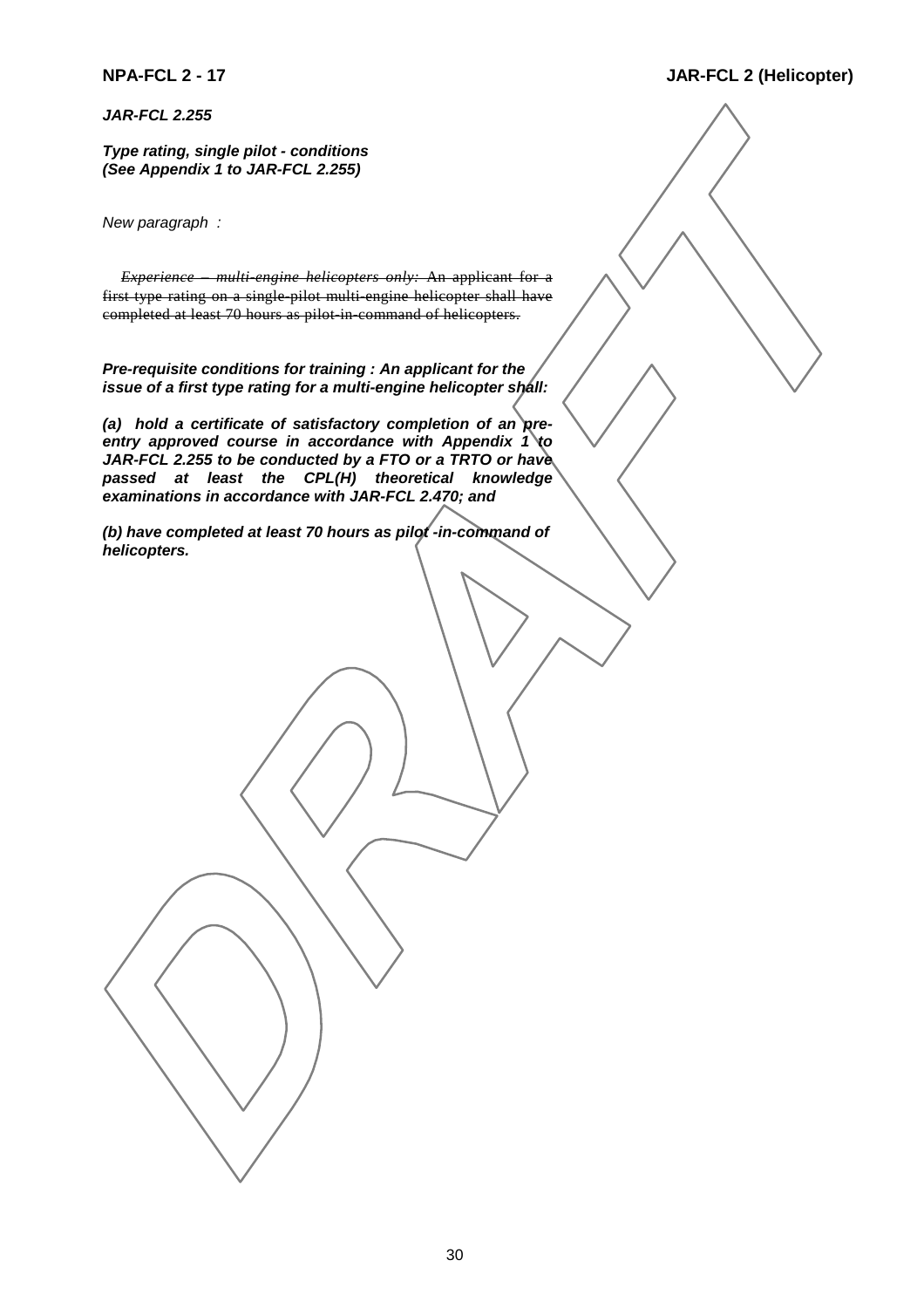***JAR-FCL 2.255***

***Type rating, single pilot - conditions***
***(See Appendix 1 to JAR-FCL 2.255)***

*New paragraph :*

~~*Experience – multi-engine helicopters only:* An applicant for a first type rating on a single-pilot multi-engine helicopter shall have completed at least 70 hours as pilot-in-command of helicopters.~~

***Pre-requisite conditions for training : An applicant for the issue of a first type rating for a multi-engine helicopter shall:***

***(a) hold a certificate of satisfactory completion of an pre-entry approved course in accordance with Appendix 1 to JAR-FCL 2.255 to be conducted by a FTO or a TRTO or have passed at least the CPL(H) theoretical knowledge examinations in accordance with JAR-FCL 2.470; and***

***(b) have completed at least 70 hours as pilot -in-command of helicopters.***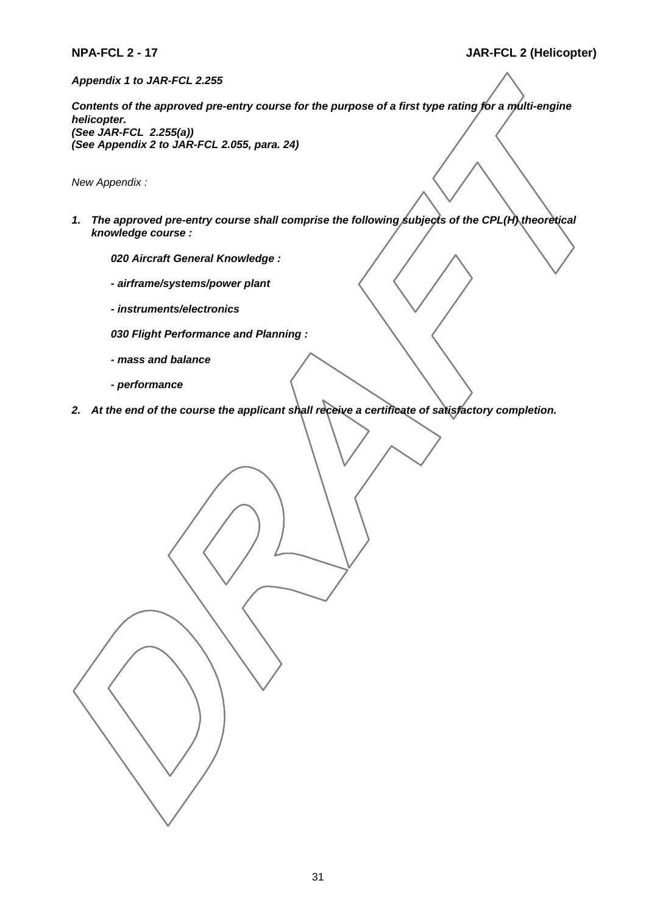***Appendix 1 to JAR-FCL 2.255***

***Contents of the approved pre-entry course for the purpose of a first type rating for a multi-engine helicopter.***
***(See JAR-FCL 2.255(a))***
***(See Appendix 2 to JAR-FCL 2.055, para. 24)***

*New Appendix :*

1. ***The approved pre-entry course shall comprise the following subjects of the CPL(H) theoretical knowledge course :***

   ***020 Aircraft General Knowledge :***

   ***- airframe/systems/power plant***

   ***- instruments/electronics***

   ***030 Flight Performance and Planning :***

   ***- mass and balance***

   ***- performance***

2. ***At the end of the course the applicant shall receive a certificate of satisfactory completion.***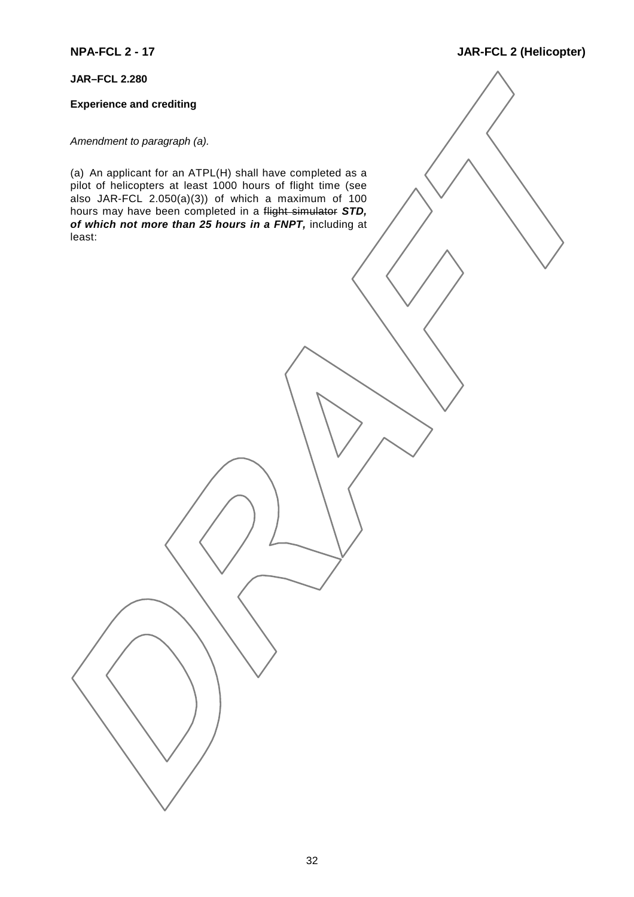**JAR–FCL 2.280**

**Experience and crediting**

*Amendment to paragraph (a).*

(a) An applicant for an ATPL(H) shall have completed as a pilot of helicopters at least 1000 hours of flight time (see also JAR-FCL 2.050(a)(3)) of which a maximum of 100 hours may have been completed in a ~~flight simulator~~ ***STD, of which not more than 25 hours in a FNPT,*** including at least: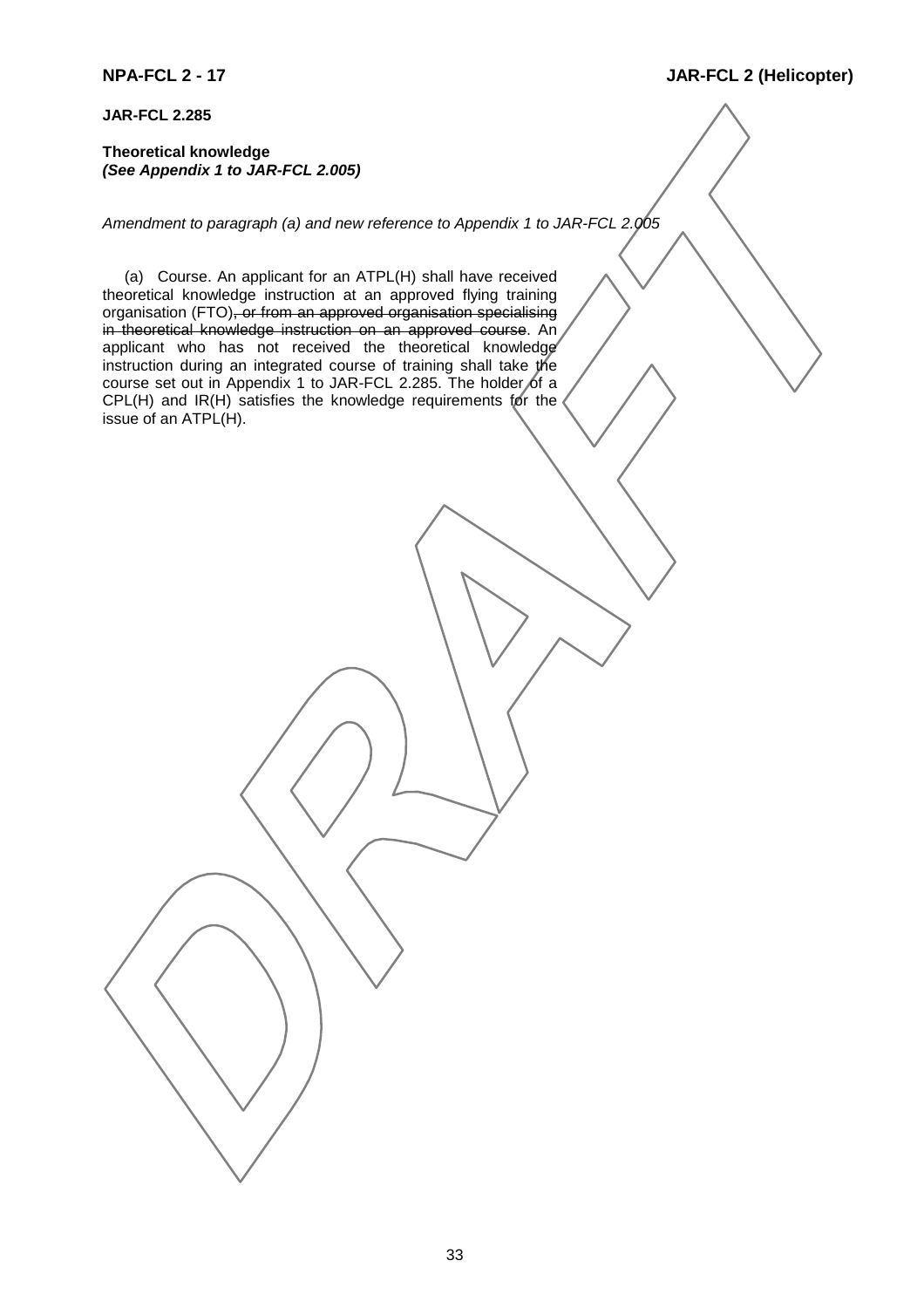**JAR-FCL 2.285**

**Theoretical knowledge**
***(See Appendix 1 to JAR-FCL 2.005)***

*Amendment to paragraph (a) and new reference to Appendix 1 to JAR-FCL 2.005*

(a) Course. An applicant for an ATPL(H) shall have received theoretical knowledge instruction at an approved flying training organisation (FTO)~~, or from an approved organisation specialising in theoretical knowledge instruction on an approved course~~. An applicant who has not received the theoretical knowledge instruction during an integrated course of training shall take the course set out in Appendix 1 to JAR-FCL 2.285. The holder of a CPL(H) and IR(H) satisfies the knowledge requirements for the issue of an ATPL(H).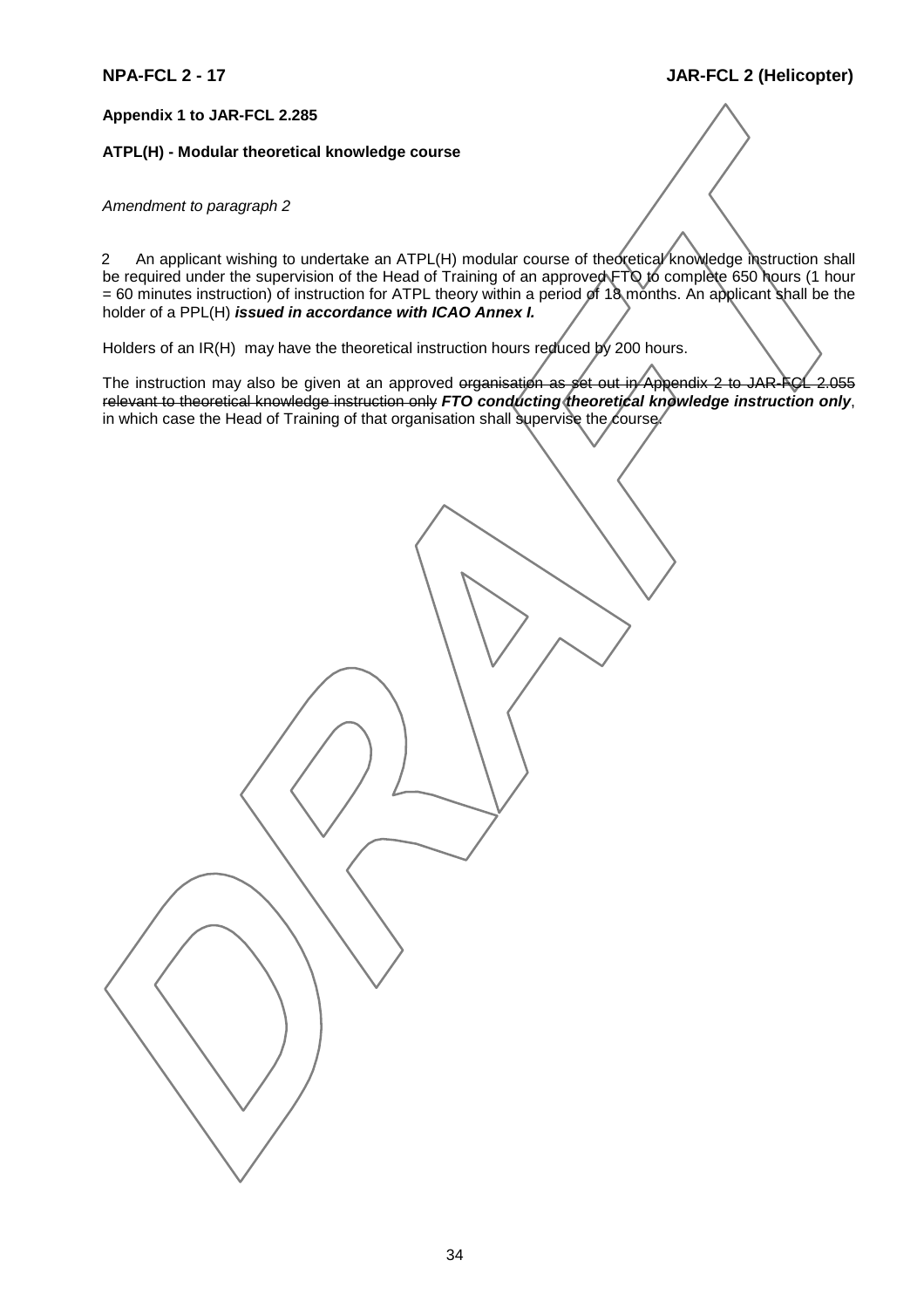**Appendix 1 to JAR-FCL 2.285**

**ATPL(H) - Modular theoretical knowledge course**

*Amendment to paragraph 2*

2 An applicant wishing to undertake an ATPL(H) modular course of theoretical knowledge instruction shall be required under the supervision of the Head of Training of an approved FTO to complete 650 hours (1 hour = 60 minutes instruction) of instruction for ATPL theory within a period of 18 months. An applicant shall be the holder of a PPL(H) ***issued in accordance with ICAO Annex I.***

Holders of an IR(H) may have the theoretical instruction hours reduced by 200 hours.

The instruction may also be given at an approved ~~organisation as set out in Appendix 2 to JAR-FCL 2.055 relevant to theoretical knowledge instruction only~~ ***FTO conducting theoretical knowledge instruction only***, in which case the Head of Training of that organisation shall supervise the course.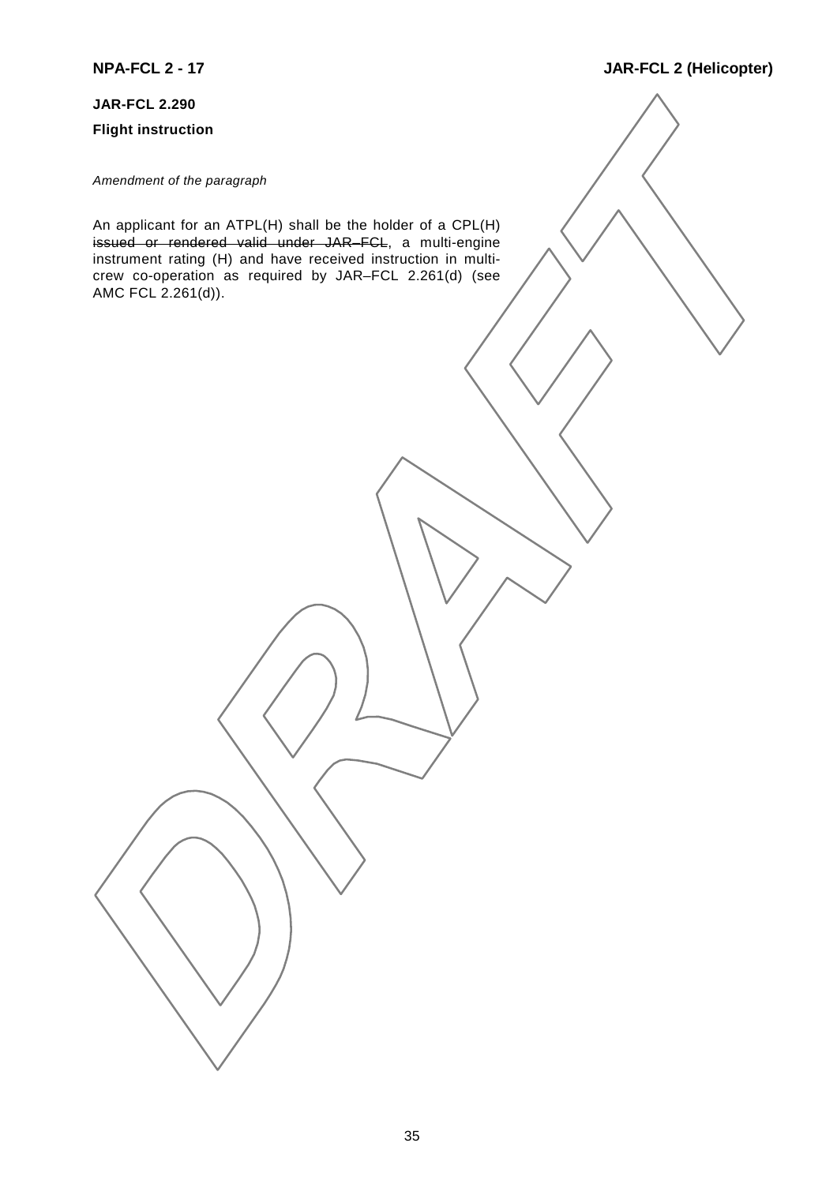**JAR-FCL 2.290**

**Flight instruction**

*Amendment of the paragraph*

An applicant for an ATPL(H) shall be the holder of a CPL(H) ~~issued or rendered valid under JAR–FCL~~, a multi-engine instrument rating (H) and have received instruction in multi-crew co-operation as required by JAR–FCL 2.261(d) (see AMC FCL 2.261(d)).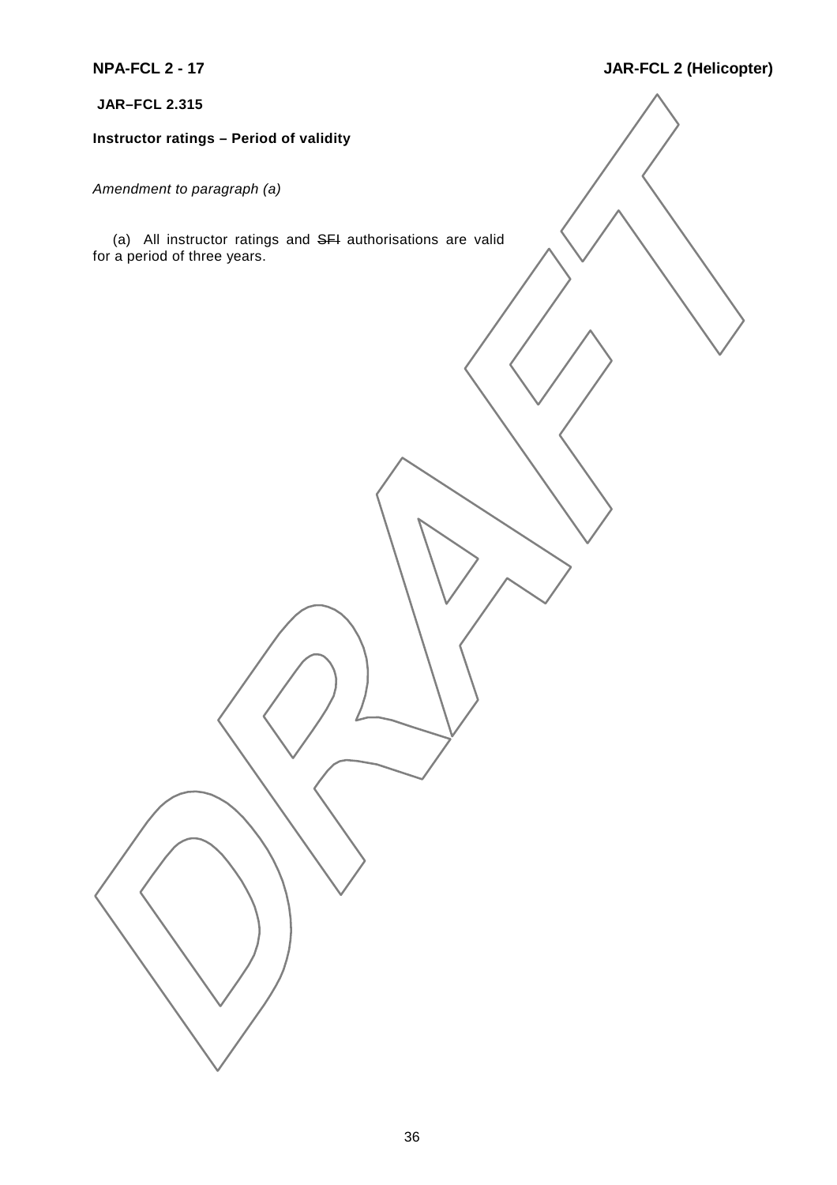**JAR–FCL 2.315**

**Instructor ratings – Period of validity**

*Amendment to paragraph (a)*

(a) All instructor ratings and ~~SFI~~ authorisations are valid for a period of three years.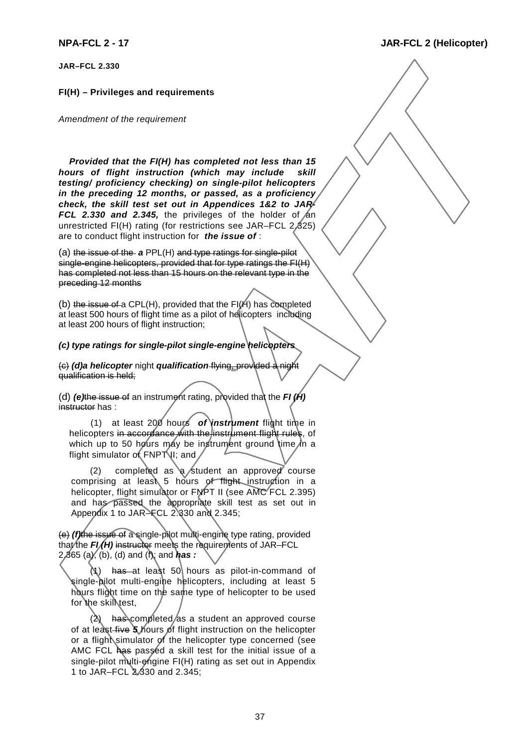**JAR–FCL 2.330**

**FI(H) – Privileges and requirements**

*Amendment of the requirement*

***Provided that the FI(H) has completed not less than 15 hours of flight instruction (which may include skill testing/ proficiency checking) on single-pilot helicopters in the preceding 12 months, or passed, as a proficiency check, the skill test set out in Appendices 1&2 to JAR-FCL 2.330 and 2.345,*** the privileges of the holder of an unrestricted FI(H) rating (for restrictions see JAR–FCL 2.325) are to conduct flight instruction for ***the issue of*** :

(a) ~~the issue of the~~ ***a*** PPL(H) ~~and type ratings for single-pilot single-engine helicopters, provided that for type ratings the FI(H) has completed not less than 15 hours on the relevant type in the preceding 12 months~~

(b) ~~the issue of~~ a CPL(H), provided that the FI(H) has completed at least 500 hours of flight time as a pilot of helicopters including at least 200 hours of flight instruction;

***(c) type ratings for single-pilot single-engine helicopters***

~~(c)~~ ***(d)a helicopter*** night ***qualification*** ~~flying, provided a night qualification is held;~~

(d) ***(e)***~~the issue of~~ an instrument rating, provided that the ***FI (H)*** ~~instructor~~ has :

(1) at least 200 hours ***of instrument*** flight time in helicopters ~~in accordance with the instrument flight rules~~, of which up to 50 hours may be instrument ground time in a flight simulator or FNPT II; and

(2) completed as a student an approved course comprising at least 5 hours of flight instruction in a helicopter, flight simulator or FNPT II (see AMC FCL 2.395) and has passed the appropriate skill test as set out in Appendix 1 to JAR–FCL 2.330 and 2.345;

~~(e)~~ ***(f)***~~the issue of~~ a single-pilot multi-engine type rating, provided that the ***FI (H)*** ~~instructor~~ meets the requirements of JAR–FCL 2.365 (a), (b), (d) and (f); and ***has :***

(1) ~~has~~ at least 50 hours as pilot-in-command of single-pilot multi-engine helicopters, including at least 5 hours flight time on the same type of helicopter to be used for the skill test,

(2) ~~has~~ completed as a student an approved course of at least ~~five~~ ***5*** hours of flight instruction on the helicopter or a flight simulator of the helicopter type concerned (see AMC FCL ~~has~~ passed a skill test for the initial issue of a single-pilot multi-engine FI(H) rating as set out in Appendix 1 to JAR–FCL 2.330 and 2.345;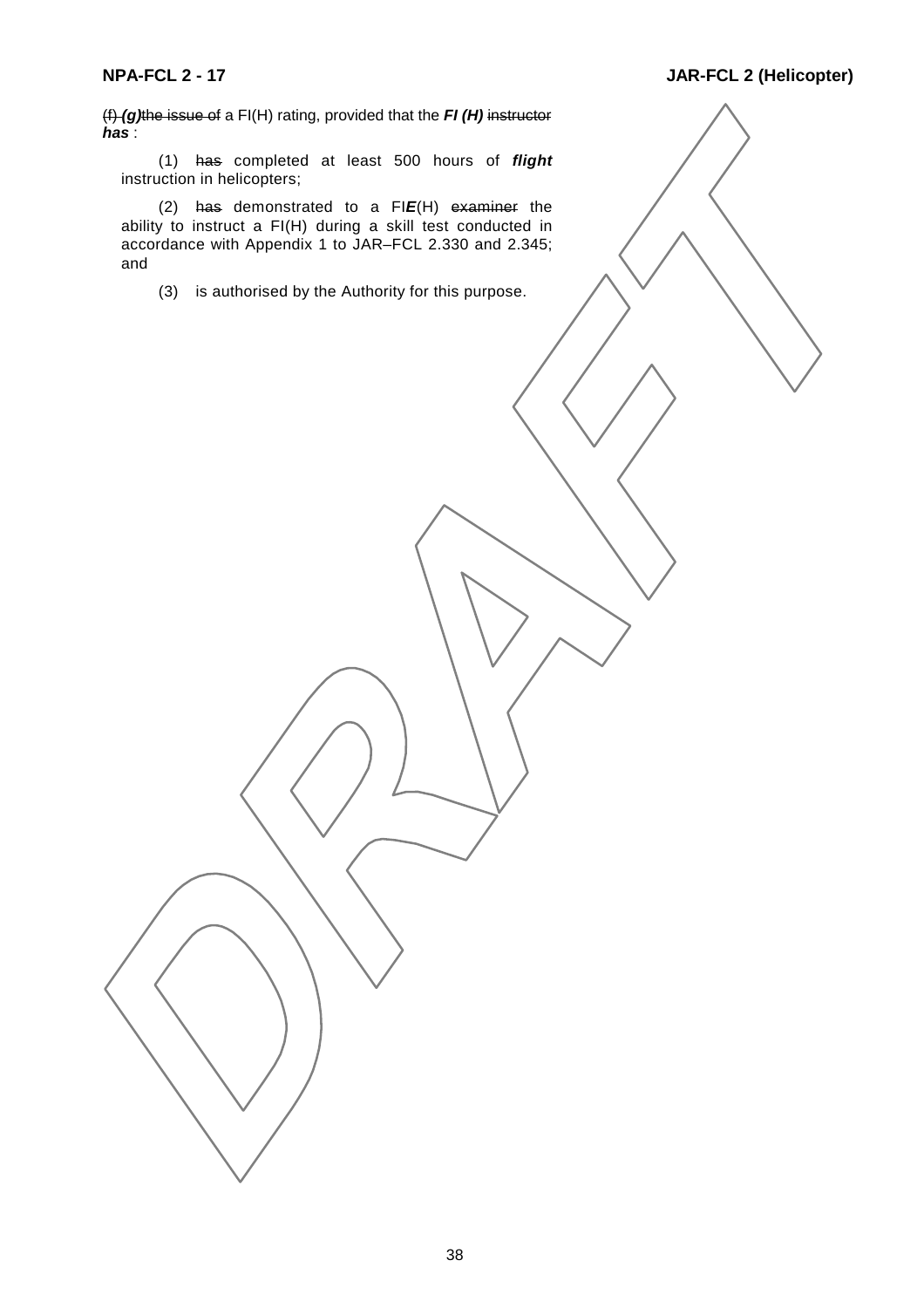~~(f)~~ ***(g)***~~the issue of~~ a FI(H) rating, provided that the ***FI (H)*** ~~instructor~~ ***has*** :

(1) ~~has~~ completed at least 500 hours of ***flight*** instruction in helicopters;

(2) ~~has~~ demonstrated to a FI***E***(H) ~~examiner~~ the ability to instruct a FI(H) during a skill test conducted in accordance with Appendix 1 to JAR–FCL 2.330 and 2.345; and

(3) is authorised by the Authority for this purpose.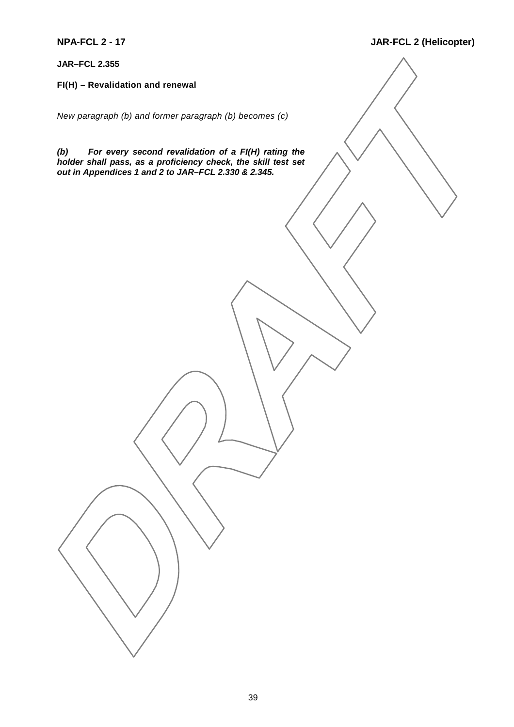**JAR–FCL 2.355**

**FI(H) – Revalidation and renewal**

*New paragraph (b) and former paragraph (b) becomes (c)*

***(b) For every second revalidation of a FI(H) rating the holder shall pass, as a proficiency check, the skill test set out in Appendices 1 and 2 to JAR–FCL 2.330 & 2.345.***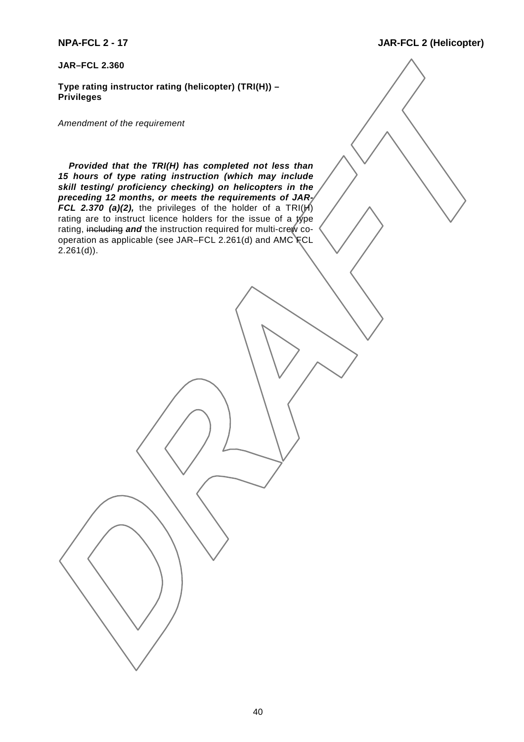**JAR–FCL 2.360**

**Type rating instructor rating (helicopter) (TRI(H)) – Privileges**

*Amendment of the requirement*

***Provided that the TRI(H) has completed not less than 15 hours of type rating instruction (which may include skill testing/ proficiency checking) on helicopters in the preceding 12 months, or meets the requirements of JAR-FCL 2.370 (a)(2),*** the privileges of the holder of a TRI(H) rating are to instruct licence holders for the issue of a type rating, ~~including~~ ***and*** the instruction required for multi-crew co-operation as applicable (see JAR–FCL 2.261(d) and AMC FCL 2.261(d)).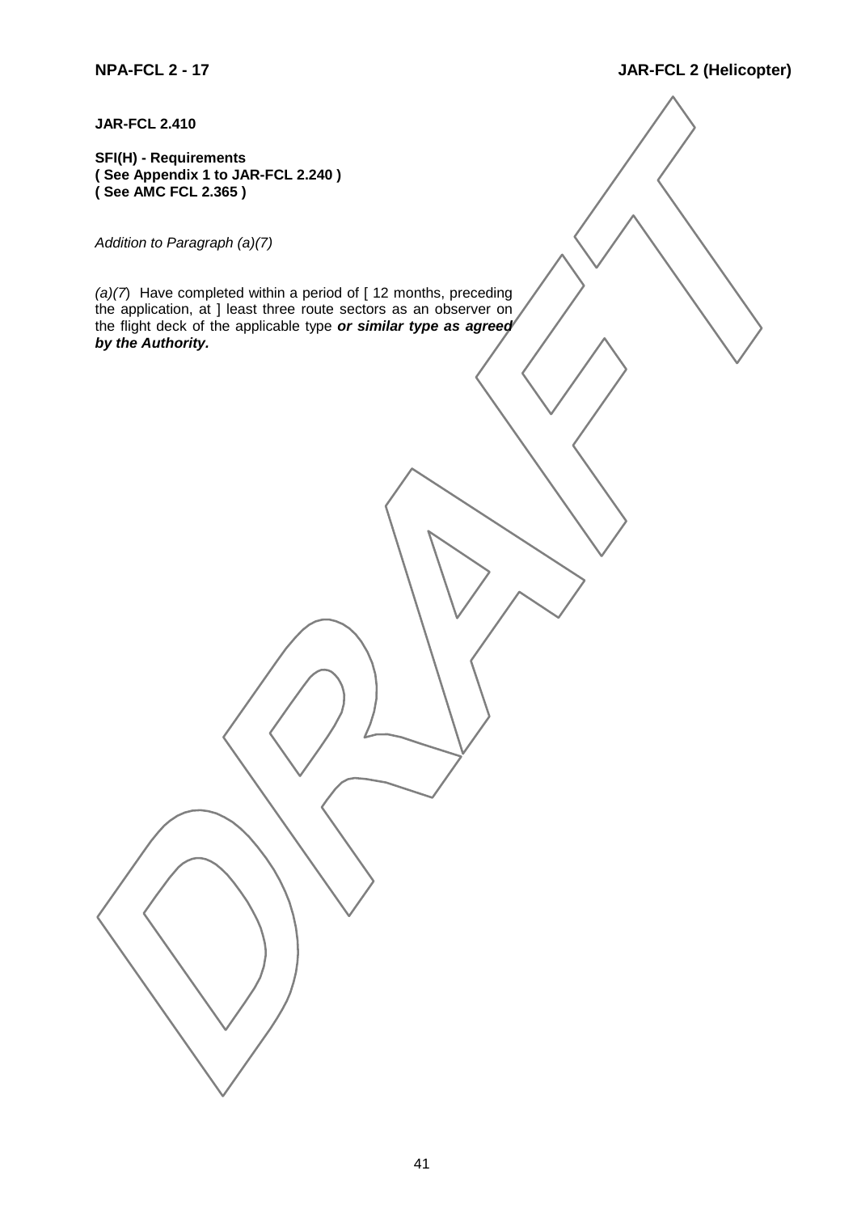**JAR-FCL 2.410**

**SFI(H) - Requirements**
**( See Appendix 1 to JAR-FCL 2.240 )**
**( See AMC FCL 2.365 )**

*Addition to Paragraph (a)(7)*

*(a)(7*)  Have completed within a period of [ 12 months, preceding the application, at ] least three route sectors as an observer on the flight deck of the applicable type ***or similar type as agreed by the Authority.***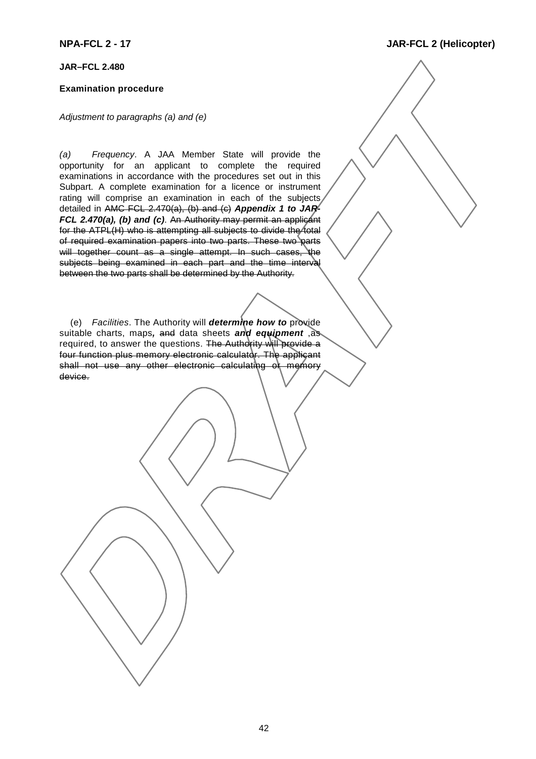**JAR–FCL 2.480**

**Examination procedure**

*Adjustment to paragraphs (a) and (e)*

*(a) Frequency*. A JAA Member State will provide the opportunity for an applicant to complete the required examinations in accordance with the procedures set out in this Subpart. A complete examination for a licence or instrument rating will comprise an examination in each of the subjects detailed in ~~AMC FCL 2.470(a), (b) and (c)~~ ***Appendix 1 to JAR-FCL 2.470(a), (b) and (c)***. ~~An Authority may permit an applicant for the ATPL(H) who is attempting all subjects to divide the total of required examination papers into two parts. These two parts will together count as a single attempt. In such cases, the subjects being examined in each part and the time interval between the two parts shall be determined by the Authority.~~

(e) *Facilities*. The Authority will ***determine how to*** provide suitable charts, maps***,*** ~~and~~ data sheets ***and equipment*** ,as required, to answer the questions. ~~The Authority will provide a four function plus memory electronic calculator. The applicant shall not use any other electronic calculating or memory device.~~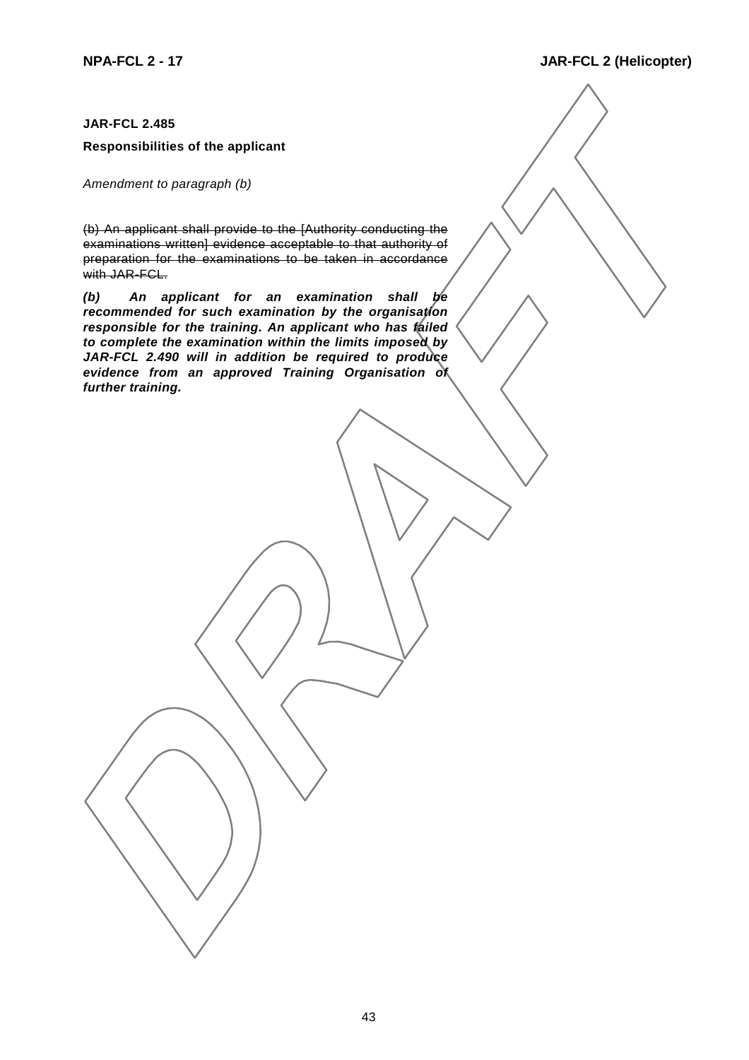**JAR-FCL 2.485**

**Responsibilities of the applicant**

*Amendment to paragraph (b)*

~~(b) An applicant shall provide to the [Authority conducting the examinations written] evidence acceptable to that authority of preparation for the examinations to be taken in accordance with JAR-FCL.~~

***(b) An applicant for an examination shall be recommended for such examination by the organisation responsible for the training. An applicant who has failed to complete the examination within the limits imposed by JAR-FCL 2.490 will in addition be required to produce evidence from an approved Training Organisation of further training.***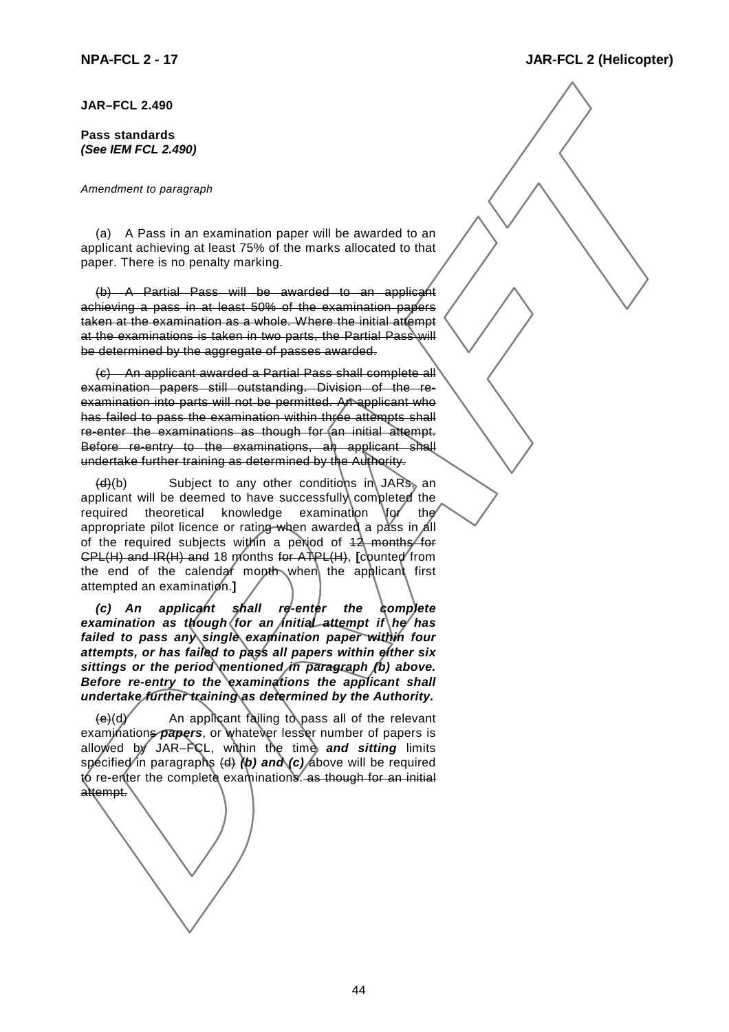**JAR–FCL 2.490**

**Pass standards**
***(See IEM FCL 2.490)***

*Amendment to paragraph*

(a) A Pass in an examination paper will be awarded to an applicant achieving at least 75% of the marks allocated to that paper. There is no penalty marking.

~~(b) A Partial Pass will be awarded to an applicant achieving a pass in at least 50% of the examination papers taken at the examination as a whole. Where the initial attempt at the examinations is taken in two parts, the Partial Pass will be determined by the aggregate of passes awarded.~~

~~(c) An applicant awarded a Partial Pass shall complete all examination papers still outstanding. Division of the re-examination into parts will not be permitted. An applicant who has failed to pass the examination within three attempts shall re-enter the examinations as though for an initial attempt. Before re-entry to the examinations, an applicant shall undertake further training as determined by the Authority.~~

~~(d)~~(b) Subject to any other conditions in JARs, an applicant will be deemed to have successfully completed the required theoretical knowledge examination for the appropriate pilot licence or rating when awarded a pass in all of the required subjects within a period of ~~12 months for CPL(H) and IR(H) and~~ 18 months ~~for ATPL(H)~~, **[**counted from the end of the calendar month when the applicant first attempted an examination.**]**

***(c) An applicant shall re-enter the complete examination as though for an initial attempt if he has failed to pass any single examination paper within four attempts, or has failed to pass all papers within either six sittings or the period mentioned in paragraph (b) above. Before re-entry to the examinations the applicant shall undertake further training as determined by the Authority.***

~~(e)~~(d) An applicant failing to pass all of the relevant examination~~s~~ ***papers***, or whatever lesser number of papers is allowed by JAR–FCL, within the time ***and sitting*** limits specified in paragraphs ~~(d)~~ ***(b) and (c)*** above will be required to re-enter the complete examinations~~. as though for an initial attempt.~~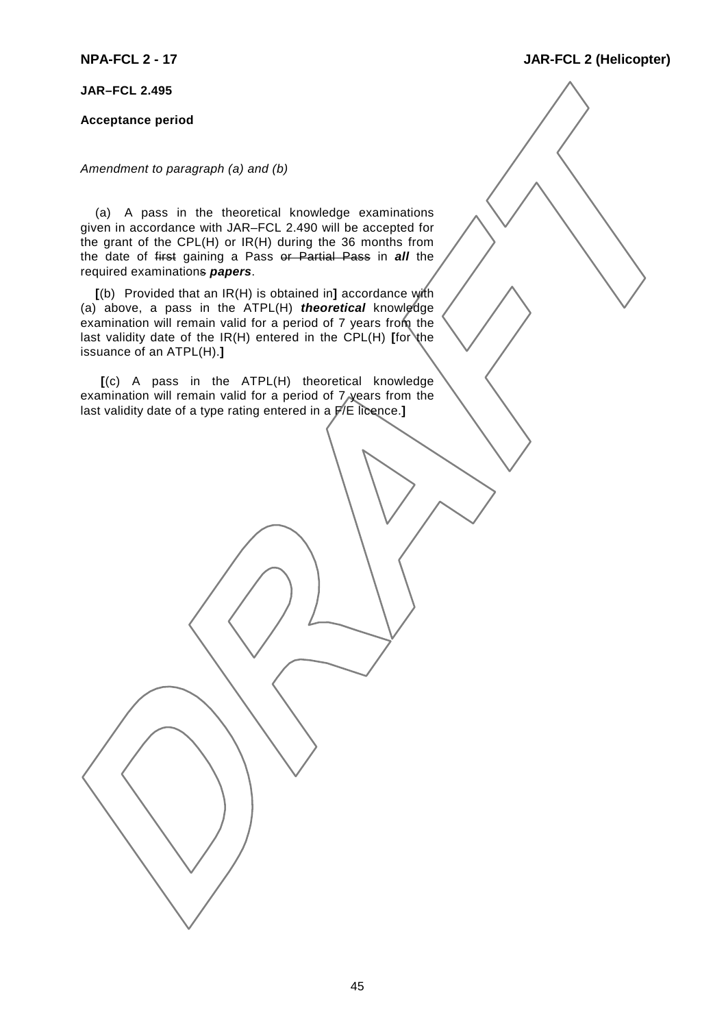**JAR–FCL 2.495**

**Acceptance period**

*Amendment to paragraph (a) and (b)*

(a) A pass in the theoretical knowledge examinations given in accordance with JAR–FCL 2.490 will be accepted for the grant of the CPL(H) or IR(H) during the 36 months from the date of ~~first~~ gaining a Pass ~~or Partial Pass~~ in ***all*** the required examination~~s~~ ***papers***.

**[**(b) Provided that an IR(H) is obtained in**]** accordance with (a) above, a pass in the ATPL(H) ***theoretical*** knowledge examination will remain valid for a period of 7 years from the last validity date of the IR(H) entered in the CPL(H) **[**for the issuance of an ATPL(H).**]**

**[**(c) A pass in the ATPL(H) theoretical knowledge examination will remain valid for a period of 7 years from the last validity date of a type rating entered in a F/E licence.**]**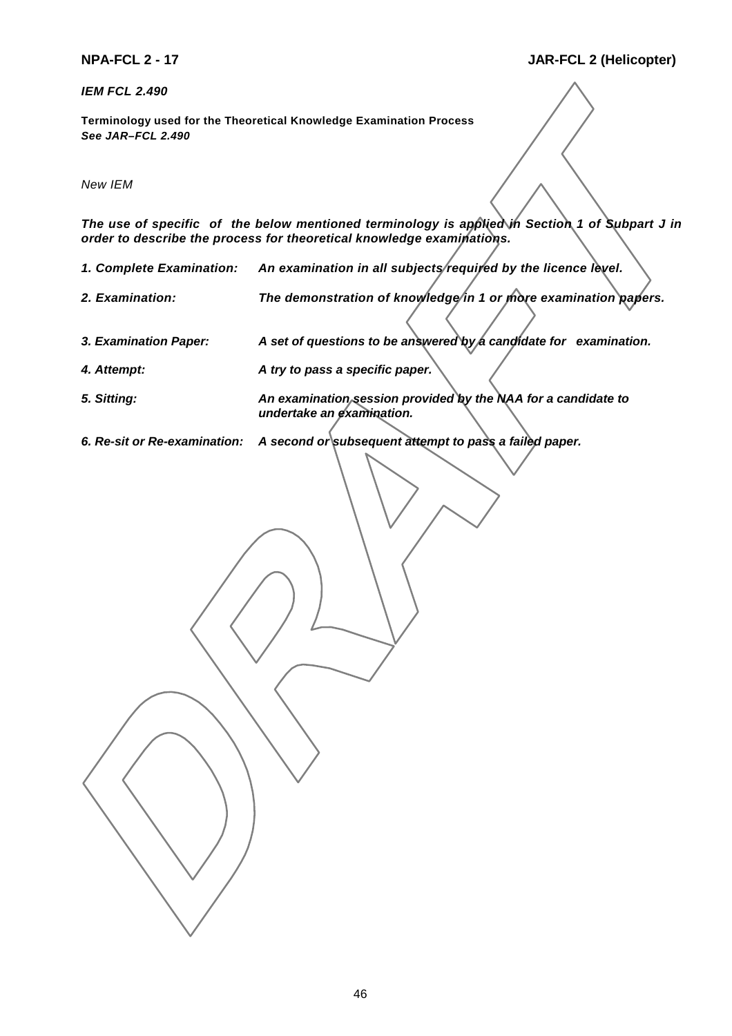*IEM FCL 2.490*

**Terminology used for the Theoretical Knowledge Examination Process**
***See JAR–FCL 2.490***

*New IEM*

***The use of specific of the below mentioned terminology is applied in Section 1 of Subpart J in order to describe the process for theoretical knowledge examinations.***

| | |
|---|---|
| ***1. Complete Examination:*** | ***An examination in all subjects required by the licence level.*** |
| ***2. Examination:*** | ***The demonstration of knowledge in 1 or more examination papers.*** |
| ***3. Examination Paper:*** | ***A set of questions to be answered by a candidate for examination.*** |
| ***4. Attempt:*** | ***A try to pass a specific paper.*** |
| ***5. Sitting:*** | ***An examination session provided by the NAA for a candidate to undertake an examination.*** |
| ***6. Re-sit or Re-examination:*** | ***A second or subsequent attempt to pass a failed paper.*** |